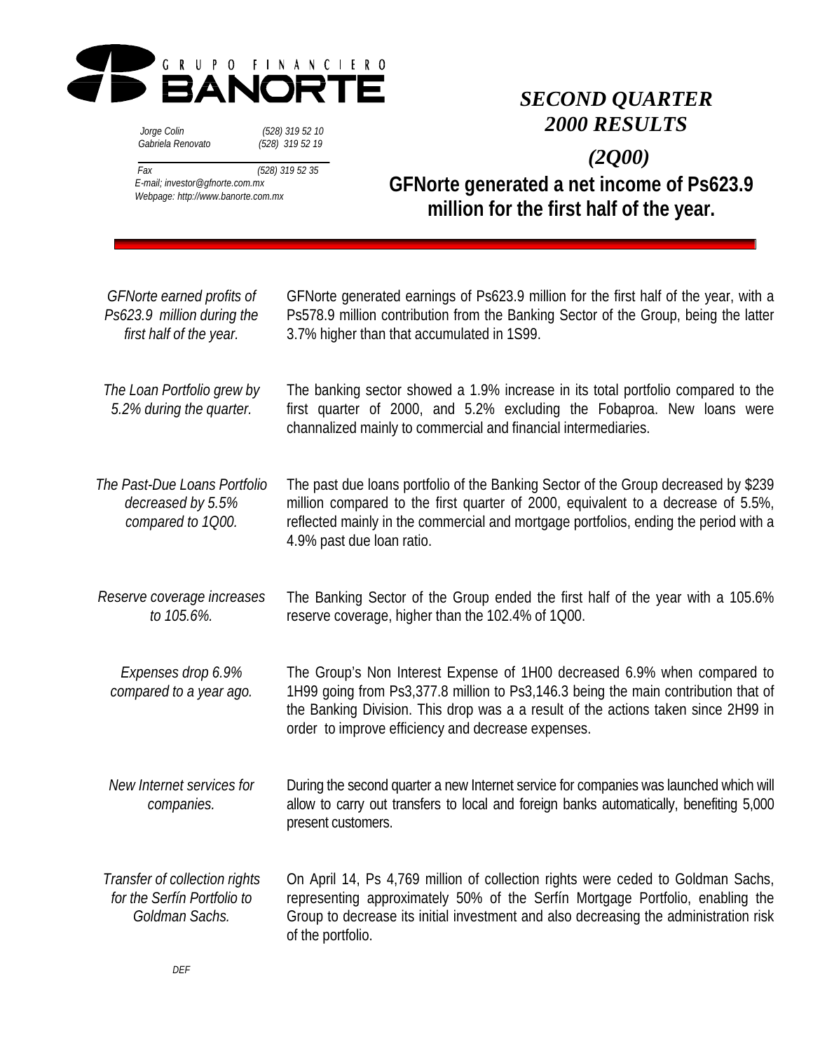# GRUPO FINANCIERO BANORTE

*Jorge Colin (528) 319 52 10*
*Gabriela Renovato (528) 319 52 19*

*Fax (528) 319 52 35*
*E-mail; investor@gfnorte.com.mx*
*Webpage: http://www.banorte.com.mx*

## *SECOND QUARTER 2000 RESULTS*

## *(2Q00)*

## GFNorte generated a net income of Ps623.9 million for the first half of the year.

| | |
|---|---|
| *GFNorte earned profits of Ps623.9 million during the first half of the year.* | GFNorte generated earnings of Ps623.9 million for the first half of the year, with a Ps578.9 million contribution from the Banking Sector of the Group, being the latter 3.7% higher than that accumulated in 1S99. |
| *The Loan Portfolio grew by 5.2% during the quarter.* | The banking sector showed a 1.9% increase in its total portfolio compared to the first quarter of 2000, and 5.2% excluding the Fobaproa. New loans were channalized mainly to commercial and financial intermediaries. |
| *The Past-Due Loans Portfolio decreased by 5.5% compared to 1Q00.* | The past due loans portfolio of the Banking Sector of the Group decreased by $239 million compared to the first quarter of 2000, equivalent to a decrease of 5.5%, reflected mainly in the commercial and mortgage portfolios, ending the period with a 4.9% past due loan ratio. |
| *Reserve coverage increases to 105.6%.* | The Banking Sector of the Group ended the first half of the year with a 105.6% reserve coverage, higher than the 102.4% of 1Q00. |
| *Expenses drop 6.9% compared to a year ago.* | The Group's Non Interest Expense of 1H00 decreased 6.9% when compared to 1H99 going from Ps3,377.8 million to Ps3,146.3 being the main contribution that of the Banking Division. This drop was a a result of the actions taken since 2H99 in order to improve efficiency and decrease expenses. |
| *New Internet services for companies.* | During the second quarter a new Internet service for companies was launched which will allow to carry out transfers to local and foreign banks automatically, benefiting 5,000 present customers. |
| *Transfer of collection rights for the Serfín Portfolio to Goldman Sachs.* | On April 14, Ps 4,769 million of collection rights were ceded to Goldman Sachs, representing approximately 50% of the Serfín Mortgage Portfolio, enabling the Group to decrease its initial investment and also decreasing the administration risk of the portfolio. |

*DEF*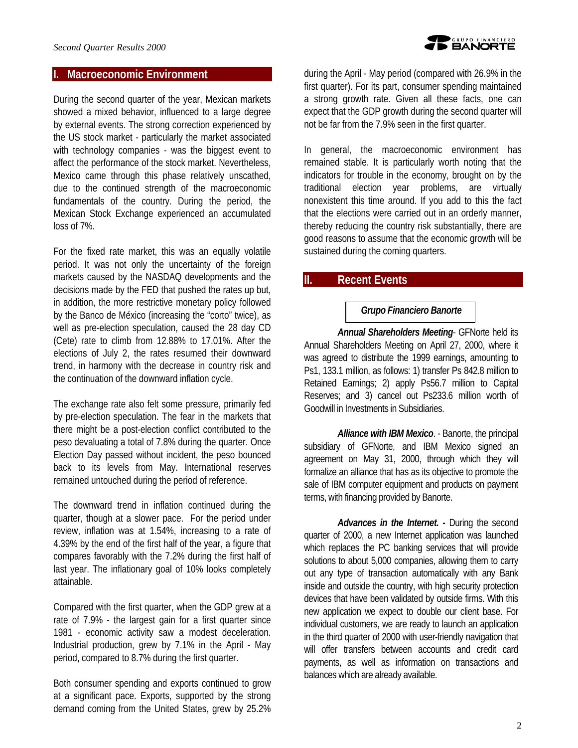## I. Macroeconomic Environment

During the second quarter of the year, Mexican markets showed a mixed behavior, influenced to a large degree by external events. The strong correction experienced by the US stock market - particularly the market associated with technology companies - was the biggest event to affect the performance of the stock market. Nevertheless, Mexico came through this phase relatively unscathed, due to the continued strength of the macroeconomic fundamentals of the country. During the period, the Mexican Stock Exchange experienced an accumulated loss of 7%.

For the fixed rate market, this was an equally volatile period. It was not only the uncertainty of the foreign markets caused by the NASDAQ developments and the decisions made by the FED that pushed the rates up but, in addition, the more restrictive monetary policy followed by the Banco de México (increasing the "corto" twice), as well as pre-election speculation, caused the 28 day CD (Cete) rate to climb from 12.88% to 17.01%. After the elections of July 2, the rates resumed their downward trend, in harmony with the decrease in country risk and the continuation of the downward inflation cycle.

The exchange rate also felt some pressure, primarily fed by pre-election speculation. The fear in the markets that there might be a post-election conflict contributed to the peso devaluating a total of 7.8% during the quarter. Once Election Day passed without incident, the peso bounced back to its levels from May. International reserves remained untouched during the period of reference.

The downward trend in inflation continued during the quarter, though at a slower pace. For the period under review, inflation was at 1.54%, increasing to a rate of 4.39% by the end of the first half of the year, a figure that compares favorably with the 7.2% during the first half of last year. The inflationary goal of 10% looks completely attainable.

Compared with the first quarter, when the GDP grew at a rate of 7.9% - the largest gain for a first quarter since 1981 - economic activity saw a modest deceleration. Industrial production, grew by 7.1% in the April - May period, compared to 8.7% during the first quarter.

Both consumer spending and exports continued to grow at a significant pace. Exports, supported by the strong demand coming from the United States, grew by 25.2% during the April - May period (compared with 26.9% in the first quarter). For its part, consumer spending maintained a strong growth rate. Given all these facts, one can expect that the GDP growth during the second quarter will not be far from the 7.9% seen in the first quarter.

In general, the macroeconomic environment has remained stable. It is particularly worth noting that the indicators for trouble in the economy, brought on by the traditional election year problems, are virtually nonexistent this time around. If you add to this the fact that the elections were carried out in an orderly manner, thereby reducing the country risk substantially, there are good reasons to assume that the economic growth will be sustained during the coming quarters.

## II. Recent Events

### *Grupo Financiero Banorte*

***Annual Shareholders Meeting***- GFNorte held its Annual Shareholders Meeting on April 27, 2000, where it was agreed to distribute the 1999 earnings, amounting to Ps1, 133.1 million, as follows: 1) transfer Ps 842.8 million to Retained Earnings; 2) apply Ps56.7 million to Capital Reserves; and 3) cancel out Ps233.6 million worth of Goodwill in Investments in Subsidiaries.

***Alliance with IBM Mexico***. - Banorte, the principal subsidiary of GFNorte, and IBM Mexico signed an agreement on May 31, 2000, through which they will formalize an alliance that has as its objective to promote the sale of IBM computer equipment and products on payment terms, with financing provided by Banorte.

***Advances in the Internet. -*** During the second quarter of 2000, a new Internet application was launched which replaces the PC banking services that will provide solutions to about 5,000 companies, allowing them to carry out any type of transaction automatically with any Bank inside and outside the country, with high security protection devices that have been validated by outside firms. With this new application we expect to double our client base. For individual customers, we are ready to launch an application in the third quarter of 2000 with user-friendly navigation that will offer transfers between accounts and credit card payments, as well as information on transactions and balances which are already available.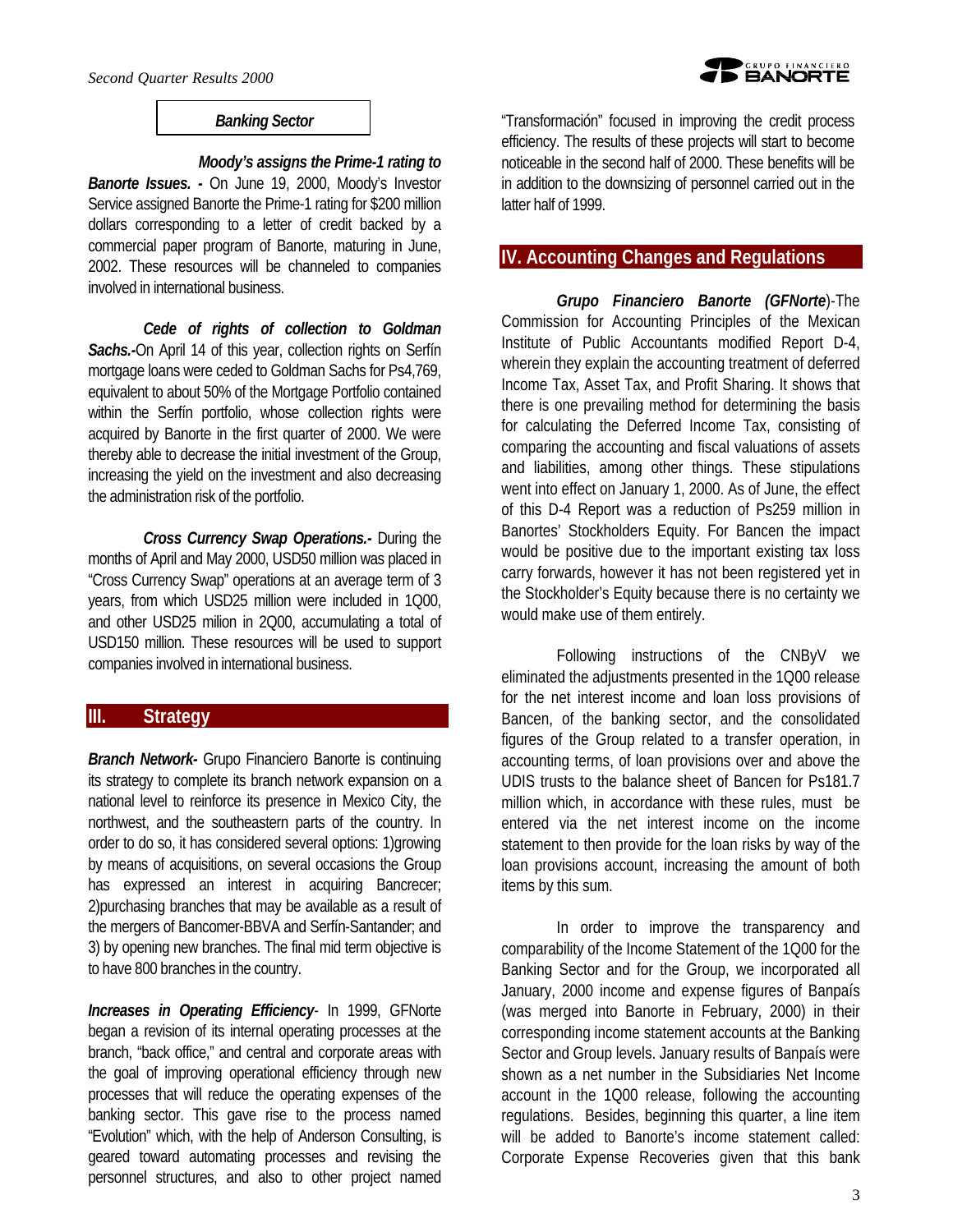### Banking Sector

***Moody's assigns the Prime-1 rating to Banorte Issues. -*** On June 19, 2000, Moody's Investor Service assigned Banorte the Prime-1 rating for $200 million dollars corresponding to a letter of credit backed by a commercial paper program of Banorte, maturing in June, 2002. These resources will be channeled to companies involved in international business.

***Cede of rights of collection to Goldman Sachs.-*** On April 14 of this year, collection rights on Serfín mortgage loans were ceded to Goldman Sachs for Ps4,769, equivalent to about 50% of the Mortgage Portfolio contained within the Serfín portfolio, whose collection rights were acquired by Banorte in the first quarter of 2000. We were thereby able to decrease the initial investment of the Group, increasing the yield on the investment and also decreasing the administration risk of the portfolio.

***Cross Currency Swap Operations.-*** During the months of April and May 2000, USD50 million was placed in "Cross Currency Swap" operations at an average term of 3 years, from which USD25 million were included in 1Q00, and other USD25 milion in 2Q00, accumulating a total of USD150 million. These resources will be used to support companies involved in international business.

## III. Strategy

***Branch Network-*** Grupo Financiero Banorte is continuing its strategy to complete its branch network expansion on a national level to reinforce its presence in Mexico City, the northwest, and the southeastern parts of the country. In order to do so, it has considered several options: 1)growing by means of acquisitions, on several occasions the Group has expressed an interest in acquiring Bancrecer; 2)purchasing branches that may be available as a result of the mergers of Bancomer-BBVA and Serfín-Santander; and 3) by opening new branches. The final mid term objective is to have 800 branches in the country.

***Increases in Operating Efficiency***- In 1999, GFNorte began a revision of its internal operating processes at the branch, "back office," and central and corporate areas with the goal of improving operational efficiency through new processes that will reduce the operating expenses of the banking sector. This gave rise to the process named "Evolution" which, with the help of Anderson Consulting, is geared toward automating processes and revising the personnel structures, and also to other project named "Transformación" focused in improving the credit process efficiency. The results of these projects will start to become noticeable in the second half of 2000. These benefits will be in addition to the downsizing of personnel carried out in the latter half of 1999.

## IV. Accounting Changes and Regulations

***Grupo Financiero Banorte (GFNorte)***-The Commission for Accounting Principles of the Mexican Institute of Public Accountants modified Report D-4, wherein they explain the accounting treatment of deferred Income Tax, Asset Tax, and Profit Sharing. It shows that there is one prevailing method for determining the basis for calculating the Deferred Income Tax, consisting of comparing the accounting and fiscal valuations of assets and liabilities, among other things. These stipulations went into effect on January 1, 2000. As of June, the effect of this D-4 Report was a reduction of Ps259 million in Banortes' Stockholders Equity. For Bancen the impact would be positive due to the important existing tax loss carry forwards, however it has not been registered yet in the Stockholder's Equity because there is no certainty we would make use of them entirely.

Following instructions of the CNByV we eliminated the adjustments presented in the 1Q00 release for the net interest income and loan loss provisions of Bancen, of the banking sector, and the consolidated figures of the Group related to a transfer operation, in accounting terms, of loan provisions over and above the UDIS trusts to the balance sheet of Bancen for Ps181.7 million which, in accordance with these rules, must be entered via the net interest income on the income statement to then provide for the loan risks by way of the loan provisions account, increasing the amount of both items by this sum.

In order to improve the transparency and comparability of the Income Statement of the 1Q00 for the Banking Sector and for the Group, we incorporated all January, 2000 income and expense figures of Banpaís (was merged into Banorte in February, 2000) in their corresponding income statement accounts at the Banking Sector and Group levels. January results of Banpaís were shown as a net number in the Subsidiaries Net Income account in the 1Q00 release, following the accounting regulations. Besides, beginning this quarter, a line item will be added to Banorte's income statement called: Corporate Expense Recoveries given that this bank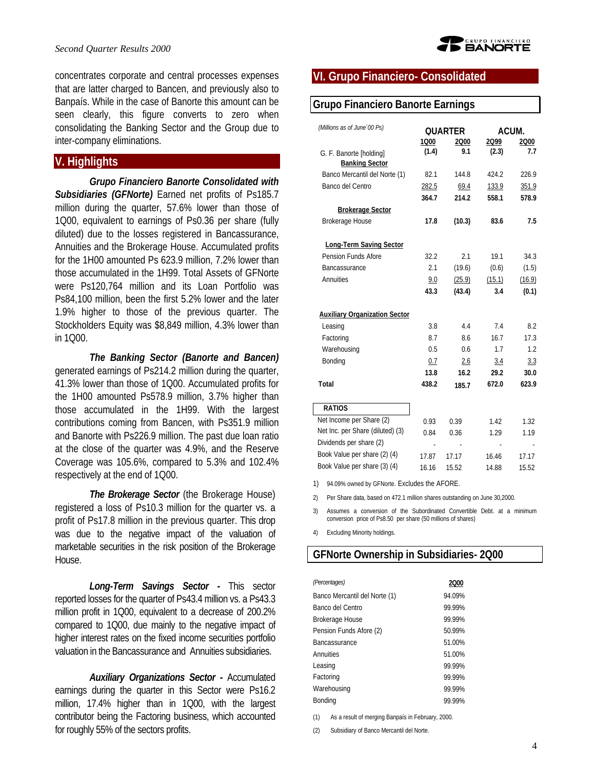concentrates corporate and central processes expenses that are latter charged to Bancen, and previously also to Banpaís. While in the case of Banorte this amount can be seen clearly, this figure converts to zero when consolidating the Banking Sector and the Group due to inter-company eliminations.

## V. Highlights

***Grupo Financiero Banorte Consolidated with Subsidiaries (GFNorte)*** Earned net profits of Ps185.7 million during the quarter, 57.6% lower than those of 1Q00, equivalent to earnings of Ps0.36 per share (fully diluted) due to the losses registered in Bancassurance, Annuities and the Brokerage House. Accumulated profits for the 1H00 amounted Ps 623.9 million, 7.2% lower than those accumulated in the 1H99. Total Assets of GFNorte were Ps120,764 million and its Loan Portfolio was Ps84,100 million, been the first 5.2% lower and the later 1.9% higher to those of the previous quarter. The Stockholders Equity was $8,849 million, 4.3% lower than in 1Q00.

***The Banking Sector (Banorte and Bancen)*** generated earnings of Ps214.2 million during the quarter, 41.3% lower than those of 1Q00. Accumulated profits for the 1H00 amounted Ps578.9 million, 3.7% higher than those accumulated in the 1H99. With the largest contributions coming from Bancen, with Ps351.9 million and Banorte with Ps226.9 million. The past due loan ratio at the close of the quarter was 4.9%, and the Reserve Coverage was 105.6%, compared to 5.3% and 102.4% respectively at the end of 1Q00.

***The Brokerage Sector*** (the Brokerage House) registered a loss of Ps10.3 million for the quarter vs. a profit of Ps17.8 million in the previous quarter. This drop was due to the negative impact of the valuation of marketable securities in the risk position of the Brokerage House.

***Long-Term Savings Sector -*** This sector reported losses for the quarter of Ps43.4 million vs. a Ps43.3 million profit in 1Q00, equivalent to a decrease of 200.2% compared to 1Q00, due mainly to the negative impact of higher interest rates on the fixed income securities portfolio valuation in the Bancassurance and Annuities subsidiaries.

***Auxiliary Organizations Sector -*** Accumulated earnings during the quarter in this Sector were Ps16.2 million, 17.4% higher than in 1Q00, with the largest contributor being the Factoring business, which accounted for roughly 55% of the sectors profits.

## VI. Grupo Financiero- Consolidated

### Grupo Financiero Banorte Earnings

| *(Millions as of June´00 Ps)* | QUARTER | | ACUM. | |
|---|---|---|---|---|
| | 1Q00 | 2Q00 | 2Q99 | 2Q00 |
| G. F. Banorte [holding] | **(1.4)** | **9.1** | **(2.3)** | **7.7** |
| **Banking Sector** | | | | |
| Banco Mercantil del Norte (1) | 82.1 | 144.8 | 424.2 | 226.9 |
| Banco del Centro | 282.5 | 69.4 | 133.9 | 351.9 |
| | **364.7** | **214.2** | **558.1** | **578.9** |
| **Brokerage Sector** | | | | |
| Brokerage House | **17.8** | **(10.3)** | **83.6** | **7.5** |
| **Long-Term Saving Sector** | | | | |
| Pension Funds Afore | 32.2 | 2.1 | 19.1 | 34.3 |
| Bancassurance | 2.1 | (19.6) | (0.6) | (1.5) |
| Annuities | 9.0 | (25.9) | (15.1) | (16.9) |
| | **43.3** | **(43.4)** | **3.4** | **(0.1)** |
| **Auxiliary Organization Sector** | | | | |
| Leasing | 3.8 | 4.4 | 7.4 | 8.2 |
| Factoring | 8.7 | 8.6 | 16.7 | 17.3 |
| Warehousing | 0.5 | 0.6 | 1.7 | 1.2 |
| Bonding | 0.7 | 2.6 | 3.4 | 3.3 |
| | **13.8** | **16.2** | **29.2** | **30.0** |
| **Total** | **438.2** | **185.7** | **672.0** | **623.9** |
| **RATIOS** | | | | |
| Net Income per Share (2) | 0.93 | 0.39 | 1.42 | 1.32 |
| Net Inc. per Share (diluted) (3) | 0.84 | 0.36 | 1.29 | 1.19 |
| Dividends per share (2) | - | - | - | - |
| Book Value per share (2) (4) | 17.87 | 17.17 | 16.46 | 17.17 |
| Book Value per share (3) (4) | 16.16 | 15.52 | 14.88 | 15.52 |

1) 94.09% owned by GFNorte. Excludes the AFORE.

2) Per Share data, based on 472.1 million shares outstanding on June 30,2000.

3) Assumes a conversion of the Subordinated Convertible Debt. at a minimum conversion price of Ps8.50 per share (50 millions of shares)

4) Excluding Minority holdings.

### GFNorte Ownership in Subsidiaries- 2Q00

| *(Percentages)* | 2Q00 |
|---|---|
| Banco Mercantil del Norte (1) | 94.09% |
| Banco del Centro | 99.99% |
| Brokerage House | 99.99% |
| Pension Funds Afore (2) | 50.99% |
| Bancassurance | 51.00% |
| Annuities | 51.00% |
| Leasing | 99.99% |
| Factoring | 99.99% |
| Warehousing | 99.99% |
| Bonding | 99.99% |

(1) As a result of merging Banpaís in February, 2000.

(2) Subsidiary of Banco Mercantil del Norte.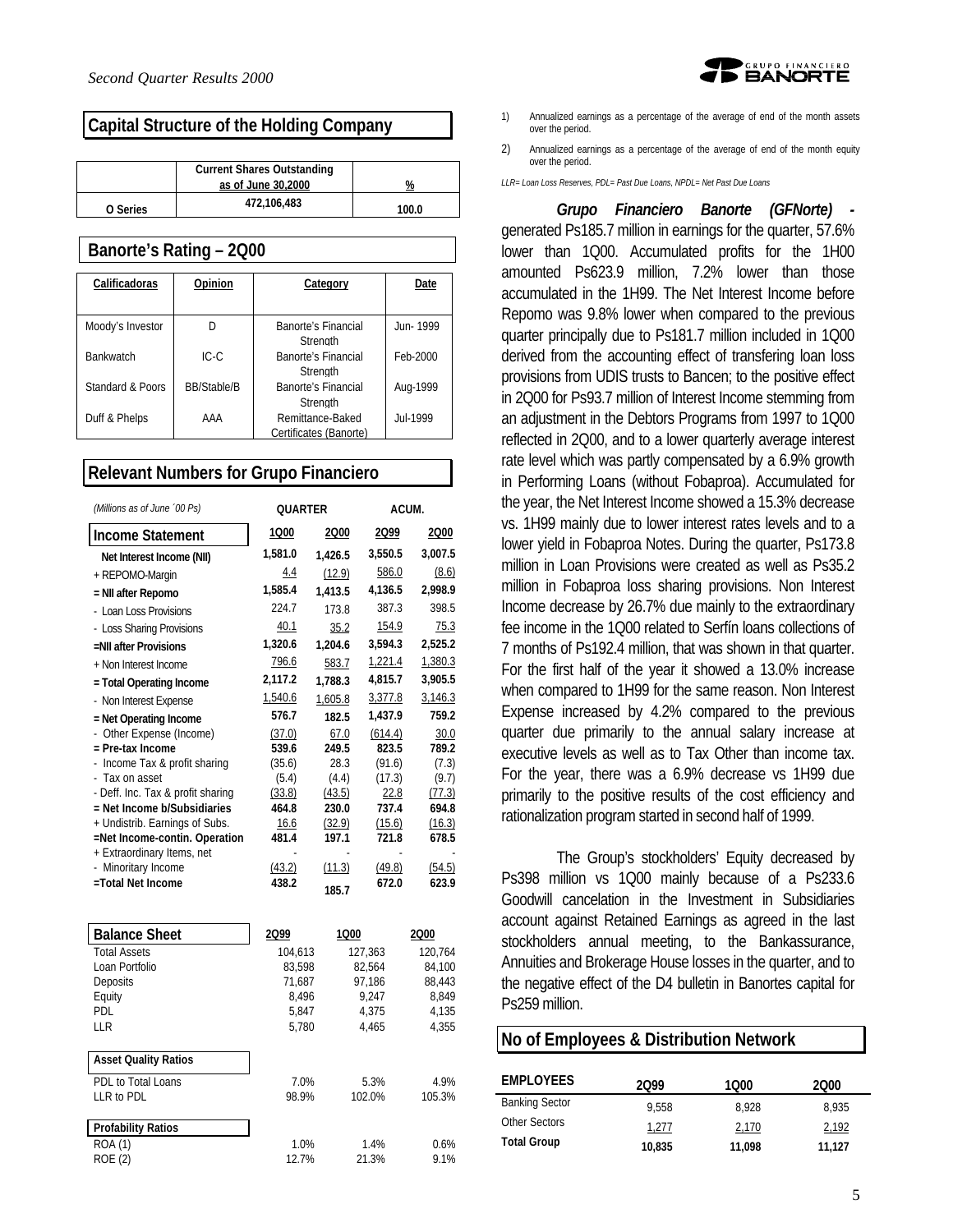## Capital Structure of the Holding Company

| | Current Shares Outstanding as of June 30,2000 | % |
|---|---|---|
| O Series | 472,106,483 | 100.0 |

## Banorte's Rating – 2Q00

| Calificadoras | Opinion | Category | Date |
|---|---|---|---|
| Moody's Investor | D | Banorte's Financial Strength | Jun- 1999 |
| Bankwatch | IC-C | Banorte's Financial Strength | Feb-2000 |
| Standard & Poors | BB/Stable/B | Banorte's Financial Strength | Aug-1999 |
| Duff & Phelps | AAA | Remittance-Baked Certificates (Banorte) | Jul-1999 |

## Relevant Numbers for Grupo Financiero

*(Millions as of June ´00 Ps)*

| Income Statement | QUARTER 1Q00 | QUARTER 2Q00 | ACUM. 2Q99 | ACUM. 2Q00 |
|---|---|---|---|---|
| Net Interest Income (NII) | 1,581.0 | 1,426.5 | 3,550.5 | 3,007.5 |
| + REPOMO-Margin | 4.4 | (12.9) | 586.0 | (8.6) |
| = NII after Repomo | 1,585.4 | 1,413.5 | 4,136.5 | 2,998.9 |
| - Loan Loss Provisions | 224.7 | 173.8 | 387.3 | 398.5 |
| - Loss Sharing Provisions | 40.1 | 35.2 | 154.9 | 75.3 |
| =NII after Provisions | 1,320.6 | 1,204.6 | 3,594.3 | 2,525.2 |
| + Non Interest Income | 796.6 | 583.7 | 1,221.4 | 1,380.3 |
| = Total Operating Income | 2,117.2 | 1,788.3 | 4,815.7 | 3,905.5 |
| - Non Interest Expense | 1,540.6 | 1,605.8 | 3,377.8 | 3,146.3 |
| = Net Operating Income | 576.7 | 182.5 | 1,437.9 | 759.2 |
| - Other Expense (Income) | (37.0) | 67.0 | (614.4) | 30.0 |
| = Pre-tax Income | 539.6 | 249.5 | 823.5 | 789.2 |
| - Income Tax & profit sharing | (35.6) | 28.3 | (91.6) | (7.3) |
| - Tax on asset | (5.4) | (4.4) | (17.3) | (9.7) |
| - Deff. Inc. Tax & profit sharing | (33.8) | (43.5) | 22.8 | (77.3) |
| = Net Income b/Subsidiaries | 464.8 | 230.0 | 737.4 | 694.8 |
| + Undistrib. Earnings of Subs. | 16.6 | (32.9) | (15.6) | (16.3) |
| =Net Income-contin. Operation | 481.4 | 197.1 | 721.8 | 678.5 |
| + Extraordinary Items, net | - | - | - | - |
| - Minority Income | (43.2) | (11.3) | (49.8) | (54.5) |
| =Total Net Income | 438.2 | 185.7 | 672.0 | 623.9 |

| Balance Sheet | 2Q99 | 1Q00 | 2Q00 |
|---|---|---|---|
| Total Assets | 104,613 | 127,363 | 120,764 |
| Loan Portfolio | 83,598 | 82,564 | 84,100 |
| Deposits | 71,687 | 97,186 | 88,443 |
| Equity | 8,496 | 9,247 | 8,849 |
| PDL | 5,847 | 4,375 | 4,135 |
| LLR | 5,780 | 4,465 | 4,355 |
| **Asset Quality Ratios** | | | |
| PDL to Total Loans | 7.0% | 5.3% | 4.9% |
| LLR to PDL | 98.9% | 102.0% | 105.3% |
| **Profability Ratios** | | | |
| ROA (1) | 1.0% | 1.4% | 0.6% |
| ROE (2) | 12.7% | 21.3% | 9.1% |

1) Annualized earnings as a percentage of the average of end of the month assets over the period.

2) Annualized earnings as a percentage of the average of end of the month equity over the period.

*LLR= Loan Loss Reserves, PDL= Past Due Loans, NPDL= Net Past Due Loans*

***Grupo Financiero Banorte (GFNorte) -*** generated Ps185.7 million in earnings for the quarter, 57.6% lower than 1Q00. Accumulated profits for the 1H00 amounted Ps623.9 million, 7.2% lower than those accumulated in the 1H99. The Net Interest Income before Repomo was 9.8% lower when compared to the previous quarter principally due to Ps181.7 million included in 1Q00 derived from the accounting effect of transfering loan loss provisions from UDIS trusts to Bancen; to the positive effect in 2Q00 for Ps93.7 million of Interest Income stemming from an adjustment in the Debtors Programs from 1997 to 1Q00 reflected in 2Q00, and to a lower quarterly average interest rate level which was partly compensated by a 6.9% growth in Performing Loans (without Fobaproa). Accumulated for the year, the Net Interest Income showed a 15.3% decrease vs. 1H99 mainly due to lower interest rates levels and to a lower yield in Fobaproa Notes. During the quarter, Ps173.8 million in Loan Provisions were created as well as Ps35.2 million in Fobaproa loss sharing provisions. Non Interest Income decrease by 26.7% due mainly to the extraordinary fee income in the 1Q00 related to Serfín loans collections of 7 months of Ps192.4 million, that was shown in that quarter. For the first half of the year it showed a 13.0% increase when compared to 1H99 for the same reason. Non Interest Expense increased by 4.2% compared to the previous quarter due primarily to the annual salary increase at executive levels as well as to Tax Other than income tax. For the year, there was a 6.9% decrease vs 1H99 due primarily to the positive results of the cost efficiency and rationalization program started in second half of 1999.

The Group's stockholders' Equity decreased by Ps398 million vs 1Q00 mainly because of a Ps233.6 Goodwill cancelation in the Investment in Subsidiaries account against Retained Earnings as agreed in the last stockholders annual meeting, to the Bankassurance, Annuities and Brokerage House losses in the quarter, and to the negative effect of the D4 bulletin in Banortes capital for Ps259 million.

## No of Employees & Distribution Network

| EMPLOYEES | 2Q99 | 1Q00 | 2Q00 |
|---|---|---|---|
| Banking Sector | 9,558 | 8,928 | 8,935 |
| Other Sectors | 1,277 | 2,170 | 2,192 |
| **Total Group** | **10,835** | **11,098** | **11,127** |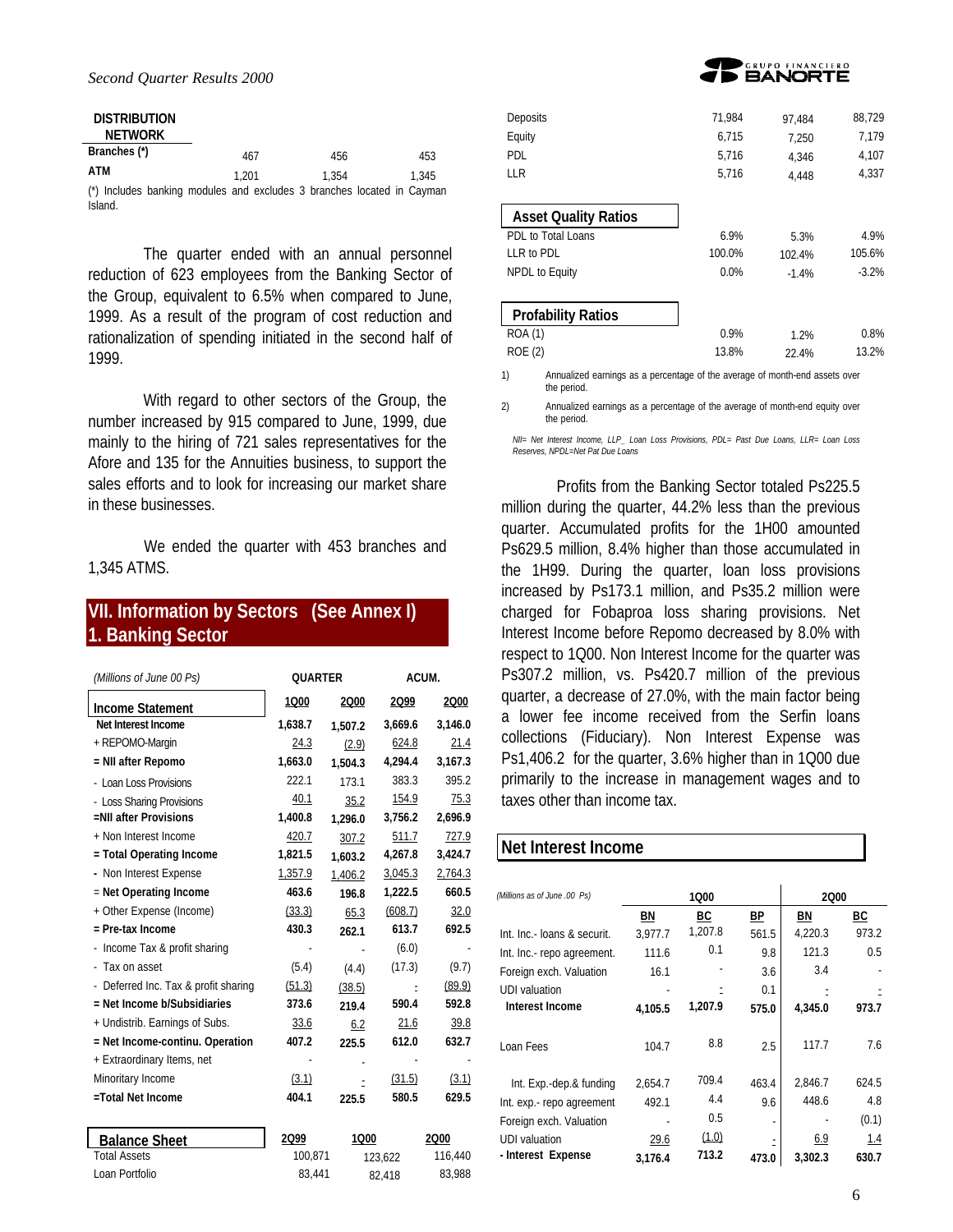| DISTRIBUTION NETWORK | | | |
|---|---|---|---|
| Branches (*) | 467 | 456 | 453 |
| ATM | 1,201 | 1,354 | 1,345 |

(*) Includes banking modules and excludes 3 branches located in Cayman Island.

The quarter ended with an annual personnel reduction of 623 employees from the Banking Sector of the Group, equivalent to 6.5% when compared to June, 1999. As a result of the program of cost reduction and rationalization of spending initiated in the second half of 1999.

With regard to other sectors of the Group, the number increased by 915 compared to June, 1999, due mainly to the hiring of 721 sales representatives for the Afore and 135 for the Annuities business, to support the sales efforts and to look for increasing our market share in these businesses.

We ended the quarter with 453 branches and 1,345 ATMS.

## VII. Information by Sectors (See Annex I)
## 1. Banking Sector

| *(Millions of June 00 Ps)* | QUARTER | | ACUM. | |
|---|---|---|---|---|
| **Income Statement** | 1Q00 | 2Q00 | 2Q99 | 2Q00 |
| **Net Interest Income** | **1,638.7** | **1,507.2** | **3,669.6** | **3,146.0** |
| + REPOMO-Margin | 24.3 | (2.9) | 624.8 | 21.4 |
| **= NII after Repomo** | **1,663.0** | **1,504.3** | **4,294.4** | **3,167.3** |
| - Loan Loss Provisions | 222.1 | 173.1 | 383.3 | 395.2 |
| - Loss Sharing Provisions | 40.1 | 35.2 | 154.9 | 75.3 |
| **=NII after Provisions** | **1,400.8** | **1,296.0** | **3,756.2** | **2,696.9** |
| + Non Interest Income | 420.7 | 307.2 | 511.7 | 727.9 |
| **= Total Operating Income** | **1,821.5** | **1,603.2** | **4,267.8** | **3,424.7** |
| - Non Interest Expense | 1,357.9 | 1,406.2 | 3,045.3 | 2,764.3 |
| **= Net Operating Income** | **463.6** | **196.8** | **1,222.5** | **660.5** |
| + Other Expense (Income) | (33.3) | 65.3 | (608.7) | 32.0 |
| **= Pre-tax Income** | **430.3** | **262.1** | **613.7** | **692.5** |
| - Income Tax & profit sharing | - | - | (6.0) | - |
| - Tax on asset | (5.4) | (4.4) | (17.3) | (9.7) |
| - Deferred Inc. Tax & profit sharing | (51.3) | (38.5) | - | (89.9) |
| **= Net Income b/Subsidiaries** | **373.6** | **219.4** | **590.4** | **592.8** |
| + Undistrib. Earnings of Subs. | 33.6 | 6.2 | 21.6 | 39.8 |
| **= Net Income-continu. Operation** | **407.2** | **225.5** | **612.0** | **632.7** |
| + Extraordinary Items, net | - | - | - | - |
| Minoritary Income | (3.1) | - | (31.5) | (3.1) |
| **=Total Net Income** | **404.1** | **225.5** | **580.5** | **629.5** |

| **Balance Sheet** | 2Q99 | 1Q00 | 2Q00 |
|---|---|---|---|
| Total Assets | 100,871 | 123,622 | 116,440 |
| Loan Portfolio | 83,441 | 82,418 | 83,988 |
| Deposits | 71,984 | 97,484 | 88,729 |
| Equity | 6,715 | 7,250 | 7,179 |
| PDL | 5,716 | 4,346 | 4,107 |
| LLR | 5,716 | 4,448 | 4,337 |
| **Asset Quality Ratios** | | | |
| PDL to Total Loans | 6.9% | 5.3% | 4.9% |
| LLR to PDL | 100.0% | 102.4% | 105.6% |
| NPDL to Equity | 0.0% | -1.4% | -3.2% |
| **Profability Ratios** | | | |
| ROA (1) | 0.9% | 1.2% | 0.8% |
| ROE (2) | 13.8% | 22.4% | 13.2% |

1) Annualized earnings as a percentage of the average of month-end assets over the period.

2) Annualized earnings as a percentage of the average of month-end equity over the period.

*NII= Net Interest Income, LLP_ Loan Loss Provisions, PDL= Past Due Loans, LLR= Loan Loss Reserves, NPDL=Net Pat Due Loans*

Profits from the Banking Sector totaled Ps225.5 million during the quarter, 44.2% less than the previous quarter. Accumulated profits for the 1H00 amounted Ps629.5 million, 8.4% higher than those accumulated in the 1H99. During the quarter, loan loss provisions increased by Ps173.1 million, and Ps35.2 million were charged for Fobaproa loss sharing provisions. Net Interest Income before Repomo decreased by 8.0% with respect to 1Q00. Non Interest Income for the quarter was Ps307.2 million, vs. Ps420.7 million of the previous quarter, a decrease of 27.0%, with the main factor being a lower fee income received from the Serfin loans collections (Fiduciary). Non Interest Expense was Ps1,406.2 for the quarter, 3.6% higher than in 1Q00 due primarily to the increase in management wages and to taxes other than income tax.

## Net Interest Income

| *(Millions as of June .00 Ps)* | 1Q00 | | | 2Q00 | |
|---|---|---|---|---|---|
| | BN | BC | BP | BN | BC |
| Int. Inc.- loans & securit. | 3,977.7 | 1,207.8 | 561.5 | 4,220.3 | 973.2 |
| Int. Inc.- repo agreement. | 111.6 | 0.1 | 9.8 | 121.3 | 0.5 |
| Foreign exch. Valuation | 16.1 | - | 3.6 | 3.4 | - |
| UDI valuation | - | - | 0.1 | - | - |
| **Interest Income** | **4,105.5** | **1,207.9** | **575.0** | **4,345.0** | **973.7** |
| Loan Fees | 104.7 | 8.8 | 2.5 | 117.7 | 7.6 |
| Int. Exp.-dep.& funding | 2,654.7 | 709.4 | 463.4 | 2,846.7 | 624.5 |
| Int. exp.- repo agreement | 492.1 | 4.4 | 9.6 | 448.6 | 4.8 |
| Foreign exch. Valuation | - | 0.5 | - | - | (0.1) |
| UDI valuation | 29.6 | (1.0) | - | 6.9 | 1.4 |
| **- Interest Expense** | **3,176.4** | **713.2** | **473.0** | **3,302.3** | **630.7** |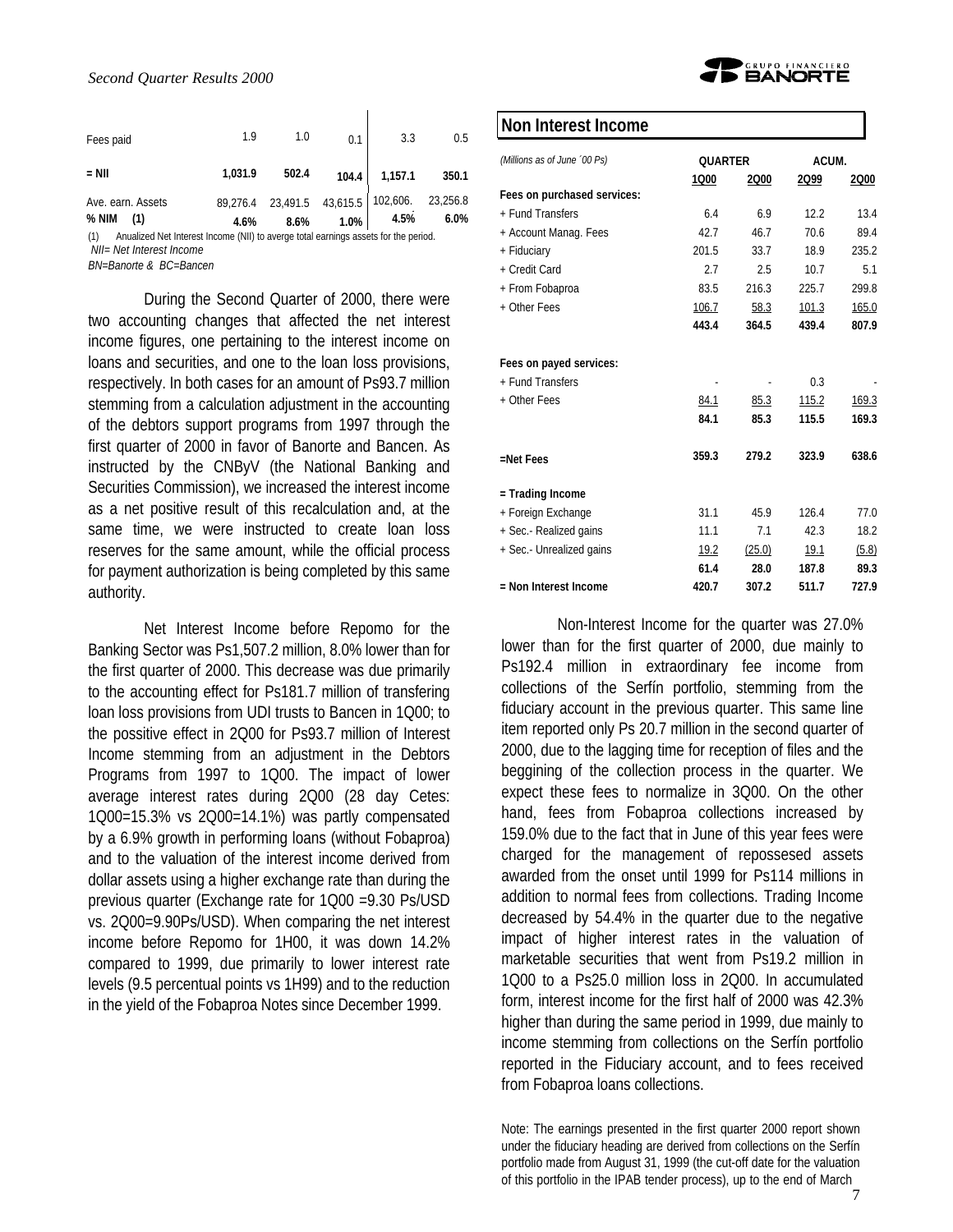| | | | | | |
|---|---|---|---|---|---|
| Fees paid | 1.9 | 1.0 | 0.1 | 3.3 | 0.5 |
| **= NII** | **1,031.9** | **502.4** | **104.4** | **1,157.1** | **350.1** |
| Ave. earn. Assets | 89,276.4 | 23,491.5 | 43,615.5 | 102,606. | 23,256.8 |
| **% NIM (1)** | **4.6%** | **8.6%** | **1.0%** | **4.5%** | **6.0%** |

(1) Anualized Net Interest Income (NII) to averge total earnings assets for the period.
*NII= Net Interest Income*
*BN=Banorte & BC=Bancen*

During the Second Quarter of 2000, there were two accounting changes that affected the net interest income figures, one pertaining to the interest income on loans and securities, and one to the loan loss provisions, respectively. In both cases for an amount of Ps93.7 million stemming from a calculation adjustment in the accounting of the debtors support programs from 1997 through the first quarter of 2000 in favor of Banorte and Bancen. As instructed by the CNByV (the National Banking and Securities Commission), we increased the interest income as a net positive result of this recalculation and, at the same time, we were instructed to create loan loss reserves for the same amount, while the official process for payment authorization is being completed by this same authority.

Net Interest Income before Repomo for the Banking Sector was Ps1,507.2 million, 8.0% lower than for the first quarter of 2000. This decrease was due primarily to the accounting effect for Ps181.7 million of transfering loan loss provisions from UDI trusts to Bancen in 1Q00; to the possitive effect in 2Q00 for Ps93.7 million of Interest Income stemming from an adjustment in the Debtors Programs from 1997 to 1Q00. The impact of lower average interest rates during 2Q00 (28 day Cetes: 1Q00=15.3% vs 2Q00=14.1%) was partly compensated by a 6.9% growth in performing loans (without Fobaproa) and to the valuation of the interest income derived from dollar assets using a higher exchange rate than during the previous quarter (Exchange rate for 1Q00 =9.30 Ps/USD vs. 2Q00=9.90Ps/USD). When comparing the net interest income before Repomo for 1H00, it was down 14.2% compared to 1999, due primarily to lower interest rate levels (9.5 percentual points vs 1H99) and to the reduction in the yield of the Fobaproa Notes since December 1999.

## Non Interest Income

| *(Millions as of June ´00 Ps)* | QUARTER | | ACUM. | |
|---|---|---|---|---|
| | 1Q00 | 2Q00 | 2Q99 | 2Q00 |
| **Fees on purchased services:** | | | | |
| + Fund Transfers | 6.4 | 6.9 | 12.2 | 13.4 |
| + Account Manag. Fees | 42.7 | 46.7 | 70.6 | 89.4 |
| + Fiduciary | 201.5 | 33.7 | 18.9 | 235.2 |
| + Credit Card | 2.7 | 2.5 | 10.7 | 5.1 |
| + From Fobaproa | 83.5 | 216.3 | 225.7 | 299.8 |
| + Other Fees | 106.7 | 58.3 | 101.3 | 165.0 |
| | **443.4** | **364.5** | **439.4** | **807.9** |
| **Fees on payed services:** | | | | |
| + Fund Transfers | - | - | 0.3 | - |
| + Other Fees | 84.1 | 85.3 | 115.2 | 169.3 |
| | **84.1** | **85.3** | **115.5** | **169.3** |
| **=Net Fees** | **359.3** | **279.2** | **323.9** | **638.6** |
| **= Trading Income** | | | | |
| + Foreign Exchange | 31.1 | 45.9 | 126.4 | 77.0 |
| + Sec.- Realized gains | 11.1 | 7.1 | 42.3 | 18.2 |
| + Sec.- Unrealized gains | 19.2 | (25.0) | 19.1 | (5.8) |
| | **61.4** | **28.0** | **187.8** | **89.3** |
| **= Non Interest Income** | **420.7** | **307.2** | **511.7** | **727.9** |

Non-Interest Income for the quarter was 27.0% lower than for the first quarter of 2000, due mainly to Ps192.4 million in extraordinary fee income from collections of the Serfín portfolio, stemming from the fiduciary account in the previous quarter. This same line item reported only Ps 20.7 million in the second quarter of 2000, due to the lagging time for reception of files and the beggining of the collection process in the quarter. We expect these fees to normalize in 3Q00. On the other hand, fees from Fobaproa collections increased by 159.0% due to the fact that in June of this year fees were charged for the management of repossesed assets awarded from the onset until 1999 for Ps114 millions in addition to normal fees from collections. Trading Income decreased by 54.4% in the quarter due to the negative impact of higher interest rates in the valuation of marketable securities that went from Ps19.2 million in 1Q00 to a Ps25.0 million loss in 2Q00. In accumulated form, interest income for the first half of 2000 was 42.3% higher than during the same period in 1999, due mainly to income stemming from collections on the Serfín portfolio reported in the Fiduciary account, and to fees received from Fobaproa loans collections.

Note: The earnings presented in the first quarter 2000 report shown under the fiduciary heading are derived from collections on the Serfín portfolio made from August 31, 1999 (the cut-off date for the valuation of this portfolio in the IPAB tender process), up to the end of March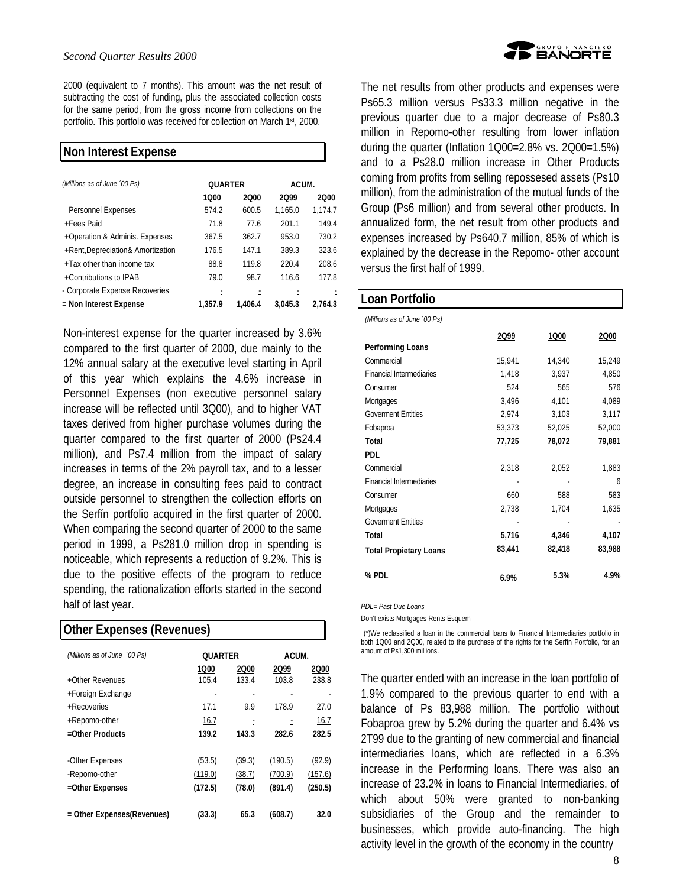2000 (equivalent to 7 months). This amount was the net result of subtracting the cost of funding, plus the associated collection costs for the same period, from the gross income from collections on the portfolio. This portfolio was received for collection on March 1st, 2000.

## Non Interest Expense

| *(Millions as of June ´00 Ps)* | QUARTER | | ACUM. | |
|---|---|---|---|---|
| | 1Q00 | 2Q00 | 2Q99 | 2Q00 |
| Personnel Expenses | 574.2 | 600.5 | 1,165.0 | 1,174.7 |
| +Fees Paid | 71.8 | 77.6 | 201.1 | 149.4 |
| +Operation & Adminis. Expenses | 367.5 | 362.7 | 953.0 | 730.2 |
| +Rent,Depreciation& Amortization | 176.5 | 147.1 | 389.3 | 323.6 |
| +Tax other than income tax | 88.8 | 119.8 | 220.4 | 208.6 |
| +Contributions to IPAB | 79.0 | 98.7 | 116.6 | 177.8 |
| - Corporate Expense Recoveries | - | - | - | - |
| **= Non Interest Expense** | **1,357.9** | **1,406.4** | **3,045.3** | **2,764.3** |

Non-interest expense for the quarter increased by 3.6% compared to the first quarter of 2000, due mainly to the 12% annual salary at the executive level starting in April of this year which explains the 4.6% increase in Personnel Expenses (non executive personnel salary increase will be reflected until 3Q00), and to higher VAT taxes derived from higher purchase volumes during the quarter compared to the first quarter of 2000 (Ps24.4 million), and Ps7.4 million from the impact of salary increases in terms of the 2% payroll tax, and to a lesser degree, an increase in consulting fees paid to contract outside personnel to strengthen the collection efforts on the Serfín portfolio acquired in the first quarter of 2000. When comparing the second quarter of 2000 to the same period in 1999, a Ps281.0 million drop in spending is noticeable, which represents a reduction of 9.2%. This is due to the positive effects of the program to reduce spending, the rationalization efforts started in the second half of last year.

## Other Expenses (Revenues)

| *(Millions as of June ´00 Ps)* | QUARTER | | ACUM. | |
|---|---|---|---|---|
| | 1Q00 | 2Q00 | 2Q99 | 2Q00 |
| +Other Revenues | 105.4 | 133.4 | 103.8 | 238.8 |
| +Foreign Exchange | - | - | - | - |
| +Recoveries | 17.1 | 9.9 | 178.9 | 27.0 |
| +Repomo-other | 16.7 | - | - | 16.7 |
| **=Other Products** | **139.2** | **143.3** | **282.6** | **282.5** |
| -Other Expenses | (53.5) | (39.3) | (190.5) | (92.9) |
| -Repomo-other | (119.0) | (38.7) | (700.9) | (157.6) |
| **=Other Expenses** | **(172.5)** | **(78.0)** | **(891.4)** | **(250.5)** |
| **= Other Expenses(Revenues)** | **(33.3)** | **65.3** | **(608.7)** | **32.0** |

The net results from other products and expenses were Ps65.3 million versus Ps33.3 million negative in the previous quarter due to a major decrease of Ps80.3 million in Repomo-other resulting from lower inflation during the quarter (Inflation 1Q00=2.8% vs. 2Q00=1.5%) and to a Ps28.0 million increase in Other Products coming from profits from selling repossesed assets (Ps10 million), from the administration of the mutual funds of the Group (Ps6 million) and from several other products. In annualized form, the net result from other products and expenses increased by Ps640.7 million, 85% of which is explained by the decrease in the Repomo- other account versus the first half of 1999.

## Loan Portfolio

| *(Millions as of June ´00 Ps)* | 2Q99 | 1Q00 | 2Q00 |
|---|---|---|---|
| **Performing Loans** | | | |
| Commercial | 15,941 | 14,340 | 15,249 |
| Financial Intermediaries | 1,418 | 3,937 | 4,850 |
| Consumer | 524 | 565 | 576 |
| Mortgages | 3,496 | 4,101 | 4,089 |
| Goverment Entities | 2,974 | 3,103 | 3,117 |
| Fobaproa | 53,373 | 52,025 | 52,000 |
| **Total** | **77,725** | **78,072** | **79,881** |
| **PDL** | | | |
| Commercial | 2,318 | 2,052 | 1,883 |
| Financial Intermediaries | - | - | 6 |
| Consumer | 660 | 588 | 583 |
| Mortgages | 2,738 | 1,704 | 1,635 |
| Goverment Entities | - | - | - |
| **Total** | **5,716** | **4,346** | **4,107** |
| **Total Propietary Loans** | **83,441** | **82,418** | **83,988** |
| **% PDL** | **6.9%** | **5.3%** | **4.9%** |

*PDL= Past Due Loans*

Don't exists Mortgages Rents Esquem

(*)We reclassified a loan in the commercial loans to Financial Intermediaries portfolio in both 1Q00 and 2Q00, related to the purchase of the rights for the Serfín Portfolio, for an amount of Ps1,300 millions.

The quarter ended with an increase in the loan portfolio of 1.9% compared to the previous quarter to end with a balance of Ps 83,988 million. The portfolio without Fobaproa grew by 5.2% during the quarter and 6.4% vs 2T99 due to the granting of new commercial and financial intermediaries loans, which are reflected in a 6.3% increase in the Performing loans. There was also an increase of 23.2% in loans to Financial Intermediaries, of which about 50% were granted to non-banking subsidiaries of the Group and the remainder to businesses, which provide auto-financing. The high activity level in the growth of the economy in the country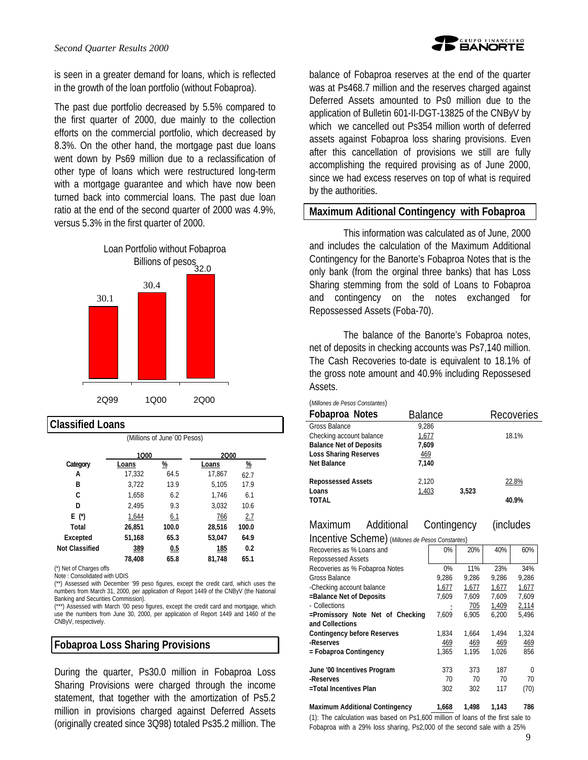is seen in a greater demand for loans, which is reflected in the growth of the loan portfolio (without Fobaproa).

The past due portfolio decreased by 5.5% compared to the first quarter of 2000, due mainly to the collection efforts on the commercial portfolio, which decreased by 8.3%. On the other hand, the mortgage past due loans went down by Ps69 million due to a reclassification of other type of loans which were restructured long-term with a mortgage guarantee and which have now been turned back into commercial loans. The past due loan ratio at the end of the second quarter of 2000 was 4.9%, versus 5.3% in the first quarter of 2000.

Loan Portfolio without Fobaproa
Billions of pesos

| 2Q99 | 1Q00 | 2Q00 |
|---|---|---|
| 30.1 | 30.4 | 32.0 |

## Classified Loans

(Millions of June´00 Pesos)

| Category | 1Q00 Loans | 1Q00 % | 2Q00 Loans | 2Q00 % |
|---|---|---|---|---|
| A | 17,332 | 64.5 | 17,867 | 62.7 |
| B | 3,722 | 13.9 | 5,105 | 17.9 |
| C | 1,658 | 6.2 | 1,746 | 6.1 |
| D | 2,495 | 9.3 | 3,032 | 10.6 |
| E (*) | 1,644 | 6.1 | 766 | 2.7 |
| Total | 26,851 | 100.0 | 28,516 | 100.0 |
| Excepted | 51,168 | 65.3 | 53,047 | 64.9 |
| Not Classified | 389 | 0.5 | 185 | 0.2 |
| | 78,408 | 65.8 | 81,748 | 65.1 |

(*) Net of Charges offs
Note : Consolidated with UDIS
(**) Assessed with December '99 peso figures, except the credit card, which uses the numbers from March 31, 2000, per application of Report 1449 of the CNByV (the National Banking and Securities Commission).
(***) Assessed with March '00 peso figures, except the credit card and mortgage, which use the numbers from June 30, 2000, per application of Report 1449 and 1460 of the CNByV, respectively.

## Fobaproa Loss Sharing Provisions

During the quarter, Ps30.0 million in Fobaproa Loss Sharing Provisions were charged through the income statement, that together with the amortization of Ps5.2 million in provisions charged against Deferred Assets (originally created since 3Q98) totaled Ps35.2 million. The balance of Fobaproa reserves at the end of the quarter was at Ps468.7 million and the reserves charged against Deferred Assets amounted to Ps0 million due to the application of Bulletin 601-II-DGT-13825 of the CNByV by which we cancelled out Ps354 million worth of deferred assets against Fobaproa loss sharing provisions. Even after this cancellation of provisions we still are fully accomplishing the required provising as of June 2000, since we had excess reserves on top of what is required by the authorities.

## Maximum Aditional Contingency with Fobaproa

This information was calculated as of June, 2000 and includes the calculation of the Maximum Additional Contingency for the Banorte's Fobaproa Notes that is the only bank (from the orginal three banks) that has Loss Sharing stemming from the sold of Loans to Fobaproa and contingency on the notes exchanged for Repossessed Assets (Foba-70).

The balance of the Banorte's Fobaproa notes, net of deposits in checking accounts was Ps7,140 million. The Cash Recoveries to-date is equivalent to 18.1% of the gross note amount and 40.9% including Repossesed Assets.

(*Millones de Pesos Constantes*)

| Fobaproa Notes | Balance | | Recoveries |
|---|---|---|---|
| Gross Balance | 9,286 | | |
| Checking account balance | 1,677 | | 18.1% |
| **Balance Net of Deposits** | **7,609** | | |
| **Loss Sharing Reserves** | 469 | | |
| **Net Balance** | **7,140** | | |
| | | | |
| **Repossessed Assets** | 2,120 | | 22.8% |
| **Loans** | 1,403 | **3,523** | |
| **TOTAL** | | | **40.9%** |

Maximum Additional Contingency (includes Incentive Scheme) (*Millones de Pesos Constantes*)

| | | | | |
|---|---|---|---|---|
| Recoveries as % Loans and Repossessed Assets | 0% | 20% | 40% | 60% |
| Recoveries as % Fobaproa Notes | 0% | 11% | 23% | 34% |
| Gross Balance | 9,286 | 9,286 | 9,286 | 9,286 |
| -Checking account balance | 1,677 | 1,677 | 1,677 | 1,677 |
| =Balance Net of Deposits | 7,609 | 7,609 | 7,609 | 7,609 |
| - Collections | - | 705 | 1,409 | 2,114 |
| =Promissory Note Net of Checking and Collections | 7,609 | 6,905 | 6,200 | 5,496 |
| **Contingency before Reserves** | 1,834 | 1,664 | 1,494 | 1,324 |
| **-Reserves** | 469 | 469 | 469 | 469 |
| **= Fobaproa Contingency** | 1,365 | 1,195 | 1,026 | 856 |
| | | | | |
| **June '00 Incentives Program** | 373 | 373 | 187 | 0 |
| **-Reserves** | 70 | 70 | 70 | 70 |
| **=Total Incentives Plan** | 302 | 302 | 117 | (70) |
| | | | | |
| **Maximum Additional Contingency** | **1,668** | **1,498** | **1,143** | **786** |

(1): The calculation was based on Ps1,600 million of loans of the first sale to Fobaproa with a 29% loss sharing, Ps2,000 of the second sale with a 25%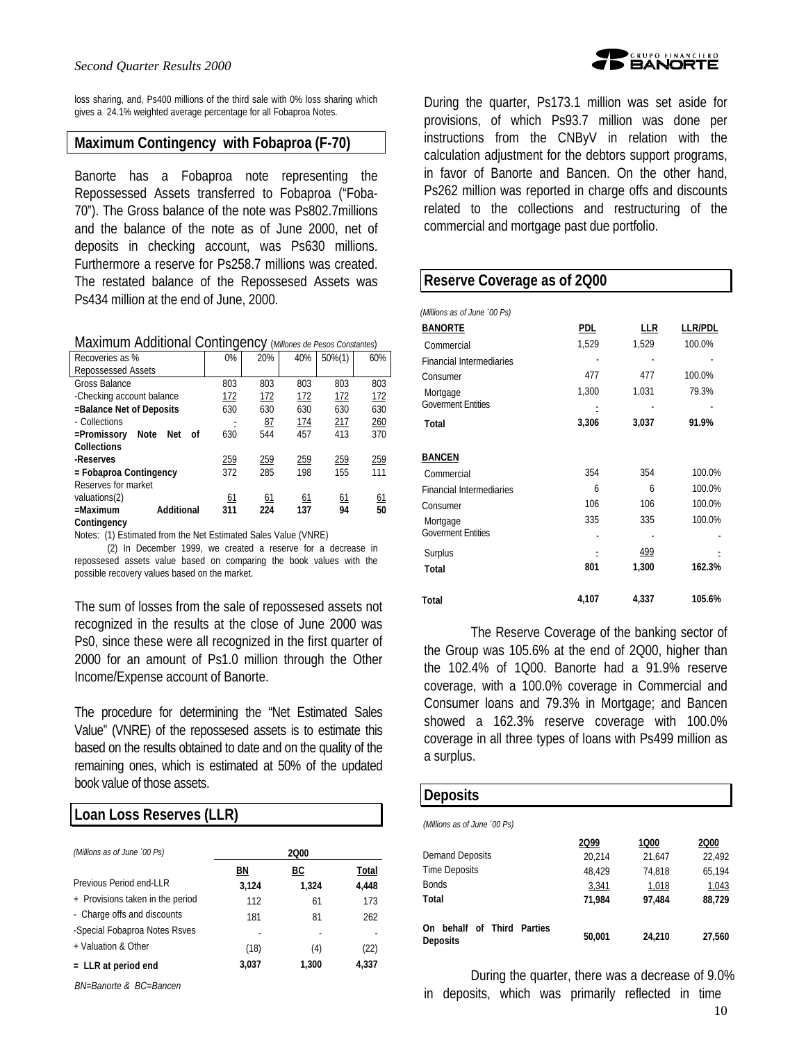loss sharing, and, Ps400 millions of the third sale with 0% loss sharing which gives a 24.1% weighted average percentage for all Fobaproa Notes.

## Maximum Contingency with Fobaproa (F-70)

Banorte has a Fobaproa note representing the Repossessed Assets transferred to Fobaproa ("Foba-70"). The Gross balance of the note was Ps802.7millions and the balance of the note as of June 2000, net of deposits in checking account, was Ps630 millions. Furthermore a reserve for Ps258.7 millions was created. The restated balance of the Repossesed Assets was Ps434 million at the end of June, 2000.

Maximum Additional Contingency (*Millones de Pesos Constantes*)

| Recoveries as % Repossessed Assets | 0% | 20% | 40% | 50%(1) | 60% |
|---|---|---|---|---|---|
| Gross Balance | 803 | 803 | 803 | 803 | 803 |
| -Checking account balance | 172 | 172 | 172 | 172 | 172 |
| **=Balance Net of Deposits** | 630 | 630 | 630 | 630 | 630 |
| - Collections | - | 87 | 174 | 217 | 260 |
| **=Promissory Note Net of Collections** | 630 | 544 | 457 | 413 | 370 |
| **-Reserves** | 259 | 259 | 259 | 259 | 259 |
| **= Fobaproa Contingency** | 372 | 285 | 198 | 155 | 111 |
| Reserves for market valuations(2) | 61 | 61 | 61 | 61 | 61 |
| **=Maximum Additional Contingency** | **311** | **224** | **137** | **94** | **50** |

Notes: (1) Estimated from the Net Estimated Sales Value (VNRE)

(2) In December 1999, we created a reserve for a decrease in repossessed assets value based on comparing the book values with the possible recovery values based on the market.

The sum of losses from the sale of repossesed assets not recognized in the results at the close of June 2000 was Ps0, since these were all recognized in the first quarter of 2000 for an amount of Ps1.0 million through the Other Income/Expense account of Banorte.

The procedure for determining the "Net Estimated Sales Value" (VNRE) of the repossessed assets is to estimate this based on the results obtained to date and on the quality of the remaining ones, which is estimated at 50% of the updated book value of those assets.

## Loan Loss Reserves (LLR)

| *(Millions as of June ´00 Ps)* | 2Q00 | | |
|---|---|---|---|
| | **BN** | **BC** | **Total** |
| Previous Period end-LLR | 3,124 | 1,324 | 4,448 |
| + Provisions taken in the period | 112 | 61 | 173 |
| - Charge offs and discounts | 181 | 81 | 262 |
| -Special Fobaproa Notes Rsves | - | - | - |
| + Valuation & Other | (18) | (4) | (22) |
| **= LLR at period end** | **3,037** | **1,300** | **4,337** |

*BN=Banorte & BC=Bancen*

During the quarter, Ps173.1 million was set aside for provisions, of which Ps93.7 million was done per instructions from the CNByV in relation with the calculation adjustment for the debtors support programs, in favor of Banorte and Bancen. On the other hand, Ps262 million was reported in charge offs and discounts related to the collections and restructuring of the commercial and mortgage past due portfolio.

## Reserve Coverage as of 2Q00

*(Millions as of June ´00 Ps)*

| **BANORTE** | **PDL** | **LLR** | **LLR/PDL** |
|---|---|---|---|
| Commercial | 1,529 | 1,529 | 100.0% |
| Financial Intermediaries | - | - | - |
| Consumer | 477 | 477 | 100.0% |
| Mortgage | 1,300 | 1,031 | 79.3% |
| Goverment Entities | - | - | - |
| **Total** | **3,306** | **3,037** | **91.9%** |
| | | | |
| **BANCEN** | | | |
| Commercial | 354 | 354 | 100.0% |
| Financial Intermediaries | 6 | 6 | 100.0% |
| Consumer | 106 | 106 | 100.0% |
| Mortgage | 335 | 335 | 100.0% |
| Goverment Entities | - | - | - |
| Surplus | - | 499 | - |
| **Total** | **801** | **1,300** | **162.3%** |
| | | | |
| **Total** | **4,107** | **4,337** | **105.6%** |

The Reserve Coverage of the banking sector of the Group was 105.6% at the end of 2Q00, higher than the 102.4% of 1Q00. Banorte had a 91.9% reserve coverage, with a 100.0% coverage in Commercial and Consumer loans and 79.3% in Mortgage; and Bancen showed a 162.3% reserve coverage with 100.0% coverage in all three types of loans with Ps499 million as a surplus.

## Deposits

*(Millions as of June ´00 Ps)*

| | **2Q99** | **1Q00** | **2Q00** |
|---|---|---|---|
| Demand Deposits | 20,214 | 21,647 | 22,492 |
| Time Deposits | 48,429 | 74,818 | 65,194 |
| Bonds | 3,341 | 1,018 | 1,043 |
| **Total** | **71,984** | **97,484** | **88,729** |
| | | | |
| **On behalf of Third Parties Deposits** | **50,001** | **24,210** | **27,560** |

During the quarter, there was a decrease of 9.0% in deposits, which was primarily reflected in time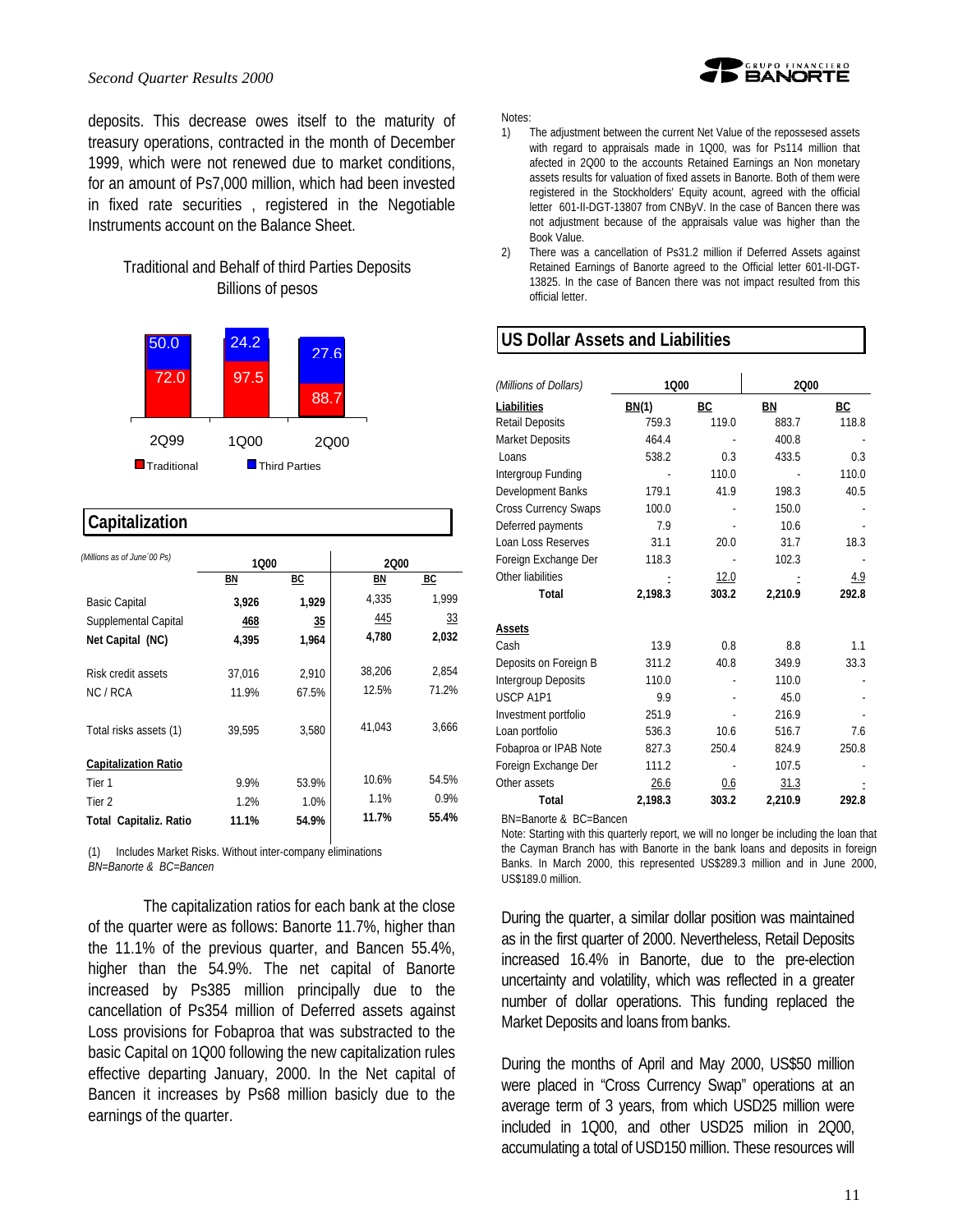deposits. This decrease owes itself to the maturity of treasury operations, contracted in the month of December 1999, which were not renewed due to market conditions, for an amount of Ps7,000 million, which had been invested in fixed rate securities , registered in the Negotiable Instruments account on the Balance Sheet.

Traditional and Behalf of third Parties Deposits
Billions of pesos

| | 2Q99 | 1Q00 | 2Q00 |
|---|---|---|---|
| Third Parties | 50.0 | 24.2 | 27.6 |
| Traditional | 72.0 | 97.5 | 88.7 |

## Capitalization

| *(Millions as of June´00 Ps)* | 1Q00 | | 2Q00 | |
|---|---|---|---|---|
| | BN | BC | BN | BC |
| Basic Capital | **3,926** | **1,929** | 4,335 | 1,999 |
| Supplemental Capital | **468** | **35** | 445 | 33 |
| **Net Capital (NC)** | **4,395** | **1,964** | **4,780** | **2,032** |
| Risk credit assets | 37,016 | 2,910 | 38,206 | 2,854 |
| NC / RCA | 11.9% | 67.5% | 12.5% | 71.2% |
| Total risks assets (1) | 39,595 | 3,580 | 41,043 | 3,666 |
| **Capitalization Ratio** | | | | |
| Tier 1 | 9.9% | 53.9% | 10.6% | 54.5% |
| Tier 2 | 1.2% | 1.0% | 1.1% | 0.9% |
| **Total Capitaliz. Ratio** | **11.1%** | **54.9%** | **11.7%** | **55.4%** |

(1) Includes Market Risks. Without inter-company eliminations
*BN=Banorte & BC=Bancen*

The capitalization ratios for each bank at the close of the quarter were as follows: Banorte 11.7%, higher than the 11.1% of the previous quarter, and Bancen 55.4%, higher than the 54.9%. The net capital of Banorte increased by Ps385 million principally due to the cancellation of Ps354 million of Deferred assets against Loss provisions for Fobaproa that was substracted to the basic Capital on 1Q00 following the new capitalization rules effective departing January, 2000. In the Net capital of Bancen it increases by Ps68 million basicly due to the earnings of the quarter.

Notes:

1) The adjustment between the current Net Value of the repossesed assets with regard to appraisals made in 1Q00, was for Ps114 million that afected in 2Q00 to the accounts Retained Earnings as Non monetary assets results for valuation of fixed assets in Banorte. Both of them were registered in the Stockholders' Equity acount, agreed with the official letter 601-II-DGT-13807 from CNByV. In the case of Bancen there was not adjustment because of the appraisals value was higher than the Book Value.
2) There was a cancellation of Ps31.2 million if Deferred Assets against Retained Earnings of Banorte agreed to the Official letter 601-II-DGT-13825. In the case of Bancen there was not impact resulted from this official letter.

## US Dollar Assets and Liabilities

| *(Millions of Dollars)* | 1Q00 | | 2Q00 | |
|---|---|---|---|---|
| **Liabilities** | **BN(1)** | **BC** | **BN** | **BC** |
| Retail Deposits | 759.3 | 119.0 | 883.7 | 118.8 |
| Market Deposits | 464.4 | - | 400.8 | - |
| Loans | 538.2 | 0.3 | 433.5 | 0.3 |
| Intergroup Funding | - | 110.0 | - | 110.0 |
| Development Banks | 179.1 | 41.9 | 198.3 | 40.5 |
| Cross Currency Swaps | 100.0 | - | 150.0 | - |
| Deferred payments | 7.9 | - | 10.6 | - |
| Loan Loss Reserves | 31.1 | 20.0 | 31.7 | 18.3 |
| Foreign Exchange Der | 118.3 | - | 102.3 | - |
| Other liabilities | - | 12.0 | - | 4.9 |
| **Total** | **2,198.3** | **303.2** | **2,210.9** | **292.8** |
| **Assets** | | | | |
| Cash | 13.9 | 0.8 | 8.8 | 1.1 |
| Deposits on Foreign B | 311.2 | 40.8 | 349.9 | 33.3 |
| Intergroup Deposits | 110.0 | - | 110.0 | - |
| USCP A1P1 | 9.9 | - | 45.0 | - |
| Investment portfolio | 251.9 | - | 216.9 | - |
| Loan portfolio | 536.3 | 10.6 | 516.7 | 7.6 |
| Fobaproa or IPAB Note | 827.3 | 250.4 | 824.9 | 250.8 |
| Foreign Exchange Der | 111.2 | - | 107.5 | - |
| Other assets | 26.6 | 0.6 | 31.3 | - |
| **Total** | **2,198.3** | **303.2** | **2,210.9** | **292.8** |

BN=Banorte & BC=Bancen

Note: Starting with this quarterly report, we will no longer be including the loan that the Cayman Branch has with Banorte in the bank loans and deposits in foreign Banks. In March 2000, this represented US$289.3 million and in June 2000, US$189.0 million.

During the quarter, a similar dollar position was maintained as in the first quarter of 2000. Nevertheless, Retail Deposits increased 16.4% in Banorte, due to the pre-election uncertainty and volatility, which was reflected in a greater number of dollar operations. This funding replaced the Market Deposits and loans from banks.

During the months of April and May 2000, US$50 million were placed in "Cross Currency Swap" operations at an average term of 3 years, from which USD25 million were included in 1Q00, and other USD25 milion in 2Q00, accumulating a total of USD150 million. These resources will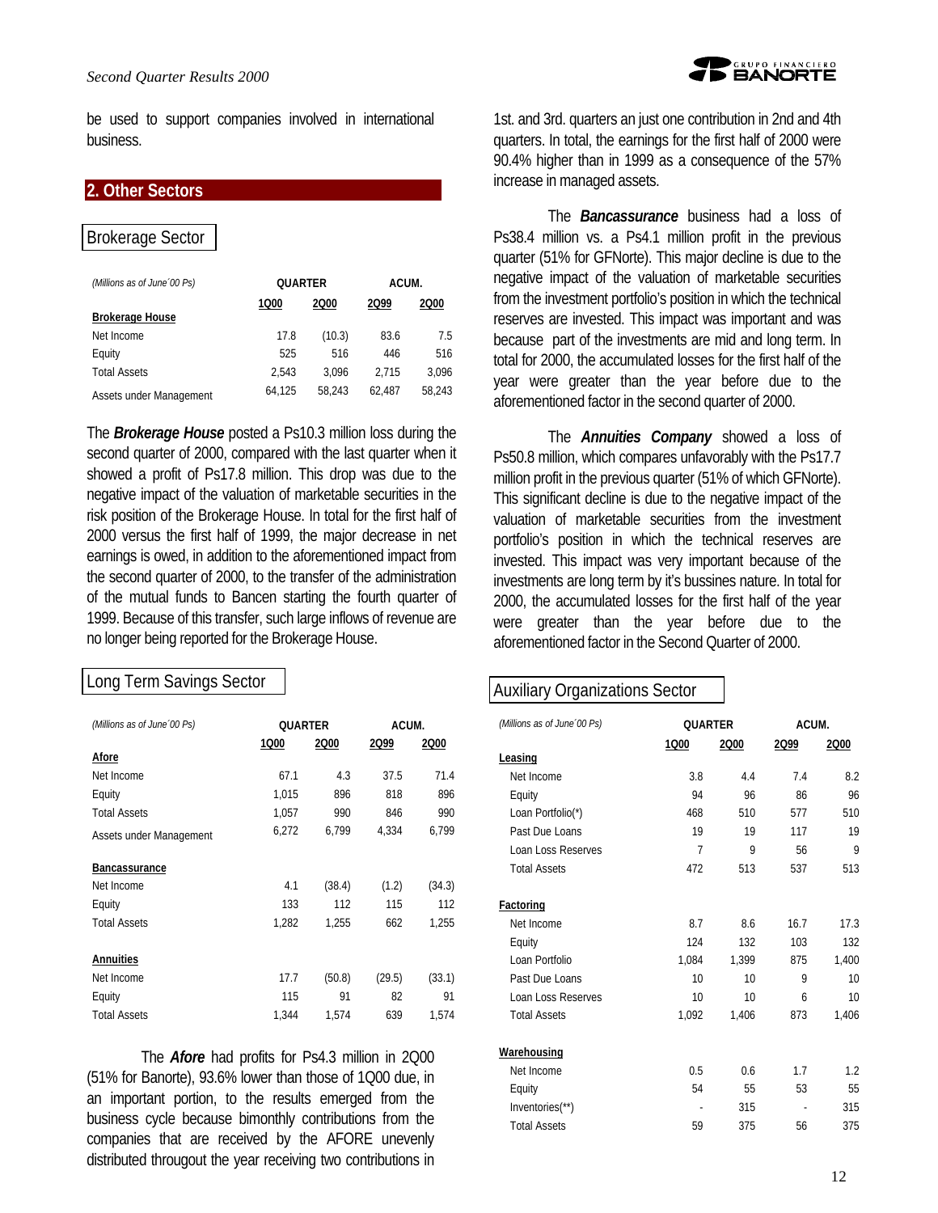be used to support companies involved in international business.

## 2. Other Sectors

### Brokerage Sector

| *(Millions as of June´00 Ps)* | QUARTER | | ACUM. | |
|---|---|---|---|---|
| | 1Q00 | 2Q00 | 2Q99 | 2Q00 |
| **Brokerage House** | | | | |
| Net Income | 17.8 | (10.3) | 83.6 | 7.5 |
| Equity | 525 | 516 | 446 | 516 |
| Total Assets | 2,543 | 3,096 | 2,715 | 3,096 |
| Assets under Management | 64,125 | 58,243 | 62,487 | 58,243 |

The ***Brokerage House*** posted a Ps10.3 million loss during the second quarter of 2000, compared with the last quarter when it showed a profit of Ps17.8 million. This drop was due to the negative impact of the valuation of marketable securities in the risk position of the Brokerage House. In total for the first half of 2000 versus the first half of 1999, the major decrease in net earnings is owed, in addition to the aforementioned impact from the second quarter of 2000, to the transfer of the administration of the mutual funds to Bancen starting the fourth quarter of 1999. Because of this transfer, such large inflows of revenue are no longer being reported for the Brokerage House.

### Long Term Savings Sector

| *(Millions as of June´00 Ps)* | QUARTER | | ACUM. | |
|---|---|---|---|---|
| | 1Q00 | 2Q00 | 2Q99 | 2Q00 |
| **Afore** | | | | |
| Net Income | 67.1 | 4.3 | 37.5 | 71.4 |
| Equity | 1,015 | 896 | 818 | 896 |
| Total Assets | 1,057 | 990 | 846 | 990 |
| Assets under Management | 6,272 | 6,799 | 4,334 | 6,799 |
| **Bancassurance** | | | | |
| Net Income | 4.1 | (38.4) | (1.2) | (34.3) |
| Equity | 133 | 112 | 115 | 112 |
| Total Assets | 1,282 | 1,255 | 662 | 1,255 |
| **Annuities** | | | | |
| Net Income | 17.7 | (50.8) | (29.5) | (33.1) |
| Equity | 115 | 91 | 82 | 91 |
| Total Assets | 1,344 | 1,574 | 639 | 1,574 |

The ***Afore*** had profits for Ps4.3 million in 2Q00 (51% for Banorte), 93.6% lower than those of 1Q00 due, in an important portion, to the results emerged from the business cycle because bimonthly contributions from the companies that are received by the AFORE unevenly distributed througout the year receiving two contributions in 1st. and 3rd. quarters an just one contribution in 2nd and 4th quarters. In total, the earnings for the first half of 2000 were 90.4% higher than in 1999 as a consequence of the 57% increase in managed assets.

The ***Bancassurance*** business had a loss of Ps38.4 million vs. a Ps4.1 million profit in the previous quarter (51% for GFNorte). This major decline is due to the negative impact of the valuation of marketable securities from the investment portfolio's position in which the technical reserves are invested. This impact was important and was because part of the investments are mid and long term. In total for 2000, the accumulated losses for the first half of the year were greater than the year before due to the aforementioned factor in the second quarter of 2000.

The ***Annuities Company*** showed a loss of Ps50.8 million, which compares unfavorably with the Ps17.7 million profit in the previous quarter (51% of which GFNorte). This significant decline is due to the negative impact of the valuation of marketable securities from the investment portfolio's position in which the technical reserves are invested. This impact was very important because of the investments are long term by it's bussines nature. In total for 2000, the accumulated losses for the first half of the year were greater than the year before due to the aforementioned factor in the Second Quarter of 2000.

### Auxiliary Organizations Sector

| *(Millions as of June´00 Ps)* | QUARTER | | ACUM. | |
|---|---|---|---|---|
| | 1Q00 | 2Q00 | 2Q99 | 2Q00 |
| **Leasing** | | | | |
| Net Income | 3.8 | 4.4 | 7.4 | 8.2 |
| Equity | 94 | 96 | 86 | 96 |
| Loan Portfolio(*) | 468 | 510 | 577 | 510 |
| Past Due Loans | 19 | 19 | 117 | 19 |
| Loan Loss Reserves | 7 | 9 | 56 | 9 |
| Total Assets | 472 | 513 | 537 | 513 |
| **Factoring** | | | | |
| Net Income | 8.7 | 8.6 | 16.7 | 17.3 |
| Equity | 124 | 132 | 103 | 132 |
| Loan Portfolio | 1,084 | 1,399 | 875 | 1,400 |
| Past Due Loans | 10 | 10 | 9 | 10 |
| Loan Loss Reserves | 10 | 10 | 6 | 10 |
| Total Assets | 1,092 | 1,406 | 873 | 1,406 |
| **Warehousing** | | | | |
| Net Income | 0.5 | 0.6 | 1.7 | 1.2 |
| Equity | 54 | 55 | 53 | 55 |
| Inventories(**) | - | 315 | - | 315 |
| Total Assets | 59 | 375 | 56 | 375 |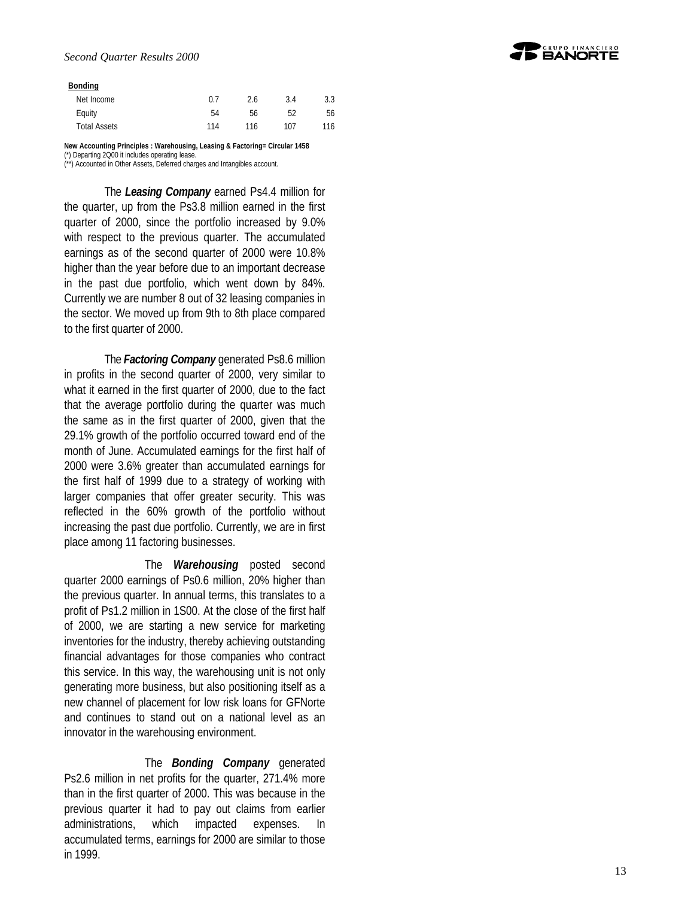| **Bonding** | | | | |
|---|---|---|---|---|
| Net Income | 0.7 | 2.6 | 3.4 | 3.3 |
| Equity | 54 | 56 | 52 | 56 |
| Total Assets | 114 | 116 | 107 | 116 |

**New Accounting Principles : Warehousing, Leasing & Factoring= Circular 1458**
(*) Departing 2Q00 it includes operating lease.
(**) Accounted in Other Assets, Deferred charges and Intangibles account.

The ***Leasing Company*** earned Ps4.4 million for the quarter, up from the Ps3.8 million earned in the first quarter of 2000, since the portfolio increased by 9.0% with respect to the previous quarter. The accumulated earnings as of the second quarter of 2000 were 10.8% higher than the year before due to an important decrease in the past due portfolio, which went down by 84%. Currently we are number 8 out of 32 leasing companies in the sector. We moved up from 9th to 8th place compared to the first quarter of 2000.

The ***Factoring Company*** generated Ps8.6 million in profits in the second quarter of 2000, very similar to what it earned in the first quarter of 2000, due to the fact that the average portfolio during the quarter was much the same as in the first quarter of 2000, given that the 29.1% growth of the portfolio occurred toward end of the month of June. Accumulated earnings for the first half of 2000 were 3.6% greater than accumulated earnings for the first half of 1999 due to a strategy of working with larger companies that offer greater security. This was reflected in the 60% growth of the portfolio without increasing the past due portfolio. Currently, we are in first place among 11 factoring businesses.

The ***Warehousing*** posted second quarter 2000 earnings of Ps0.6 million, 20% higher than the previous quarter. In annual terms, this translates to a profit of Ps1.2 million in 1S00. At the close of the first half of 2000, we are starting a new service for marketing inventories for the industry, thereby achieving outstanding financial advantages for those companies who contract this service. In this way, the warehousing unit is not only generating more business, but also positioning itself as a new channel of placement for low risk loans for GFNorte and continues to stand out on a national level as an innovator in the warehousing environment.

The ***Bonding Company*** generated Ps2.6 million in net profits for the quarter, 271.4% more than in the first quarter of 2000. This was because in the previous quarter it had to pay out claims from earlier administrations, which impacted expenses. In accumulated terms, earnings for 2000 are similar to those in 1999.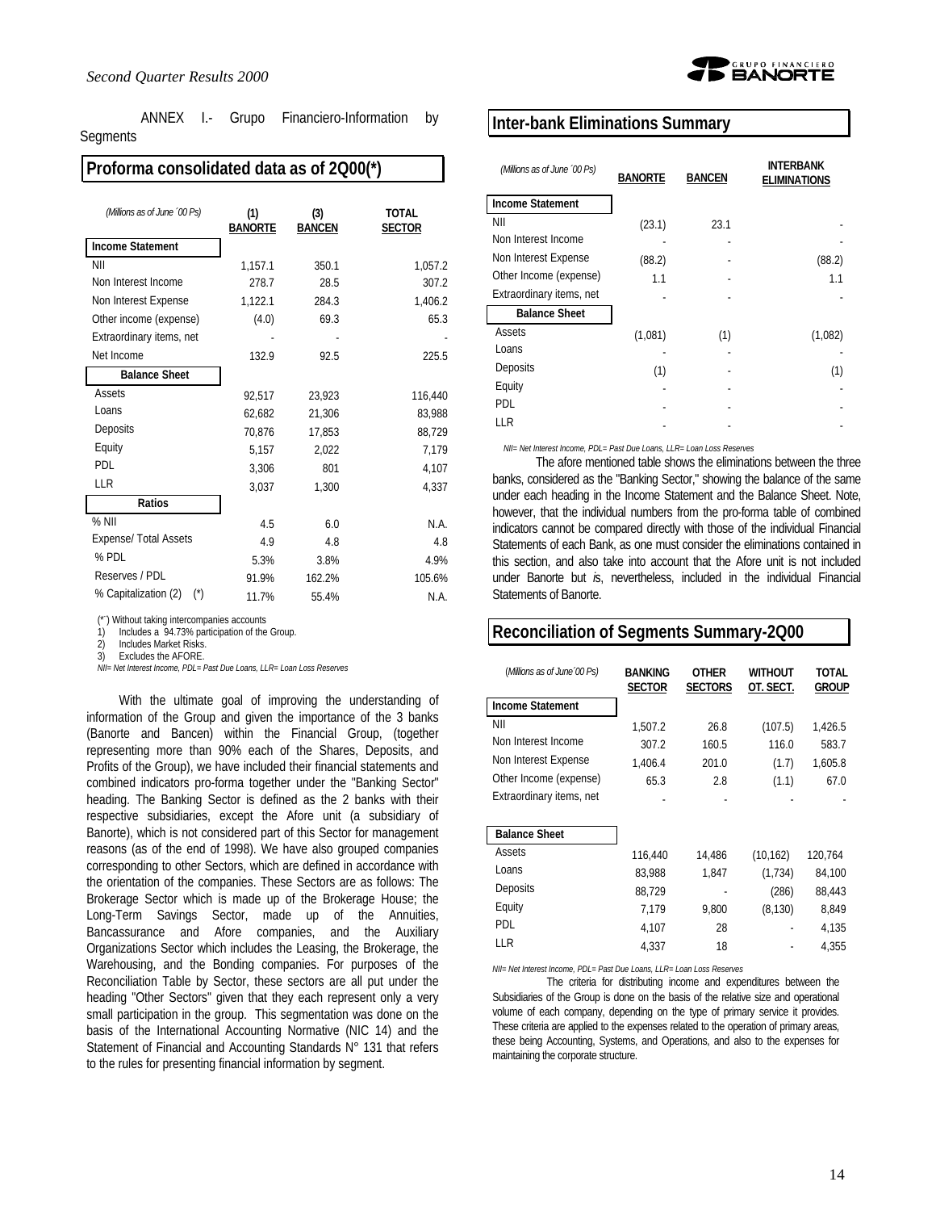ANNEX I.- Grupo Financiero-Information by Segments

## Proforma consolidated data as of 2Q00(*)

| *(Millions as of June ´00 Ps)* | (1) BANORTE | (3) BANCEN | TOTAL SECTOR |
|---|---|---|---|
| **Income Statement** | | | |
| NII | 1,157.1 | 350.1 | 1,057.2 |
| Non Interest Income | 278.7 | 28.5 | 307.2 |
| Non Interest Expense | 1,122.1 | 284.3 | 1,406.2 |
| Other income (expense) | (4.0) | 69.3 | 65.3 |
| Extraordinary items, net | - | - | - |
| Net Income | 132.9 | 92.5 | 225.5 |
| **Balance Sheet** | | | |
| Assets | 92,517 | 23,923 | 116,440 |
| Loans | 62,682 | 21,306 | 83,988 |
| Deposits | 70,876 | 17,853 | 88,729 |
| Equity | 5,157 | 2,022 | 7,179 |
| PDL | 3,306 | 801 | 4,107 |
| LLR | 3,037 | 1,300 | 4,337 |
| **Ratios** | | | |
| % NII | 4.5 | 6.0 | N.A. |
| Expense/ Total Assets | 4.9 | 4.8 | 4.8 |
| % PDL | 5.3% | 3.8% | 4.9% |
| Reserves / PDL | 91.9% | 162.2% | 105.6% |
| % Capitalization (2) (*) | 11.7% | 55.4% | N.A. |

(*´) Without taking intercompanies accounts
1) Includes a 94.73% participation of the Group.
2) Includes Market Risks.
3) Excludes the AFORE.
*NII= Net Interest Income, PDL= Past Due Loans, LLR= Loan Loss Reserves*

With the ultimate goal of improving the understanding of information of the Group and given the importance of the 3 banks (Banorte and Bancen) within the Financial Group, (together representing more than 90% each of the Shares, Deposits, and Profits of the Group), we have included their financial statements and combined indicators pro-forma together under the "Banking Sector" heading. The Banking Sector is defined as the 2 banks with their respective subsidiaries, except the Afore unit (a subsidiary of Banorte), which is not considered part of this Sector for management reasons (as of the end of 1998). We have also grouped companies corresponding to other Sectors, which are defined in accordance with the orientation of the companies. These Sectors are as follows: The Brokerage Sector which is made up of the Brokerage House; the Long-Term Savings Sector, made up of the Annuities, Bancassurance and Afore companies, and the Auxiliary Organizations Sector which includes the Leasing, the Brokerage, the Warehousing, and the Bonding companies. For purposes of the Reconciliation Table by Sector, these sectors are all put under the heading "Other Sectors" given that they each represent only a very small participation in the group. This segmentation was done on the basis of the International Accounting Normative (NIC 14) and the Statement of Financial and Accounting Standards N° 131 that refers to the rules for presenting financial information by segment.

## Inter-bank Eliminations Summary

| *(Millions as of June ´00 Ps)* | BANORTE | BANCEN | INTERBANK ELIMINATIONS |
|---|---|---|---|
| **Income Statement** | | | |
| NII | (23.1) | 23.1 | - |
| Non Interest Income | - | - | - |
| Non Interest Expense | (88.2) | - | (88.2) |
| Other Income (expense) | 1.1 | - | 1.1 |
| Extraordinary items, net | - | - | - |
| **Balance Sheet** | | | |
| Assets | (1,081) | (1) | (1,082) |
| Loans | - | - | - |
| Deposits | (1) | - | (1) |
| Equity | - | - | - |
| PDL | - | - | - |
| LLR | - | - | - |

*NII= Net Interest Income, PDL= Past Due Loans, LLR= Loan Loss Reserves*

The afore mentioned table shows the eliminations between the three banks, considered as the "Banking Sector," showing the balance of the same under each heading in the Income Statement and the Balance Sheet. Note, however, that the individual numbers from the pro-forma table of combined indicators cannot be compared directly with those of the individual Financial Statements of each Bank, as one must consider the eliminations contained in this section, and also take into account that the Afore unit is not included under Banorte but *is*, nevertheless, included in the individual Financial Statements of Banorte.

## Reconciliation of Segments Summary-2Q00

| *(Millions as of June´00 Ps)* | BANKING SECTOR | OTHER SECTORS | WITHOUT OT. SECT. | TOTAL GROUP |
|---|---|---|---|---|
| **Income Statement** | | | | |
| NII | 1,507.2 | 26.8 | (107.5) | 1,426.5 |
| Non Interest Income | 307.2 | 160.5 | 116.0 | 583.7 |
| Non Interest Expense | 1,406.4 | 201.0 | (1.7) | 1,605.8 |
| Other Income (expense) | 65.3 | 2.8 | (1.1) | 67.0 |
| Extraordinary items, net | - | - | - | - |
| **Balance Sheet** | | | | |
| Assets | 116,440 | 14,486 | (10,162) | 120,764 |
| Loans | 83,988 | 1,847 | (1,734) | 84,100 |
| Deposits | 88,729 | - | (286) | 88,443 |
| Equity | 7,179 | 9,800 | (8,130) | 8,849 |
| PDL | 4,107 | 28 | - | 4,135 |
| LLR | 4,337 | 18 | - | 4,355 |

*NII= Net Interest Income, PDL= Past Due Loans, LLR= Loan Loss Reserves*

The criteria for distributing income and expenditures between the Subsidiaries of the Group is done on the basis of the relative size and operational volume of each company, depending on the type of primary service it provides. These criteria are applied to the expenses related to the operation of primary areas, these being Accounting, Systems, and Operations, and also to the expenses for maintaining the corporate structure.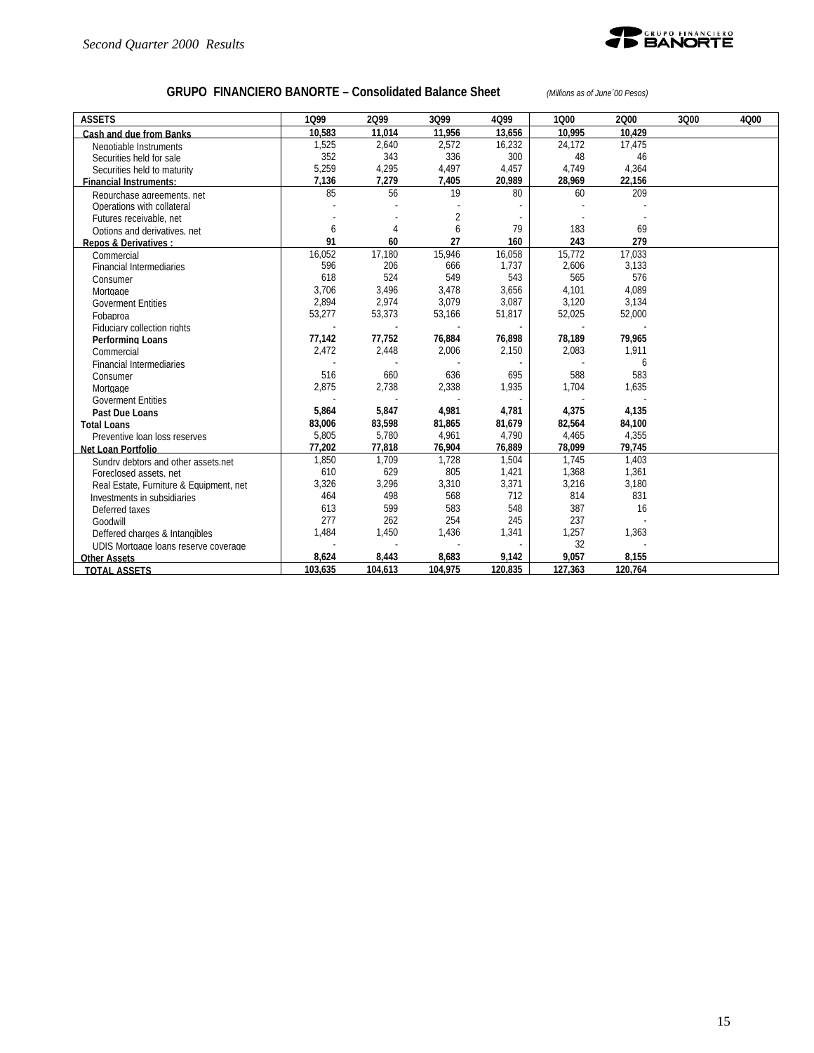## GRUPO FINANCIERO BANORTE – Consolidated Balance Sheet

*(Millions as of June´00 Pesos)*

| ASSETS | 1Q99 | 2Q99 | 3Q99 | 4Q99 | 1Q00 | 2Q00 | 3Q00 | 4Q00 |
|---|---|---|---|---|---|---|---|---|
| **Cash and due from Banks** | **10,583** | **11,014** | **11,956** | **13,656** | **10,995** | **10,429** | | |
| Negotiable Instruments | 1,525 | 2,640 | 2,572 | 16,232 | 24,172 | 17,475 | | |
| Securities held for sale | 352 | 343 | 336 | 300 | 48 | 46 | | |
| Securities held to maturity | 5,259 | 4,295 | 4,497 | 4,457 | 4,749 | 4,364 | | |
| **Financial Instruments:** | **7,136** | **7,279** | **7,405** | **20,989** | **28,969** | **22,156** | | |
| Repurchase agreements, net | 85 | 56 | 19 | 80 | 60 | 209 | | |
| Operations with collateral | - | - | - | - | - | - | | |
| Futures receivable, net | - | - | 2 | - | - | - | | |
| Options and derivatives, net | 6 | 4 | 6 | 79 | 183 | 69 | | |
| **Repos & Derivatives :** | **91** | **60** | **27** | **160** | **243** | **279** | | |
| Commercial | 16,052 | 17,180 | 15,946 | 16,058 | 15,772 | 17,033 | | |
| Financial Intermediaries | 596 | 206 | 666 | 1,737 | 2,606 | 3,133 | | |
| Consumer | 618 | 524 | 549 | 543 | 565 | 576 | | |
| Mortgage | 3,706 | 3,496 | 3,478 | 3,656 | 4,101 | 4,089 | | |
| Goverment Entities | 2,894 | 2,974 | 3,079 | 3,087 | 3,120 | 3,134 | | |
| Fobaproa | 53,277 | 53,373 | 53,166 | 51,817 | 52,025 | 52,000 | | |
| Fiduciary collection rights | - | - | - | - | - | - | | |
| **Performing Loans** | **77,142** | **77,752** | **76,884** | **76,898** | **78,189** | **79,965** | | |
| Commercial | 2,472 | 2,448 | 2,006 | 2,150 | 2,083 | 1,911 | | |
| Financial Intermediaries | - | - | - | - | - | 6 | | |
| Consumer | 516 | 660 | 636 | 695 | 588 | 583 | | |
| Mortgage | 2,875 | 2,738 | 2,338 | 1,935 | 1,704 | 1,635 | | |
| Goverment Entities | - | - | - | - | - | - | | |
| **Past Due Loans** | **5,864** | **5,847** | **4,981** | **4,781** | **4,375** | **4,135** | | |
| **Total Loans** | **83,006** | **83,598** | **81,865** | **81,679** | **82,564** | **84,100** | | |
| Preventive loan loss reserves | 5,805 | 5,780 | 4,961 | 4,790 | 4,465 | 4,355 | | |
| **Net Loan Portfolio** | **77,202** | **77,818** | **76,904** | **76,889** | **78,099** | **79,745** | | |
| Sundry debtors and other assets.net | 1,850 | 1,709 | 1,728 | 1,504 | 1,745 | 1,403 | | |
| Foreclosed assets, net | 610 | 629 | 805 | 1,421 | 1,368 | 1,361 | | |
| Real Estate, Furniture & Equipment, net | 3,326 | 3,296 | 3,310 | 3,371 | 3,216 | 3,180 | | |
| Investments in subsidiaries | 464 | 498 | 568 | 712 | 814 | 831 | | |
| Deferred taxes | 613 | 599 | 583 | 548 | 387 | 16 | | |
| Goodwill | 277 | 262 | 254 | 245 | 237 | - | | |
| Deffered charges & Intangibles | 1,484 | 1,450 | 1,436 | 1,341 | 1,257 | 1,363 | | |
| UDIS Mortgage loans reserve coverage | - | - | - | - | 32 | - | | |
| **Other Assets** | **8,624** | **8,443** | **8,683** | **9,142** | **9,057** | **8,155** | | |
| **TOTAL ASSETS** | **103,635** | **104,613** | **104,975** | **120,835** | **127,363** | **120,764** | | |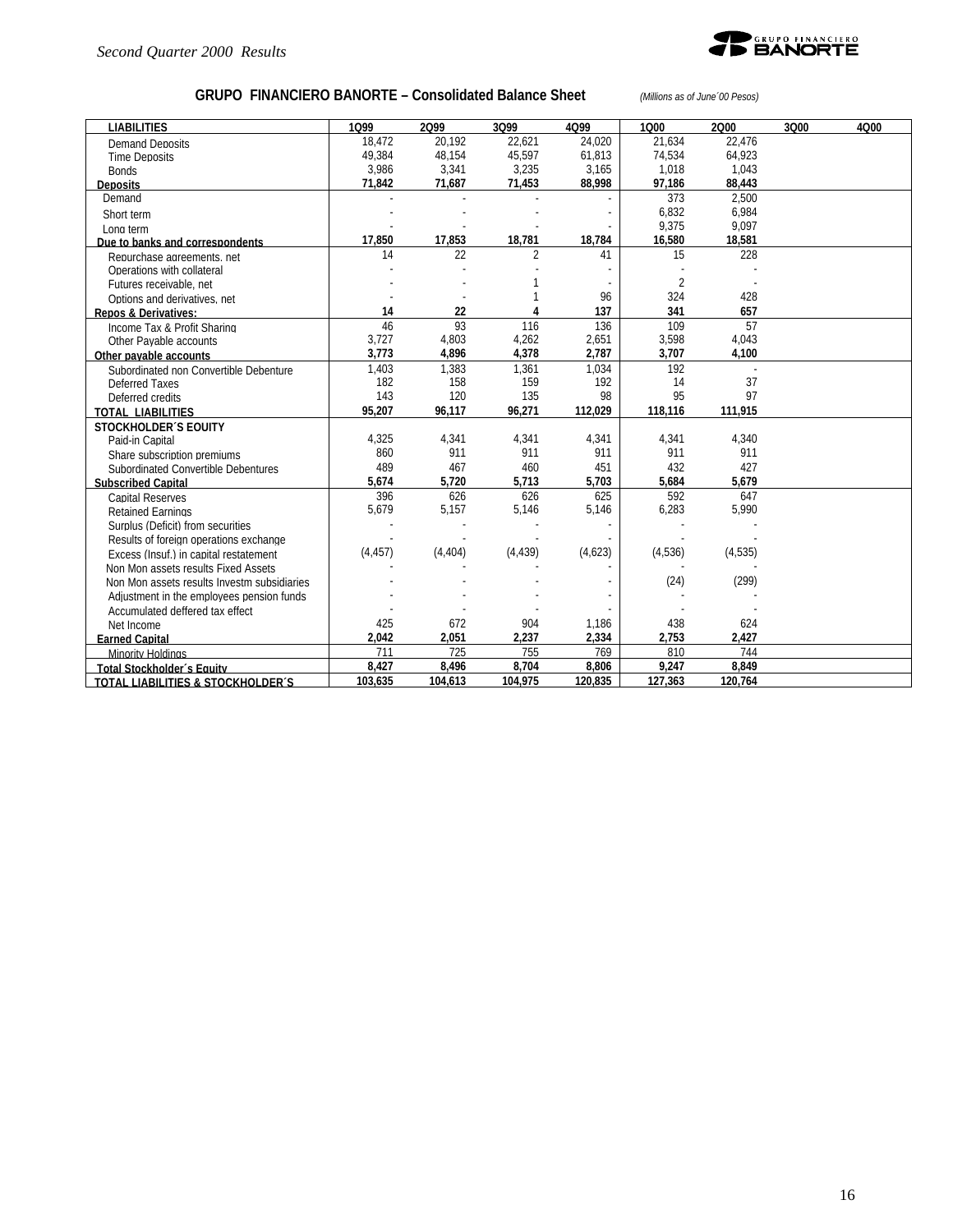## GRUPO FINANCIERO BANORTE – Consolidated Balance Sheet

*(Millions as of June´00 Pesos)*

| LIABILITIES | 1Q99 | 2Q99 | 3Q99 | 4Q99 | 1Q00 | 2Q00 | 3Q00 | 4Q00 |
|---|---|---|---|---|---|---|---|---|
| Demand Deposits | 18,472 | 20,192 | 22,621 | 24,020 | 21,634 | 22,476 | | |
| Time Deposits | 49,384 | 48,154 | 45,597 | 61,813 | 74,534 | 64,923 | | |
| Bonds | 3,986 | 3,341 | 3,235 | 3,165 | 1,018 | 1,043 | | |
| **Deposits** | **71,842** | **71,687** | **71,453** | **88,998** | **97,186** | **88,443** | | |
| Demand | - | - | - | - | 373 | 2,500 | | |
| Short term | - | - | - | - | 6,832 | 6,984 | | |
| Long term | - | - | - | - | 9,375 | 9,097 | | |
| **Due to banks and correspondents** | **17,850** | **17,853** | **18,781** | **18,784** | **16,580** | **18,581** | | |
| Repurchase agreements, net | 14 | 22 | 2 | 41 | 15 | 228 | | |
| Operations with collateral | - | - | - | - | - | - | | |
| Futures receivable, net | - | - | 1 | - | 2 | - | | |
| Options and derivatives, net | - | - | 1 | 96 | 324 | 428 | | |
| **Repos & Derivatives:** | **14** | **22** | **4** | **137** | **341** | **657** | | |
| Income Tax & Profit Sharing | 46 | 93 | 116 | 136 | 109 | 57 | | |
| Other Payable accounts | 3,727 | 4,803 | 4,262 | 2,651 | 3,598 | 4,043 | | |
| **Other payable accounts** | **3,773** | **4,896** | **4,378** | **2,787** | **3,707** | **4,100** | | |
| Subordinated non Convertible Debenture | 1,403 | 1,383 | 1,361 | 1,034 | 192 | - | | |
| Deferred Taxes | 182 | 158 | 159 | 192 | 14 | 37 | | |
| Deferred credits | 143 | 120 | 135 | 98 | 95 | 97 | | |
| **TOTAL LIABILITIES** | **95,207** | **96,117** | **96,271** | **112,029** | **118,116** | **111,915** | | |
| **STOCKHOLDER´S EQUITY** | | | | | | | | |
| Paid-in Capital | 4,325 | 4,341 | 4,341 | 4,341 | 4,341 | 4,340 | | |
| Share subscription premiums | 860 | 911 | 911 | 911 | 911 | 911 | | |
| Subordinated Convertible Debentures | 489 | 467 | 460 | 451 | 432 | 427 | | |
| **Subscribed Capital** | **5,674** | **5,720** | **5,713** | **5,703** | **5,684** | **5,679** | | |
| Capital Reserves | 396 | 626 | 626 | 625 | 592 | 647 | | |
| Retained Earnings | 5,679 | 5,157 | 5,146 | 5,146 | 6,283 | 5,990 | | |
| Surplus (Deficit) from securities | - | - | - | - | - | - | | |
| Results of foreign operations exchange | - | - | - | - | - | - | | |
| Excess (Insuf.) in capital restatement | (4,457) | (4,404) | (4,439) | (4,623) | (4,536) | (4,535) | | |
| Non Mon assets results Fixed Assets | - | - | - | - | - | - | | |
| Non Mon assets results Investm subsidiaries | - | - | - | - | (24) | (299) | | |
| Adjustment in the employees pension funds | - | - | - | - | - | - | | |
| Accumulated deffered tax effect | - | - | - | - | - | - | | |
| Net Income | 425 | 672 | 904 | 1,186 | 438 | 624 | | |
| **Earned Capital** | **2,042** | **2,051** | **2,237** | **2,334** | **2,753** | **2,427** | | |
| Minority Holdings | 711 | 725 | 755 | 769 | 810 | 744 | | |
| **Total Stockholder´s Equity** | **8,427** | **8,496** | **8,704** | **8,806** | **9,247** | **8,849** | | |
| **TOTAL LIABILITIES & STOCKHOLDER´S** | **103,635** | **104,613** | **104,975** | **120,835** | **127,363** | **120,764** | | |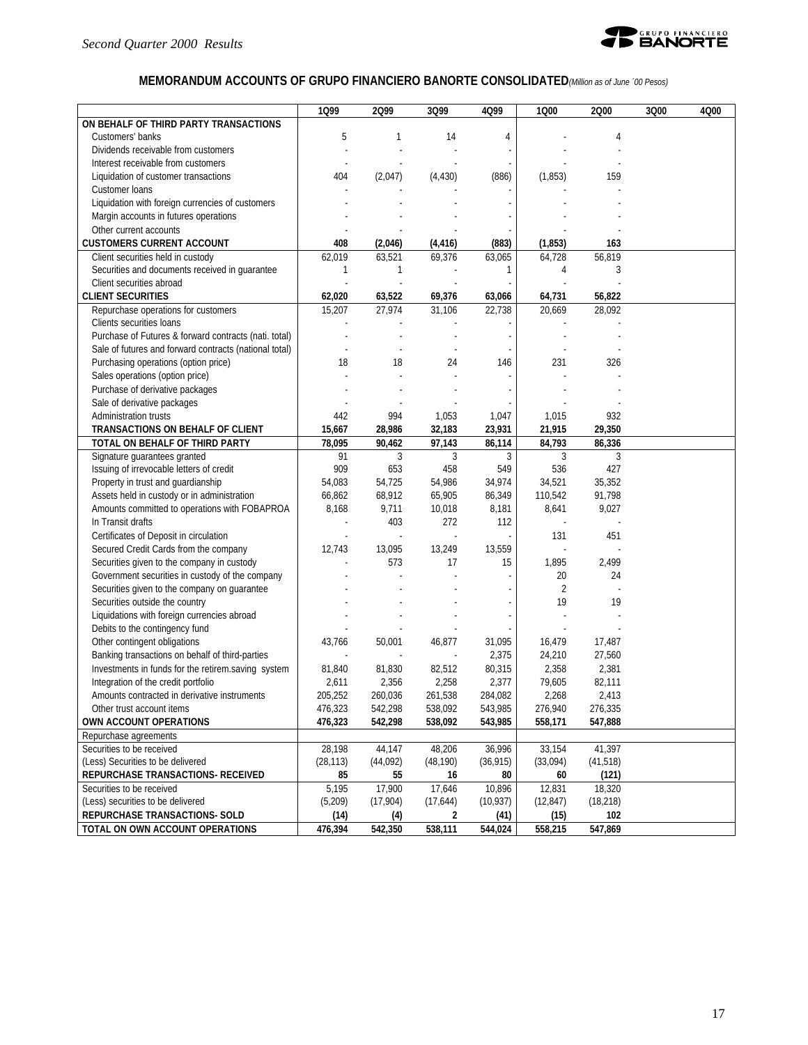## MEMORANDUM ACCOUNTS OF GRUPO FINANCIERO BANORTE CONSOLIDATED *(Million as of June ´00 Pesos)*

| | 1Q99 | 2Q99 | 3Q99 | 4Q99 | 1Q00 | 2Q00 | 3Q00 | 4Q00 |
|---|---|---|---|---|---|---|---|---|
| **ON BEHALF OF THIRD PARTY TRANSACTIONS** | | | | | | | | |
| Customers' banks | 5 | 1 | 14 | 4 | - | 4 | | |
| Dividends receivable from customers | - | - | - | - | - | - | | |
| Interest receivable from customers | - | - | - | - | - | - | | |
| Liquidation of customer transactions | 404 | (2,047) | (4,430) | (886) | (1,853) | 159 | | |
| Customer loans | - | - | - | - | - | - | | |
| Liquidation with foreign currencies of customers | - | - | - | - | - | - | | |
| Margin accounts in futures operations | - | - | - | - | - | - | | |
| Other current accounts | - | - | - | - | - | - | | |
| **CUSTOMERS CURRENT ACCOUNT** | **408** | **(2,046)** | **(4,416)** | **(883)** | **(1,853)** | **163** | | |
| Client securities held in custody | 62,019 | 63,521 | 69,376 | 63,065 | 64,728 | 56,819 | | |
| Securities and documents received in guarantee | 1 | 1 | - | 1 | 4 | 3 | | |
| Client securities abroad | - | - | - | - | - | - | | |
| **CLIENT SECURITIES** | **62,020** | **63,522** | **69,376** | **63,066** | **64,731** | **56,822** | | |
| Repurchase operations for customers | 15,207 | 27,974 | 31,106 | 22,738 | 20,669 | 28,092 | | |
| Clients securities loans | - | - | - | - | - | - | | |
| Purchase of Futures & forward contracts (nati. total) | - | - | - | - | - | - | | |
| Sale of futures and forward contracts (national total) | - | - | - | - | - | - | | |
| Purchasing operations (option price) | 18 | 18 | 24 | 146 | 231 | 326 | | |
| Sales operations (option price) | - | - | - | - | - | - | | |
| Purchase of derivative packages | - | - | - | - | - | - | | |
| Sale of derivative packages | - | - | - | - | - | - | | |
| Administration trusts | 442 | 994 | 1,053 | 1,047 | 1,015 | 932 | | |
| **TRANSACTIONS ON BEHALF OF CLIENT** | **15,667** | **28,986** | **32,183** | **23,931** | **21,915** | **29,350** | | |
| **TOTAL ON BEHALF OF THIRD PARTY** | **78,095** | **90,462** | **97,143** | **86,114** | **84,793** | **86,336** | | |
| Signature guarantees granted | 91 | 3 | 3 | 3 | 3 | 3 | | |
| Issuing of irrevocable letters of credit | 909 | 653 | 458 | 549 | 536 | 427 | | |
| Property in trust and guardianship | 54,083 | 54,725 | 54,986 | 34,974 | 34,521 | 35,352 | | |
| Assets held in custody or in administration | 66,862 | 68,912 | 65,905 | 86,349 | 110,542 | 91,798 | | |
| Amounts committed to operations with FOBAPROA | 8,168 | 9,711 | 10,018 | 8,181 | 8,641 | 9,027 | | |
| In Transit drafts | - | 403 | 272 | 112 | - | - | | |
| Certificates of Deposit in circulation | - | - | - | - | 131 | 451 | | |
| Secured Credit Cards from the company | 12,743 | 13,095 | 13,249 | 13,559 | - | - | | |
| Securities given to the company in custody | - | 573 | 17 | 15 | 1,895 | 2,499 | | |
| Government securities in custody of the company | - | - | - | - | 20 | 24 | | |
| Securities given to the company on guarantee | - | - | - | - | 2 | - | | |
| Securities outside the country | - | - | - | - | 19 | 19 | | |
| Liquidations with foreign currencies abroad | - | - | - | - | - | - | | |
| Debits to the contingency fund | - | - | - | - | - | - | | |
| Other contingent obligations | 43,766 | 50,001 | 46,877 | 31,095 | 16,479 | 17,487 | | |
| Banking transactions on behalf of third-parties | - | - | - | 2,375 | 24,210 | 27,560 | | |
| Investments in funds for the retirem.saving system | 81,840 | 81,830 | 82,512 | 80,315 | 2,358 | 2,381 | | |
| Integration of the credit portfolio | 2,611 | 2,356 | 2,258 | 2,377 | 79,605 | 82,111 | | |
| Amounts contracted in derivative instruments | 205,252 | 260,036 | 261,538 | 284,082 | 2,268 | 2,413 | | |
| Other trust account items | 476,323 | 542,298 | 538,092 | 543,985 | 276,940 | 276,335 | | |
| **OWN ACCOUNT OPERATIONS** | **476,323** | **542,298** | **538,092** | **543,985** | **558,171** | **547,888** | | |
| Repurchase agreements | | | | | | | | |
| Securities to be received | 28,198 | 44,147 | 48,206 | 36,996 | 33,154 | 41,397 | | |
| (Less) Securities to be delivered | (28,113) | (44,092) | (48,190) | (36,915) | (33,094) | (41,518) | | |
| **REPURCHASE TRANSACTIONS- RECEIVED** | **85** | **55** | **16** | **80** | **60** | **(121)** | | |
| Securities to be received | 5,195 | 17,900 | 17,646 | 10,896 | 12,831 | 18,320 | | |
| (Less) securities to be delivered | (5,209) | (17,904) | (17,644) | (10,937) | (12,847) | (18,218) | | |
| **REPURCHASE TRANSACTIONS- SOLD** | **(14)** | **(4)** | **2** | **(41)** | **(15)** | **102** | | |
| **TOTAL ON OWN ACCOUNT OPERATIONS** | **476,394** | **542,350** | **538,111** | **544,024** | **558,215** | **547,869** | | |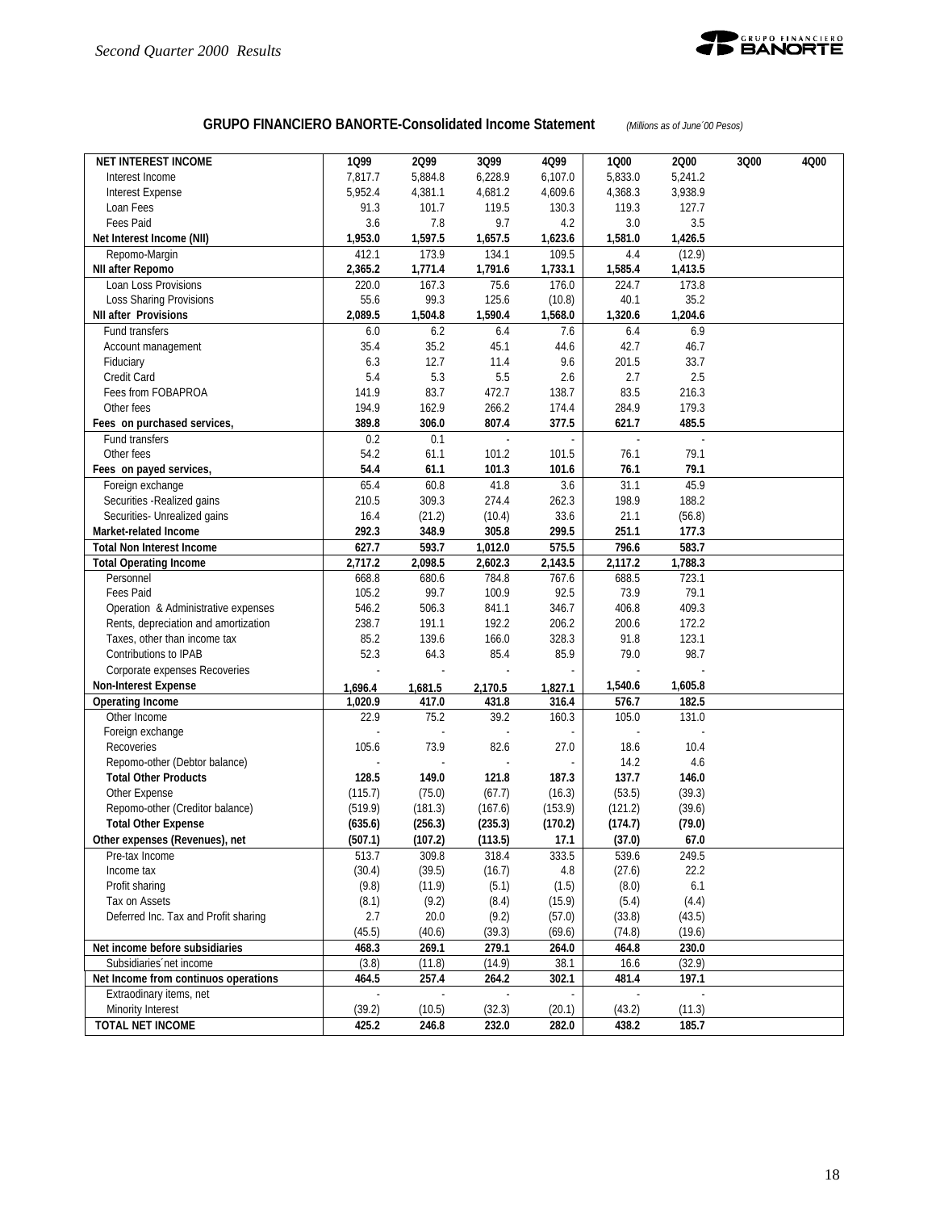## GRUPO FINANCIERO BANORTE-Consolidated Income Statement

*(Millions as of June´00 Pesos)*

| NET INTEREST INCOME | 1Q99 | 2Q99 | 3Q99 | 4Q99 | 1Q00 | 2Q00 | 3Q00 | 4Q00 |
|---|---|---|---|---|---|---|---|---|
| Interest Income | 7,817.7 | 5,884.8 | 6,228.9 | 6,107.0 | 5,833.0 | 5,241.2 | | |
| Interest Expense | 5,952.4 | 4,381.1 | 4,681.2 | 4,609.6 | 4,368.3 | 3,938.9 | | |
| Loan Fees | 91.3 | 101.7 | 119.5 | 130.3 | 119.3 | 127.7 | | |
| Fees Paid | 3.6 | 7.8 | 9.7 | 4.2 | 3.0 | 3.5 | | |
| **Net Interest Income (NII)** | **1,953.0** | **1,597.5** | **1,657.5** | **1,623.6** | **1,581.0** | **1,426.5** | | |
| Repomo-Margin | 412.1 | 173.9 | 134.1 | 109.5 | 4.4 | (12.9) | | |
| **NII after Repomo** | **2,365.2** | **1,771.4** | **1,791.6** | **1,733.1** | **1,585.4** | **1,413.5** | | |
| Loan Loss Provisions | 220.0 | 167.3 | 75.6 | 176.0 | 224.7 | 173.8 | | |
| Loss Sharing Provisions | 55.6 | 99.3 | 125.6 | (10.8) | 40.1 | 35.2 | | |
| **NII after Provisions** | **2,089.5** | **1,504.8** | **1,590.4** | **1,568.0** | **1,320.6** | **1,204.6** | | |
| Fund transfers | 6.0 | 6.2 | 6.4 | 7.6 | 6.4 | 6.9 | | |
| Account management | 35.4 | 35.2 | 45.1 | 44.6 | 42.7 | 46.7 | | |
| Fiduciary | 6.3 | 12.7 | 11.4 | 9.6 | 201.5 | 33.7 | | |
| Credit Card | 5.4 | 5.3 | 5.5 | 2.6 | 2.7 | 2.5 | | |
| Fees from FOBAPROA | 141.9 | 83.7 | 472.7 | 138.7 | 83.5 | 216.3 | | |
| Other fees | 194.9 | 162.9 | 266.2 | 174.4 | 284.9 | 179.3 | | |
| **Fees on purchased services,** | **389.8** | **306.0** | **807.4** | **377.5** | **621.7** | **485.5** | | |
| Fund transfers | 0.2 | 0.1 | - | - | - | - | | |
| Other fees | 54.2 | 61.1 | 101.2 | 101.5 | 76.1 | 79.1 | | |
| **Fees on payed services,** | **54.4** | **61.1** | **101.3** | **101.6** | **76.1** | **79.1** | | |
| Foreign exchange | 65.4 | 60.8 | 41.8 | 3.6 | 31.1 | 45.9 | | |
| Securities -Realized gains | 210.5 | 309.3 | 274.4 | 262.3 | 198.9 | 188.2 | | |
| Securities- Unrealized gains | 16.4 | (21.2) | (10.4) | 33.6 | 21.1 | (56.8) | | |
| **Market-related Income** | **292.3** | **348.9** | **305.8** | **299.5** | **251.1** | **177.3** | | |
| **Total Non Interest Income** | **627.7** | **593.7** | **1,012.0** | **575.5** | **796.6** | **583.7** | | |
| **Total Operating Income** | **2,717.2** | **2,098.5** | **2,602.3** | **2,143.5** | **2,117.2** | **1,788.3** | | |
| Personnel | 668.8 | 680.6 | 784.8 | 767.6 | 688.5 | 723.1 | | |
| Fees Paid | 105.2 | 99.7 | 100.9 | 92.5 | 73.9 | 79.1 | | |
| Operation & Administrative expenses | 546.2 | 506.3 | 841.1 | 346.7 | 406.8 | 409.3 | | |
| Rents, depreciation and amortization | 238.7 | 191.1 | 192.2 | 206.2 | 200.6 | 172.2 | | |
| Taxes, other than income tax | 85.2 | 139.6 | 166.0 | 328.3 | 91.8 | 123.1 | | |
| Contributions to IPAB | 52.3 | 64.3 | 85.4 | 85.9 | 79.0 | 98.7 | | |
| Corporate expenses Recoveries | - | - | - | - | - | - | | |
| **Non-Interest Expense** | **1,696.4** | **1,681.5** | **2,170.5** | **1,827.1** | **1,540.6** | **1,605.8** | | |
| **Operating Income** | **1,020.9** | **417.0** | **431.8** | **316.4** | **576.7** | **182.5** | | |
| Other Income | 22.9 | 75.2 | 39.2 | 160.3 | 105.0 | 131.0 | | |
| Foreign exchange | - | - | - | - | - | - | | |
| Recoveries | 105.6 | 73.9 | 82.6 | 27.0 | 18.6 | 10.4 | | |
| Repomo-other (Debtor balance) | - | - | - | - | 14.2 | 4.6 | | |
| **Total Other Products** | **128.5** | **149.0** | **121.8** | **187.3** | **137.7** | **146.0** | | |
| Other Expense | (115.7) | (75.0) | (67.7) | (16.3) | (53.5) | (39.3) | | |
| Repomo-other (Creditor balance) | (519.9) | (181.3) | (167.6) | (153.9) | (121.2) | (39.6) | | |
| **Total Other Expense** | **(635.6)** | **(256.3)** | **(235.3)** | **(170.2)** | **(174.7)** | **(79.0)** | | |
| **Other expenses (Revenues), net** | **(507.1)** | **(107.2)** | **(113.5)** | **17.1** | **(37.0)** | **67.0** | | |
| Pre-tax Income | 513.7 | 309.8 | 318.4 | 333.5 | 539.6 | 249.5 | | |
| Income tax | (30.4) | (39.5) | (16.7) | 4.8 | (27.6) | 22.2 | | |
| Profit sharing | (9.8) | (11.9) | (5.1) | (1.5) | (8.0) | 6.1 | | |
| Tax on Assets | (8.1) | (9.2) | (8.4) | (15.9) | (5.4) | (4.4) | | |
| Deferred Inc. Tax and Profit sharing | 2.7 | 20.0 | (9.2) | (57.0) | (33.8) | (43.5) | | |
| | (45.5) | (40.6) | (39.3) | (69.6) | (74.8) | (19.6) | | |
| **Net income before subsidiaries** | **468.3** | **269.1** | **279.1** | **264.0** | **464.8** | **230.0** | | |
| Subsidiaries´net income | (3.8) | (11.8) | (14.9) | 38.1 | 16.6 | (32.9) | | |
| **Net Income from continuos operations** | **464.5** | **257.4** | **264.2** | **302.1** | **481.4** | **197.1** | | |
| Extraodinary items, net | - | - | - | - | - | - | | |
| Minority Interest | (39.2) | (10.5) | (32.3) | (20.1) | (43.2) | (11.3) | | |
| **TOTAL NET INCOME** | **425.2** | **246.8** | **232.0** | **282.0** | **438.2** | **185.7** | | |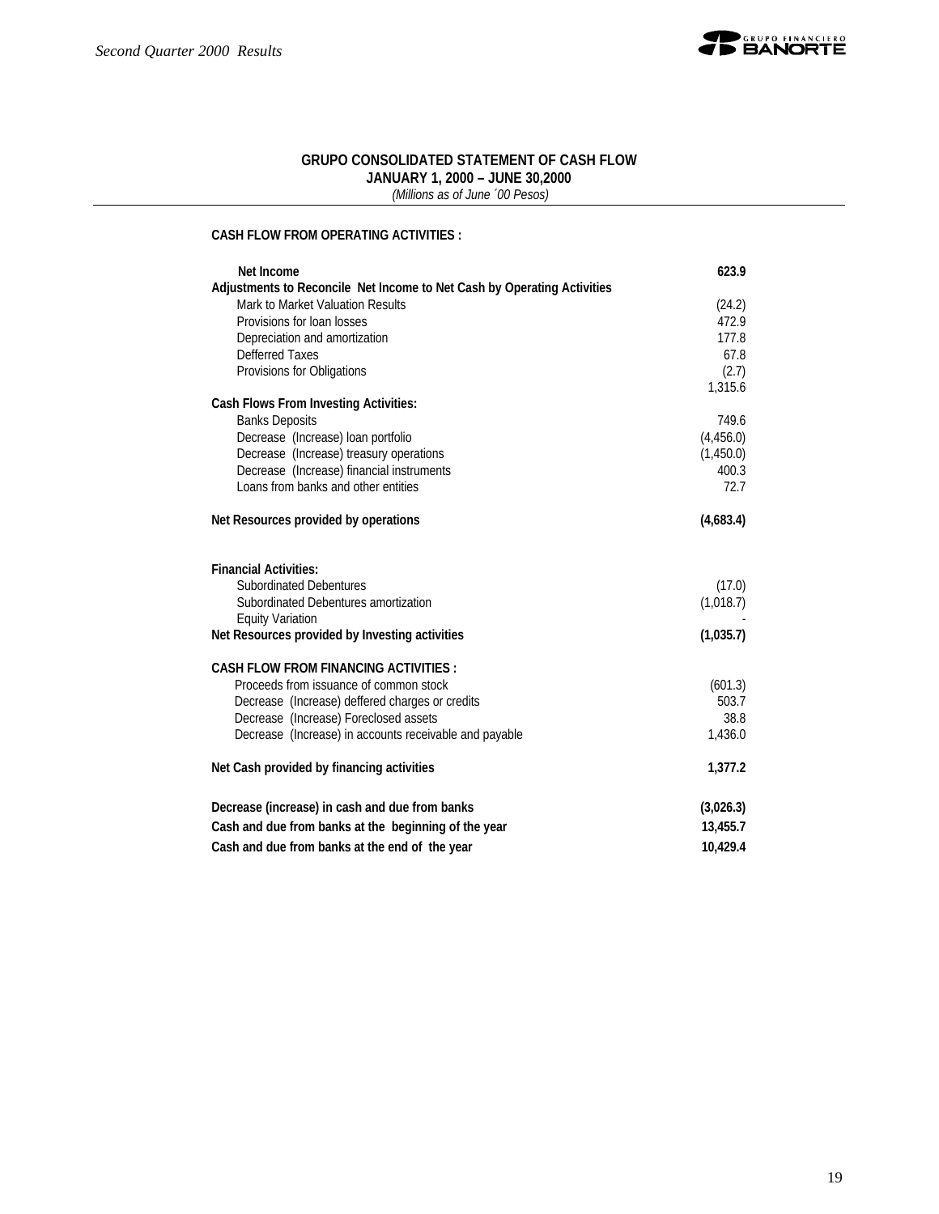## GRUPO CONSOLIDATED STATEMENT OF CASH FLOW

**JANUARY 1, 2000 – JUNE 30,2000**

*(Millions as of June ´00 Pesos)*

**CASH FLOW FROM OPERATING ACTIVITIES :**

| | |
|---|---|
| **Net Income** | **623.9** |
| **Adjustments to Reconcile Net Income to Net Cash by Operating Activities** | |
| Mark to Market Valuation Results | (24.2) |
| Provisions for loan losses | 472.9 |
| Depreciation and amortization | 177.8 |
| Defferred Taxes | 67.8 |
| Provisions for Obligations | (2.7) |
| | 1,315.6 |
| **Cash Flows From Investing Activities:** | |
| Banks Deposits | 749.6 |
| Decrease (Increase) loan portfolio | (4,456.0) |
| Decrease (Increase) treasury operations | (1,450.0) |
| Decrease (Increase) financial instruments | 400.3 |
| Loans from banks and other entities | 72.7 |
| **Net Resources provided by operations** | **(4,683.4)** |
| **Financial Activities:** | |
| Subordinated Debentures | (17.0) |
| Subordinated Debentures amortization | (1,018.7) |
| Equity Variation | - |
| **Net Resources provided by Investing activities** | **(1,035.7)** |
| **CASH FLOW FROM FINANCING ACTIVITIES :** | |
| Proceeds from issuance of common stock | (601.3) |
| Decrease (Increase) deffered charges or credits | 503.7 |
| Decrease (Increase) Foreclosed assets | 38.8 |
| Decrease (Increase) in accounts receivable and payable | 1,436.0 |
| **Net Cash provided by financing activities** | **1,377.2** |
| **Decrease (increase) in cash and due from banks** | **(3,026.3)** |
| **Cash and due from banks at the beginning of the year** | **13,455.7** |
| **Cash and due from banks at the end of the year** | **10,429.4** |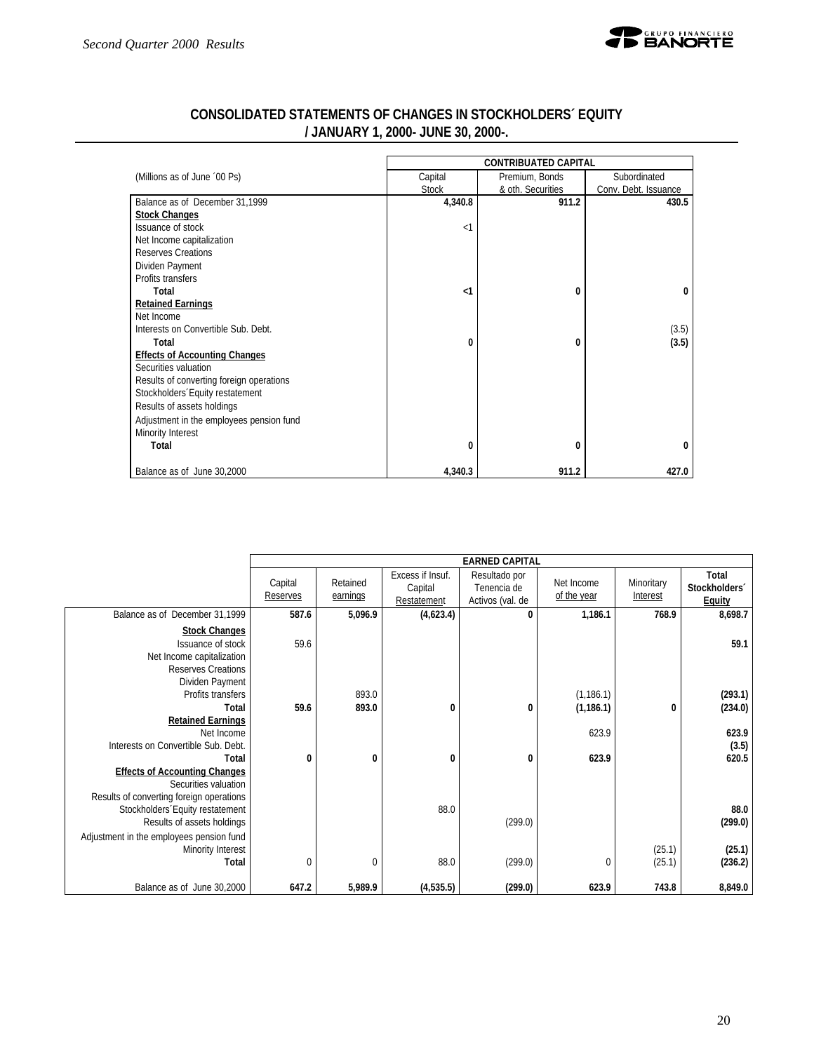## CONSOLIDATED STATEMENTS OF CHANGES IN STOCKHOLDERS´ EQUITY / JANUARY 1, 2000- JUNE 30, 2000-.

| (Millions as of June ´00 Ps) | CONTRIBUATED CAPITAL | | |
|---|---|---|---|
| | Capital Stock | Premium, Bonds & oth. Securities | Subordinated Conv. Debt. Issuance |
| Balance as of December 31,1999 | **4,340.8** | **911.2** | **430.5** |
| **Stock Changes** | | | |
| Issuance of stock | <1 | | |
| Net Income capitalization | | | |
| Reserves Creations | | | |
| Dividen Payment | | | |
| Profits transfers | | | |
| **Total** | **<1** | **0** | **0** |
| **Retained Earnings** | | | |
| Net Income | | | |
| Interests on Convertible Sub. Debt. | | | (3.5) |
| **Total** | **0** | **0** | **(3.5)** |
| **Effects of Accounting Changes** | | | |
| Securities valuation | | | |
| Results of converting foreign operations | | | |
| Stockholders´Equity restatement | | | |
| Results of assets holdings | | | |
| Adjustment in the employees pension fund | | | |
| Minority Interest | | | |
| **Total** | **0** | **0** | **0** |
| Balance as of June 30,2000 | **4,340.3** | **911.2** | **427.0** |

| | EARNED CAPITAL | | | | | | |
|---|---|---|---|---|---|---|---|
| | Capital Reserves | Retained earnings | Excess if Insuf. Capital Restatement | Resultado por Tenencia de Activos (val. de | Net Income of the year | Minoritary Interest | Total Stockholders´ Equity |
| Balance as of December 31,1999 | **587.6** | **5,096.9** | **(4,623.4)** | **0** | **1,186.1** | **768.9** | **8,698.7** |
| **Stock Changes** | | | | | | | |
| Issuance of stock | 59.6 | | | | | | **59.1** |
| Net Income capitalization | | | | | | | |
| Reserves Creations | | | | | | | |
| Dividen Payment | | | | | | | |
| Profits transfers | | 893.0 | | | (1,186.1) | | **(293.1)** |
| **Total** | **59.6** | **893.0** | **0** | **0** | **(1,186.1)** | **0** | **(234.0)** |
| **Retained Earnings** | | | | | | | |
| Net Income | | | | | 623.9 | | **623.9** |
| Interests on Convertible Sub. Debt. | | | | | | | **(3.5)** |
| **Total** | **0** | **0** | **0** | **0** | **623.9** | | **620.5** |
| **Effects of Accounting Changes** | | | | | | | |
| Securities valuation | | | | | | | |
| Results of converting foreign operations | | | | | | | |
| Stockholders´Equity restatement | | | 88.0 | | | | **88.0** |
| Results of assets holdings | | | | (299.0) | | | **(299.0)** |
| Adjustment in the employees pension fund | | | | | | | |
| Minority Interest | | | | | | (25.1) | **(25.1)** |
| **Total** | 0 | 0 | 88.0 | (299.0) | 0 | (25.1) | **(236.2)** |
| Balance as of June 30,2000 | **647.2** | **5,989.9** | **(4,535.5)** | **(299.0)** | **623.9** | **743.8** | **8,849.0** |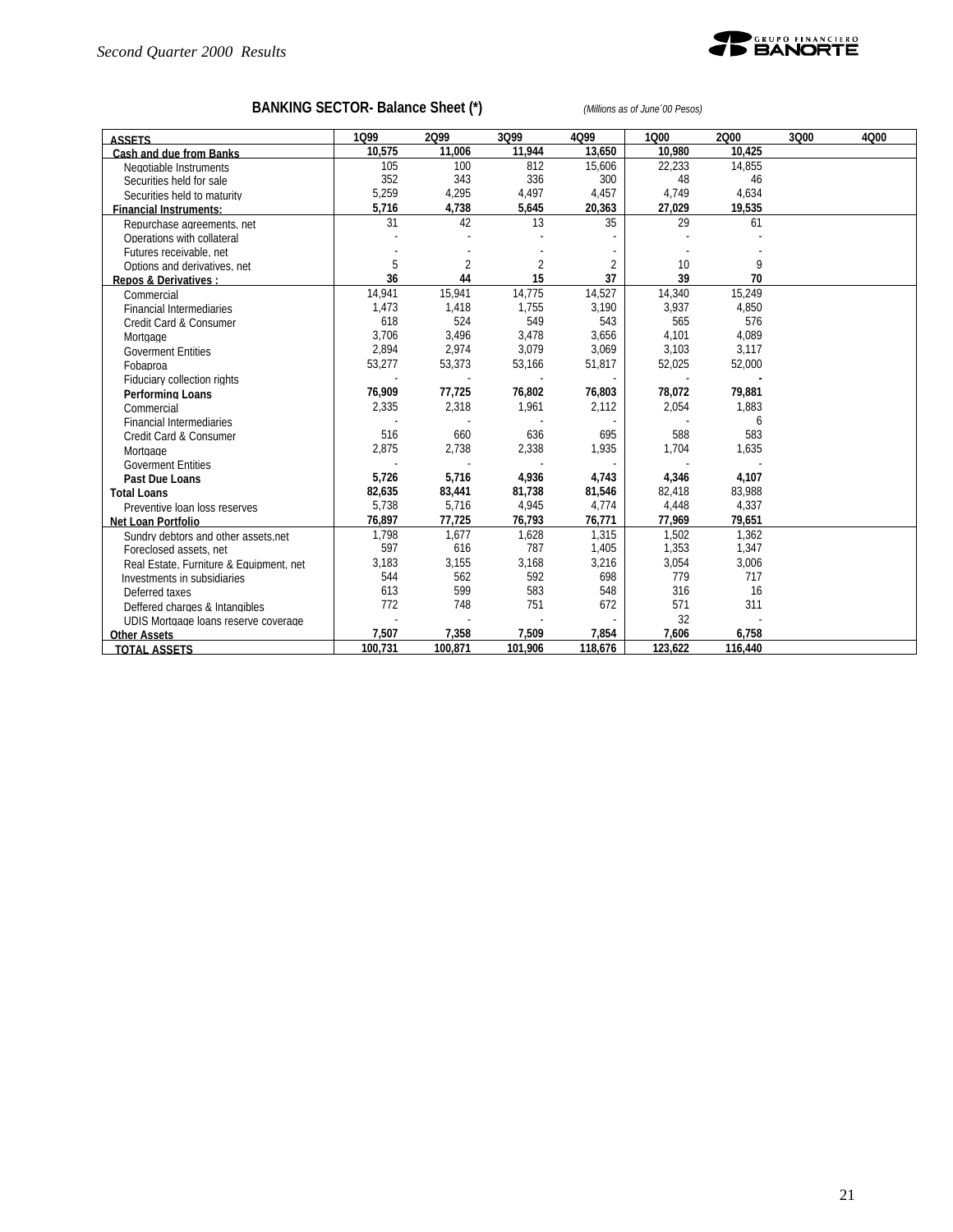## BANKING SECTOR- Balance Sheet (*)

*(Millions as of June´00 Pesos)*

| ASSETS | 1Q99 | 2Q99 | 3Q99 | 4Q99 | 1Q00 | 2Q00 | 3Q00 | 4Q00 |
|---|---|---|---|---|---|---|---|---|
| **Cash and due from Banks** | **10,575** | **11,006** | **11,944** | **13,650** | **10,980** | **10,425** | | |
| Negotiable Instruments | 105 | 100 | 812 | 15,606 | 22,233 | 14,855 | | |
| Securities held for sale | 352 | 343 | 336 | 300 | 48 | 46 | | |
| Securities held to maturity | 5,259 | 4,295 | 4,497 | 4,457 | 4,749 | 4,634 | | |
| **Financial Instruments:** | **5,716** | **4,738** | **5,645** | **20,363** | **27,029** | **19,535** | | |
| Repurchase agreements, net | 31 | 42 | 13 | 35 | 29 | 61 | | |
| Operations with collateral | - | - | - | - | - | - | | |
| Futures receivable, net | - | - | - | - | - | - | | |
| Options and derivatives, net | 5 | 2 | 2 | 2 | 10 | 9 | | |
| **Repos & Derivatives :** | **36** | **44** | **15** | **37** | **39** | **70** | | |
| Commercial | 14,941 | 15,941 | 14,775 | 14,527 | 14,340 | 15,249 | | |
| Financial Intermediaries | 1,473 | 1,418 | 1,755 | 3,190 | 3,937 | 4,850 | | |
| Credit Card & Consumer | 618 | 524 | 549 | 543 | 565 | 576 | | |
| Mortgage | 3,706 | 3,496 | 3,478 | 3,656 | 4,101 | 4,089 | | |
| Goverment Entities | 2,894 | 2,974 | 3,079 | 3,069 | 3,103 | 3,117 | | |
| Fobaproa | 53,277 | 53,373 | 53,166 | 51,817 | 52,025 | 52,000 | | |
| Fiduciary collection rights | - | - | - | - | - | - | | |
| **Performing Loans** | **76,909** | **77,725** | **76,802** | **76,803** | **78,072** | **79,881** | | |
| Commercial | 2,335 | 2,318 | 1,961 | 2,112 | 2,054 | 1,883 | | |
| Financial Intermediaries | - | - | - | - | - | 6 | | |
| Credit Card & Consumer | 516 | 660 | 636 | 695 | 588 | 583 | | |
| Mortgage | 2,875 | 2,738 | 2,338 | 1,935 | 1,704 | 1,635 | | |
| Goverment Entities | - | - | - | - | - | - | | |
| **Past Due Loans** | **5,726** | **5,716** | **4,936** | **4,743** | **4,346** | **4,107** | | |
| **Total Loans** | **82,635** | **83,441** | **81,738** | **81,546** | 82,418 | 83,988 | | |
| Preventive loan loss reserves | 5,738 | 5,716 | 4,945 | 4,774 | 4,448 | 4,337 | | |
| **Net Loan Portfolio** | **76,897** | **77,725** | **76,793** | **76,771** | **77,969** | **79,651** | | |
| Sundry debtors and other assets,net | 1,798 | 1,677 | 1,628 | 1,315 | 1,502 | 1,362 | | |
| Foreclosed assets, net | 597 | 616 | 787 | 1,405 | 1,353 | 1,347 | | |
| Real Estate, Furniture & Equipment, net | 3,183 | 3,155 | 3,168 | 3,216 | 3,054 | 3,006 | | |
| Investments in subsidiaries | 544 | 562 | 592 | 698 | 779 | 717 | | |
| Deferred taxes | 613 | 599 | 583 | 548 | 316 | 16 | | |
| Deffered charges & Intangibles | 772 | 748 | 751 | 672 | 571 | 311 | | |
| UDIS Mortgage loans reserve coverage | - | - | - | - | 32 | - | | |
| **Other Assets** | **7,507** | **7,358** | **7,509** | **7,854** | **7,606** | **6,758** | | |
| **TOTAL ASSETS** | **100,731** | **100,871** | **101,906** | **118,676** | **123,622** | **116,440** | | |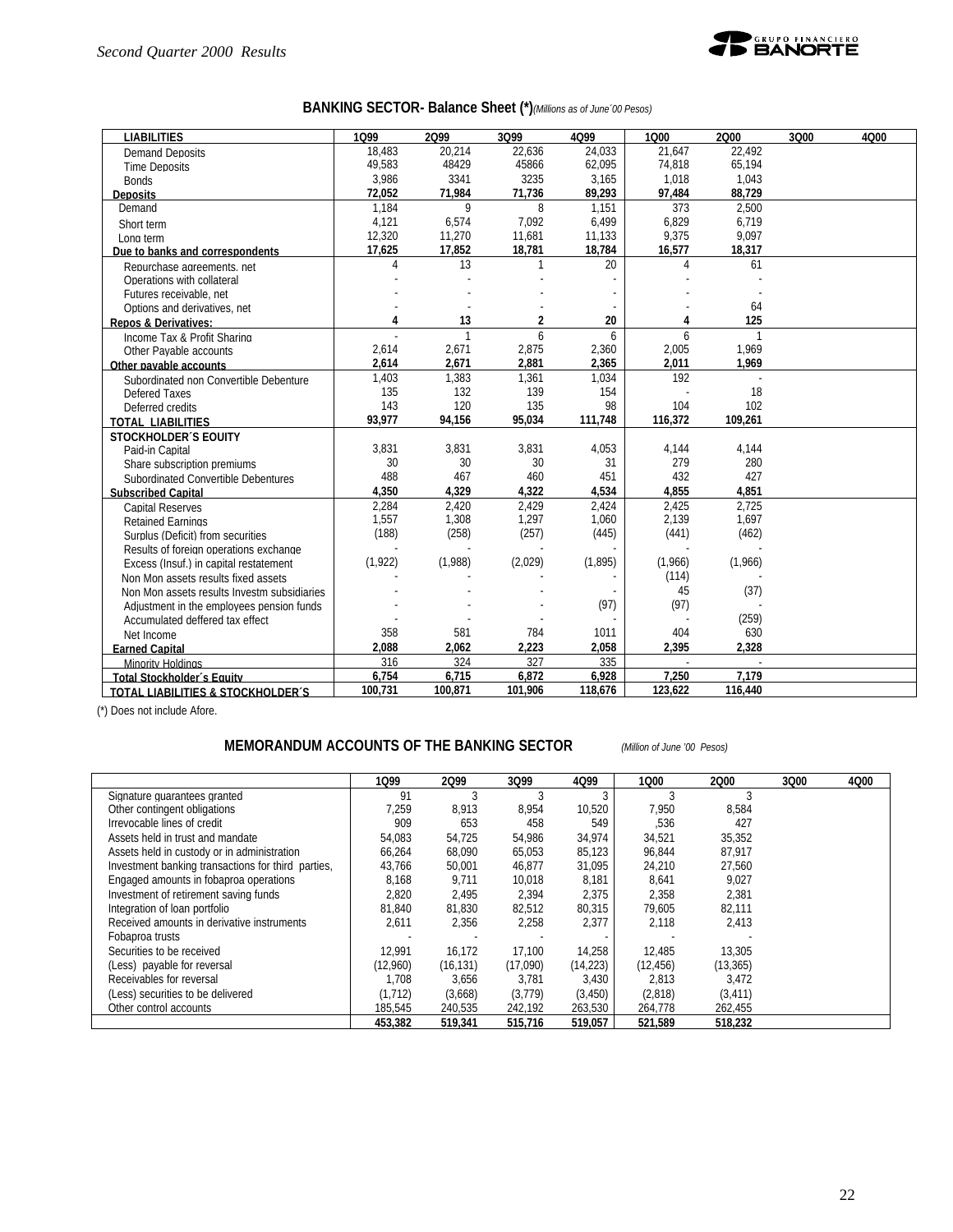## BANKING SECTOR- Balance Sheet (*) *(Millions as of June´00 Pesos)*

| LIABILITIES | 1Q99 | 2Q99 | 3Q99 | 4Q99 | 1Q00 | 2Q00 | 3Q00 | 4Q00 |
|---|---|---|---|---|---|---|---|---|
| Demand Deposits | 18,483 | 20,214 | 22,636 | 24,033 | 21,647 | 22,492 | | |
| Time Deposits | 49,583 | 48429 | 45866 | 62,095 | 74,818 | 65,194 | | |
| Bonds | 3,986 | 3341 | 3235 | 3,165 | 1,018 | 1,043 | | |
| **Deposits** | **72,052** | **71,984** | **71,736** | **89,293** | **97,484** | **88,729** | | |
| Demand | 1,184 | 9 | 8 | 1,151 | 373 | 2,500 | | |
| Short term | 4,121 | 6,574 | 7,092 | 6,499 | 6,829 | 6,719 | | |
| Long term | 12,320 | 11,270 | 11,681 | 11,133 | 9,375 | 9,097 | | |
| **Due to banks and correspondents** | **17,625** | **17,852** | **18,781** | **18,784** | **16,577** | **18,317** | | |
| Repurchase agreements, net | 4 | 13 | 1 | 20 | 4 | 61 | | |
| Operations with collateral | - | - | - | - | - | - | | |
| Futures receivable, net | - | - | - | - | - | - | | |
| Options and derivatives, net | - | - | - | - | - | 64 | | |
| **Repos & Derivatives:** | **4** | **13** | **2** | **20** | **4** | **125** | | |
| Income Tax & Profit Sharing | - | 1 | 6 | 6 | 6 | 1 | | |
| Other Payable accounts | 2,614 | 2,671 | 2,875 | 2,360 | 2,005 | 1,969 | | |
| **Other payable accounts** | **2,614** | **2,671** | **2,881** | **2,365** | **2,011** | **1,969** | | |
| Subordinated non Convertible Debenture | 1,403 | 1,383 | 1,361 | 1,034 | 192 | - | | |
| Defered Taxes | 135 | 132 | 139 | 154 | - | 18 | | |
| Deferred credits | 143 | 120 | 135 | 98 | 104 | 102 | | |
| **TOTAL LIABILITIES** | **93,977** | **94,156** | **95,034** | **111,748** | **116,372** | **109,261** | | |
| **STOCKHOLDER´S EQUITY** | | | | | | | | |
| Paid-in Capital | 3,831 | 3,831 | 3,831 | 4,053 | 4,144 | 4,144 | | |
| Share subscription premiums | 30 | 30 | 30 | 31 | 279 | 280 | | |
| Subordinated Convertible Debentures | 488 | 467 | 460 | 451 | 432 | 427 | | |
| **Subscribed Capital** | **4,350** | **4,329** | **4,322** | **4,534** | **4,855** | **4,851** | | |
| Capital Reserves | 2,284 | 2,420 | 2,429 | 2,424 | 2,425 | 2,725 | | |
| Retained Earnings | 1,557 | 1,308 | 1,297 | 1,060 | 2,139 | 1,697 | | |
| Surplus (Deficit) from securities | (188) | (258) | (257) | (445) | (441) | (462) | | |
| Results of foreign operations exchange | - | - | - | - | - | - | | |
| Excess (Insuf.) in capital restatement | (1,922) | (1,988) | (2,029) | (1,895) | (1,966) | (1,966) | | |
| Non Mon assets results fixed assets | - | - | - | - | (114) | - | | |
| Non Mon assets results Investm subsidiaries | - | - | - | - | 45 | (37) | | |
| Adjustment in the employees pension funds | - | - | - | (97) | (97) | - | | |
| Accumulated deffered tax effect | - | - | - | - | - | (259) | | |
| Net Income | 358 | 581 | 784 | 1011 | 404 | 630 | | |
| **Earned Capital** | **2,088** | **2,062** | **2,223** | **2,058** | **2,395** | **2,328** | | |
| Minority Holdings | 316 | 324 | 327 | 335 | - | - | | |
| **Total Stockholder´s Equity** | **6,754** | **6,715** | **6,872** | **6,928** | **7,250** | **7,179** | | |
| **TOTAL LIABILITIES & STOCKHOLDER´S** | **100,731** | **100,871** | **101,906** | **118,676** | **123,622** | **116,440** | | |

(*) Does not include Afore.

## MEMORANDUM ACCOUNTS OF THE BANKING SECTOR *(Million of June '00 Pesos)*

| | 1Q99 | 2Q99 | 3Q99 | 4Q99 | 1Q00 | 2Q00 | 3Q00 | 4Q00 |
|---|---|---|---|---|---|---|---|---|
| Signature guarantees granted | 91 | 3 | 3 | 3 | 3 | 3 | | |
| Other contingent obligations | 7,259 | 8,913 | 8,954 | 10,520 | 7,950 | 8,584 | | |
| Irrevocable lines of credit | 909 | 653 | 458 | 549 | ,536 | 427 | | |
| Assets held in trust and mandate | 54,083 | 54,725 | 54,986 | 34,974 | 34,521 | 35,352 | | |
| Assets held in custody or in administration | 66,264 | 68,090 | 65,053 | 85,123 | 96,844 | 87,917 | | |
| Investment banking transactions for third parties, | 43,766 | 50,001 | 46,877 | 31,095 | 24,210 | 27,560 | | |
| Engaged amounts in fobaproa operations | 8,168 | 9,711 | 10,018 | 8,181 | 8,641 | 9,027 | | |
| Investment of retirement saving funds | 2,820 | 2,495 | 2,394 | 2,375 | 2,358 | 2,381 | | |
| Integration of loan portfolio | 81,840 | 81,830 | 82,512 | 80,315 | 79,605 | 82,111 | | |
| Received amounts in derivative instruments | 2,611 | 2,356 | 2,258 | 2,377 | 2,118 | 2,413 | | |
| Fobaproa trusts | - | - | - | - | - | - | | |
| Securities to be received | 12,991 | 16,172 | 17,100 | 14,258 | 12,485 | 13,305 | | |
| (Less) payable for reversal | (12,960) | (16,131) | (17,090) | (14,223) | (12,456) | (13,365) | | |
| Receivables for reversal | 1,708 | 3,656 | 3,781 | 3,430 | 2,813 | 3,472 | | |
| (Less) securities to be delivered | (1,712) | (3,668) | (3,779) | (3,450) | (2,818) | (3,411) | | |
| Other control accounts | 185,545 | 240,535 | 242,192 | 263,530 | 264,778 | 262,455 | | |
| | **453,382** | **519,341** | **515,716** | **519,057** | **521,589** | **518,232** | | |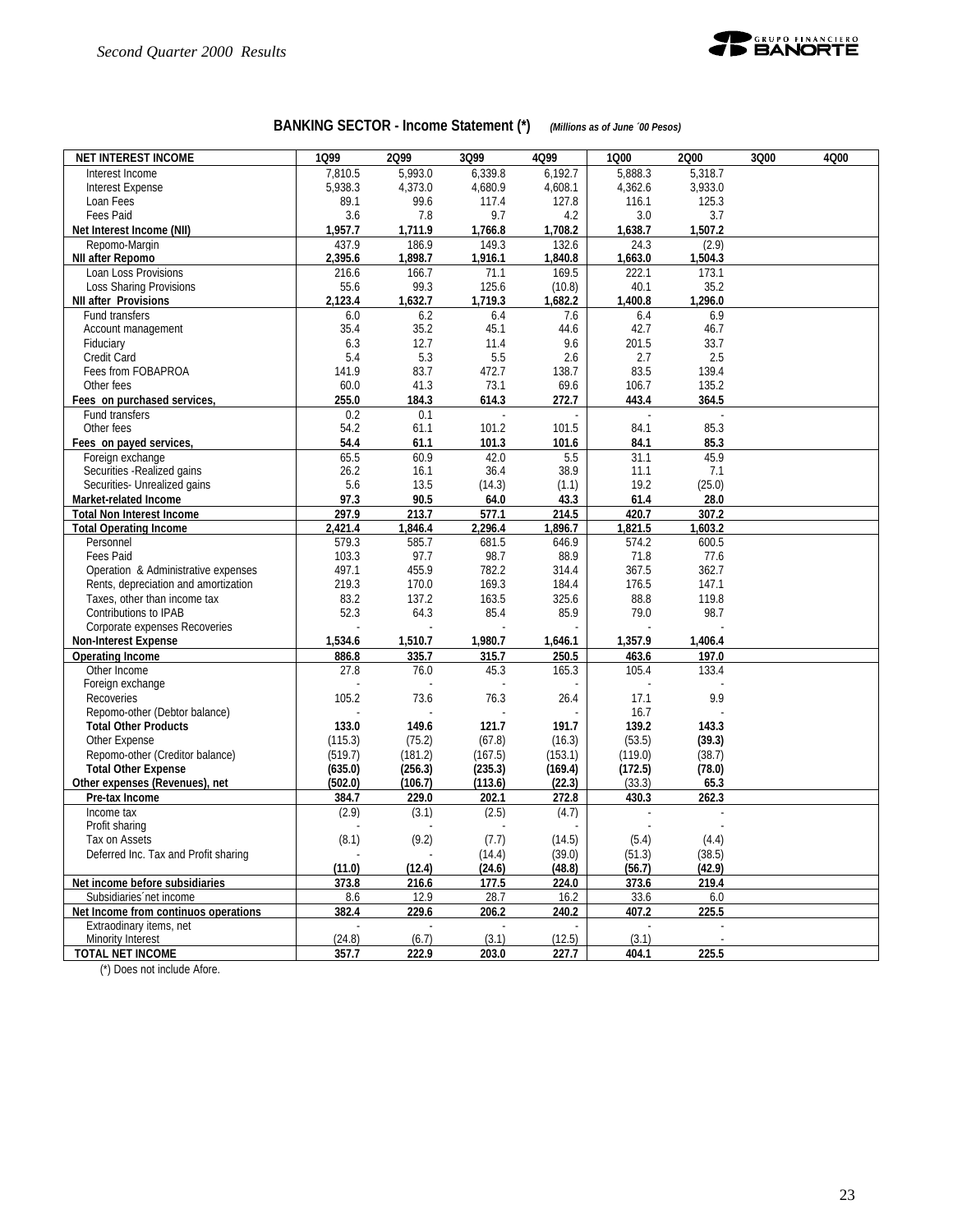## BANKING SECTOR - Income Statement (*) *(Millions as of June ´00 Pesos)*

| NET INTEREST INCOME | 1Q99 | 2Q99 | 3Q99 | 4Q99 | 1Q00 | 2Q00 | 3Q00 | 4Q00 |
|---|---|---|---|---|---|---|---|---|
| Interest Income | 7,810.5 | 5,993.0 | 6,339.8 | 6,192.7 | 5,888.3 | 5,318.7 | | |
| Interest Expense | 5,938.3 | 4,373.0 | 4,680.9 | 4,608.1 | 4,362.6 | 3,933.0 | | |
| Loan Fees | 89.1 | 99.6 | 117.4 | 127.8 | 116.1 | 125.3 | | |
| Fees Paid | 3.6 | 7.8 | 9.7 | 4.2 | 3.0 | 3.7 | | |
| **Net Interest Income (NII)** | **1,957.7** | **1,711.9** | **1,766.8** | **1,708.2** | **1,638.7** | **1,507.2** | | |
| Repomo-Margin | 437.9 | 186.9 | 149.3 | 132.6 | 24.3 | (2.9) | | |
| **NII after Repomo** | **2,395.6** | **1,898.7** | **1,916.1** | **1,840.8** | **1,663.0** | **1,504.3** | | |
| Loan Loss Provisions | 216.6 | 166.7 | 71.1 | 169.5 | 222.1 | 173.1 | | |
| Loss Sharing Provisions | 55.6 | 99.3 | 125.6 | (10.8) | 40.1 | 35.2 | | |
| **NII after Provisions** | **2,123.4** | **1,632.7** | **1,719.3** | **1,682.2** | **1,400.8** | **1,296.0** | | |
| Fund transfers | 6.0 | 6.2 | 6.4 | 7.6 | 6.4 | 6.9 | | |
| Account management | 35.4 | 35.2 | 45.1 | 44.6 | 42.7 | 46.7 | | |
| Fiduciary | 6.3 | 12.7 | 11.4 | 9.6 | 201.5 | 33.7 | | |
| Credit Card | 5.4 | 5.3 | 5.5 | 2.6 | 2.7 | 2.5 | | |
| Fees from FOBAPROA | 141.9 | 83.7 | 472.7 | 138.7 | 83.5 | 139.4 | | |
| Other fees | 60.0 | 41.3 | 73.1 | 69.6 | 106.7 | 135.2 | | |
| **Fees on purchased services,** | **255.0** | **184.3** | **614.3** | **272.7** | **443.4** | **364.5** | | |
| Fund transfers | 0.2 | 0.1 | - | - | - | - | | |
| Other fees | 54.2 | 61.1 | 101.2 | 101.5 | 84.1 | 85.3 | | |
| **Fees on payed services,** | **54.4** | **61.1** | **101.3** | **101.6** | **84.1** | **85.3** | | |
| Foreign exchange | 65.5 | 60.9 | 42.0 | 5.5 | 31.1 | 45.9 | | |
| Securities -Realized gains | 26.2 | 16.1 | 36.4 | 38.9 | 11.1 | 7.1 | | |
| Securities- Unrealized gains | 5.6 | 13.5 | (14.3) | (1.1) | 19.2 | (25.0) | | |
| **Market-related Income** | **97.3** | **90.5** | **64.0** | **43.3** | **61.4** | **28.0** | | |
| **Total Non Interest Income** | **297.9** | **213.7** | **577.1** | **214.5** | **420.7** | **307.2** | | |
| **Total Operating Income** | **2,421.4** | **1,846.4** | **2,296.4** | **1,896.7** | **1,821.5** | **1,603.2** | | |
| Personnel | 579.3 | 585.7 | 681.5 | 646.9 | 574.2 | 600.5 | | |
| Fees Paid | 103.3 | 97.7 | 98.7 | 88.9 | 71.8 | 77.6 | | |
| Operation & Administrative expenses | 497.1 | 455.9 | 782.2 | 314.4 | 367.5 | 362.7 | | |
| Rents, depreciation and amortization | 219.3 | 170.0 | 169.3 | 184.4 | 176.5 | 147.1 | | |
| Taxes, other than income tax | 83.2 | 137.2 | 163.5 | 325.6 | 88.8 | 119.8 | | |
| Contributions to IPAB | 52.3 | 64.3 | 85.4 | 85.9 | 79.0 | 98.7 | | |
| Corporate expenses Recoveries | - | - | - | - | - | - | | |
| **Non-Interest Expense** | **1,534.6** | **1,510.7** | **1,980.7** | **1,646.1** | **1,357.9** | **1,406.4** | | |
| **Operating Income** | **886.8** | **335.7** | **315.7** | **250.5** | **463.6** | **197.0** | | |
| Other Income | 27.8 | 76.0 | 45.3 | 165.3 | 105.4 | 133.4 | | |
| Foreign exchange | - | - | - | - | - | - | | |
| Recoveries | 105.2 | 73.6 | 76.3 | 26.4 | 17.1 | 9.9 | | |
| Repomo-other (Debtor balance) | - | - | - | - | 16.7 | - | | |
| **Total Other Products** | **133.0** | **149.6** | **121.7** | **191.7** | **139.2** | **143.3** | | |
| Other Expense | (115.3) | (75.2) | (67.8) | (16.3) | (53.5) | **(39.3)** | | |
| Repomo-other (Creditor balance) | (519.7) | (181.2) | (167.5) | (153.1) | (119.0) | (38.7) | | |
| **Total Other Expense** | **(635.0)** | **(256.3)** | **(235.3)** | **(169.4)** | **(172.5)** | **(78.0)** | | |
| **Other expenses (Revenues), net** | **(502.0)** | **(106.7)** | **(113.6)** | **(22.3)** | **(33.3)** | **65.3** | | |
| **Pre-tax Income** | **384.7** | **229.0** | **202.1** | **272.8** | **430.3** | **262.3** | | |
| Income tax | (2.9) | (3.1) | (2.5) | (4.7) | - | - | | |
| Profit sharing | - | - | - | - | - | - | | |
| Tax on Assets | (8.1) | (9.2) | (7.7) | (14.5) | (5.4) | (4.4) | | |
| Deferred Inc. Tax and Profit sharing | - | - | (14.4) | (39.0) | (51.3) | (38.5) | | |
| | **(11.0)** | **(12.4)** | **(24.6)** | **(48.8)** | **(56.7)** | **(42.9)** | | |
| **Net income before subsidiaries** | **373.8** | **216.6** | **177.5** | **224.0** | **373.6** | **219.4** | | |
| Subsidiaries´net income | 8.6 | 12.9 | 28.7 | 16.2 | 33.6 | 6.0 | | |
| **Net Income from continuos operations** | **382.4** | **229.6** | **206.2** | **240.2** | **407.2** | **225.5** | | |
| Extraodinary items, net | - | - | - | - | - | - | | |
| Minority Interest | (24.8) | (6.7) | (3.1) | (12.5) | (3.1) | - | | |
| **TOTAL NET INCOME** | **357.7** | **222.9** | **203.0** | **227.7** | **404.1** | **225.5** | | |

(*) Does not include Afore.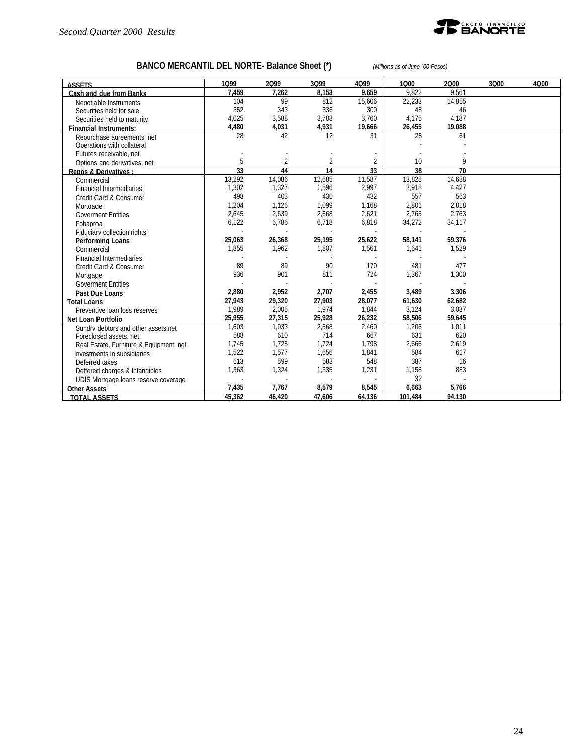## BANCO MERCANTIL DEL NORTE- Balance Sheet (*)

*(Millions as of June ´00 Pesos)*

| ASSETS | 1Q99 | 2Q99 | 3Q99 | 4Q99 | 1Q00 | 2Q00 | 3Q00 | 4Q00 |
|---|---|---|---|---|---|---|---|---|
| **Cash and due from Banks** | **7,459** | **7,262** | **8,153** | **9,659** | 9,822 | 9,561 | | |
| Negotiable Instruments | 104 | 99 | 812 | 15,606 | 22,233 | 14,855 | | |
| Securities held for sale | 352 | 343 | 336 | 300 | 48 | 46 | | |
| Securities held to maturity | 4,025 | 3,588 | 3,783 | 3,760 | 4,175 | 4,187 | | |
| **Financial Instruments:** | **4,480** | **4,031** | **4,931** | **19,666** | **26,455** | **19,088** | | |
| Repurchase agreements, net | 28 | 42 | 12 | 31 | 28 | 61 | | |
| Operations with collateral | | | | | - | - | | |
| Futures receivable, net | - | - | - | - | - | - | | |
| Options and derivatives, net | 5 | 2 | 2 | 2 | 10 | 9 | | |
| **Repos & Derivatives :** | **33** | **44** | **14** | **33** | **38** | **70** | | |
| Commercial | 13,292 | 14,086 | 12,685 | 11,587 | 13,828 | 14,688 | | |
| Financial Intermediaries | 1,302 | 1,327 | 1,596 | 2,997 | 3,918 | 4,427 | | |
| Credit Card & Consumer | 498 | 403 | 430 | 432 | 557 | 563 | | |
| Mortgage | 1,204 | 1,126 | 1,099 | 1,168 | 2,801 | 2,818 | | |
| Goverment Entities | 2,645 | 2,639 | 2,668 | 2,621 | 2,765 | 2,763 | | |
| Fobaproa | 6,122 | 6,786 | 6,718 | 6,818 | 34,272 | 34,117 | | |
| Fiduciary collection rights | - | - | - | - | - | - | | |
| **Performing Loans** | **25,063** | **26,368** | **25,195** | **25,622** | **58,141** | **59,376** | | |
| Commercial | 1,855 | 1,962 | 1,807 | 1,561 | 1,641 | 1,529 | | |
| Financial Intermediaries | - | - | - | - | - | - | | |
| Credit Card & Consumer | 89 | 89 | 90 | 170 | 481 | 477 | | |
| Mortgage | 936 | 901 | 811 | 724 | 1,367 | 1,300 | | |
| Goverment Entities | - | - | - | - | - | - | | |
| **Past Due Loans** | **2,880** | **2,952** | **2,707** | **2,455** | **3,489** | **3,306** | | |
| **Total Loans** | **27,943** | **29,320** | **27,903** | **28,077** | **61,630** | **62,682** | | |
| Preventive loan loss reserves | 1,989 | 2,005 | 1,974 | 1,844 | 3,124 | 3,037 | | |
| **Net Loan Portfolio** | **25,955** | **27,315** | **25,928** | **26,232** | **58,506** | **59,645** | | |
| Sundry debtors and other assets,net | 1,603 | 1,933 | 2,568 | 2,460 | 1,206 | 1,011 | | |
| Foreclosed assets, net | 588 | 610 | 714 | 667 | 631 | 620 | | |
| Real Estate, Furniture & Equipment, net | 1,745 | 1,725 | 1,724 | 1,798 | 2,666 | 2,619 | | |
| Investments in subsidiaries | 1,522 | 1,577 | 1,656 | 1,841 | 584 | 617 | | |
| Deferred taxes | 613 | 599 | 583 | 548 | 387 | 16 | | |
| Deffered charges & Intangibles | 1,363 | 1,324 | 1,335 | 1,231 | 1,158 | 883 | | |
| UDIS Mortgage loans reserve coverage | - | - | - | - | 32 | - | | |
| **Other Assets** | **7,435** | **7,767** | **8,579** | **8,545** | **6,663** | **5,766** | | |
| **TOTAL ASSETS** | **45,362** | **46,420** | **47,606** | **64,136** | **101,484** | **94,130** | | |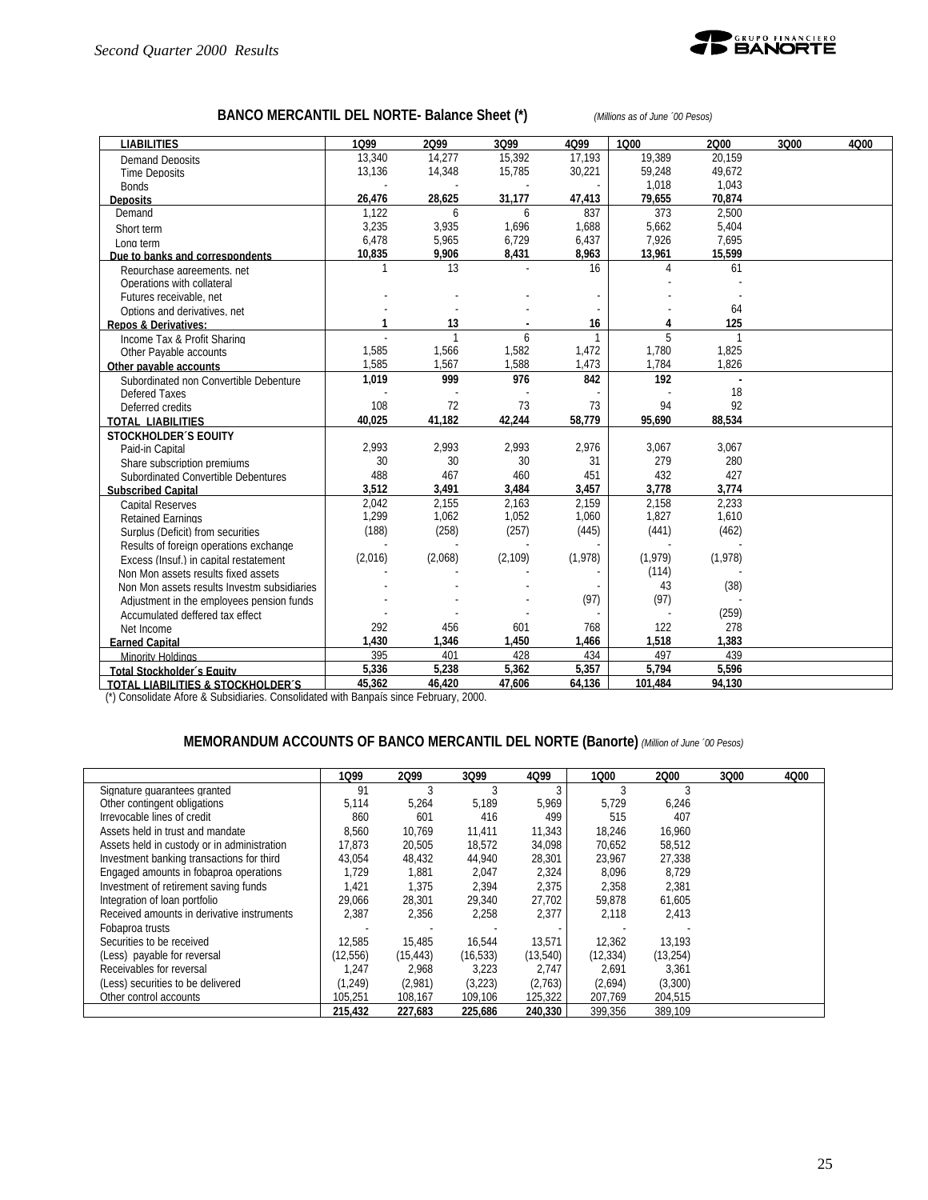## BANCO MERCANTIL DEL NORTE- Balance Sheet (*) *(Millions as of June ´00 Pesos)*

| LIABILITIES | 1Q99 | 2Q99 | 3Q99 | 4Q99 | 1Q00 | 2Q00 | 3Q00 | 4Q00 |
|---|---|---|---|---|---|---|---|---|
| Demand Deposits | 13,340 | 14,277 | 15,392 | 17,193 | 19,389 | 20,159 | | |
| Time Deposits | 13,136 | 14,348 | 15,785 | 30,221 | 59,248 | 49,672 | | |
| Bonds | - | - | - | - | 1,018 | 1,043 | | |
| **Deposits** | **26,476** | **28,625** | **31,177** | **47,413** | **79,655** | **70,874** | | |
| Demand | 1,122 | 6 | 6 | 837 | 373 | 2,500 | | |
| Short term | 3,235 | 3,935 | 1,696 | 1,688 | 5,662 | 5,404 | | |
| Long term | 6,478 | 5,965 | 6,729 | 6,437 | 7,926 | 7,695 | | |
| **Due to banks and correspondents** | **10,835** | **9,906** | **8,431** | **8,963** | **13,961** | **15,599** | | |
| Repurchase agreements, net | 1 | 13 | - | 16 | 4 | 61 | | |
| Operations with collateral | | | | | - | - | | |
| Futures receivable, net | - | - | - | - | - | - | | |
| Options and derivatives, net | - | - | - | - | - | 64 | | |
| **Repos & Derivatives:** | **1** | **13** | **-** | **16** | **4** | **125** | | |
| Income Tax & Profit Sharing | - | 1 | 6 | 1 | 5 | 1 | | |
| Other Payable accounts | 1,585 | 1,566 | 1,582 | 1,472 | 1,780 | 1,825 | | |
| **Other payable accounts** | 1,585 | 1,567 | 1,588 | 1,473 | 1,784 | 1,826 | | |
| Subordinated non Convertible Debenture | **1,019** | **999** | **976** | **842** | **192** | **-** | | |
| Defered Taxes | - | - | - | - | - | 18 | | |
| Deferred credits | 108 | 72 | 73 | 73 | 94 | 92 | | |
| **TOTAL LIABILITIES** | **40,025** | **41,182** | **42,244** | **58,779** | **95,690** | **88,534** | | |
| **STOCKHOLDER´S EQUITY** | | | | | | | | |
| Paid-in Capital | 2,993 | 2,993 | 2,993 | 2,976 | 3,067 | 3,067 | | |
| Share subscription premiums | 30 | 30 | 30 | 31 | 279 | 280 | | |
| Subordinated Convertible Debentures | 488 | 467 | 460 | 451 | 432 | 427 | | |
| **Subscribed Capital** | **3,512** | **3,491** | **3,484** | **3,457** | **3,778** | **3,774** | | |
| Capital Reserves | 2,042 | 2,155 | 2,163 | 2,159 | 2,158 | 2,233 | | |
| Retained Earnings | 1,299 | 1,062 | 1,052 | 1,060 | 1,827 | 1,610 | | |
| Surplus (Deficit) from securities | (188) | (258) | (257) | (445) | (441) | (462) | | |
| Results of foreign operations exchange | - | - | - | - | - | - | | |
| Excess (Insuf.) in capital restatement | (2,016) | (2,068) | (2,109) | (1,978) | (1,979) | (1,978) | | |
| Non Mon assets results fixed assets | - | - | - | - | (114) | - | | |
| Non Mon assets results Investm subsidiaries | - | - | - | - | 43 | (38) | | |
| Adjustment in the employees pension funds | - | - | - | (97) | (97) | - | | |
| Accumulated deffered tax effect | - | - | - | - | - | (259) | | |
| Net Income | 292 | 456 | 601 | 768 | 122 | 278 | | |
| **Earned Capital** | **1,430** | **1,346** | **1,450** | **1,466** | **1,518** | **1,383** | | |
| Minority Holdings | 395 | 401 | 428 | 434 | 497 | 439 | | |
| **Total Stockholder´s Equity** | **5,336** | **5,238** | **5,362** | **5,357** | **5,794** | **5,596** | | |
| **TOTAL LIABILITIES & STOCKHOLDER´S** | **45,362** | **46,420** | **47,606** | **64,136** | **101,484** | **94,130** | | |

(*) Consolidate Afore & Subsidiaries. Consolidated with Banpaís since February, 2000.

## MEMORANDUM ACCOUNTS OF BANCO MERCANTIL DEL NORTE (Banorte) *(Million of June ´00 Pesos)*

| | 1Q99 | 2Q99 | 3Q99 | 4Q99 | 1Q00 | 2Q00 | 3Q00 | 4Q00 |
|---|---|---|---|---|---|---|---|---|
| Signature guarantees granted | 91 | 3 | 3 | 3 | 3 | 3 | | |
| Other contingent obligations | 5,114 | 5,264 | 5,189 | 5,969 | 5,729 | 6,246 | | |
| Irrevocable lines of credit | 860 | 601 | 416 | 499 | 515 | 407 | | |
| Assets held in trust and mandate | 8,560 | 10,769 | 11,411 | 11,343 | 18,246 | 16,960 | | |
| Assets held in custody or in administration | 17,873 | 20,505 | 18,572 | 34,098 | 70,652 | 58,512 | | |
| Investment banking transactions for third | 43,054 | 48,432 | 44,940 | 28,301 | 23,967 | 27,338 | | |
| Engaged amounts in fobaproa operations | 1,729 | 1,881 | 2,047 | 2,324 | 8,096 | 8,729 | | |
| Investment of retirement saving funds | 1,421 | 1,375 | 2,394 | 2,375 | 2,358 | 2,381 | | |
| Integration of loan portfolio | 29,066 | 28,301 | 29,340 | 27,702 | 59,878 | 61,605 | | |
| Received amounts in derivative instruments | 2,387 | 2,356 | 2,258 | 2,377 | 2,118 | 2,413 | | |
| Fobaproa trusts | - | - | - | - | - | - | | |
| Securities to be received | 12,585 | 15,485 | 16,544 | 13,571 | 12,362 | 13,193 | | |
| (Less) payable for reversal | (12,556) | (15,443) | (16,533) | (13,540) | (12,334) | (13,254) | | |
| Receivables for reversal | 1,247 | 2,968 | 3,223 | 2,747 | 2,691 | 3,361 | | |
| (Less) securities to be delivered | (1,249) | (2,981) | (3,223) | (2,763) | (2,694) | (3,300) | | |
| Other control accounts | 105,251 | 108,167 | 109,106 | 125,322 | 207,769 | 204,515 | | |
| | **215,432** | **227,683** | **225,686** | **240,330** | 399,356 | 389,109 | | |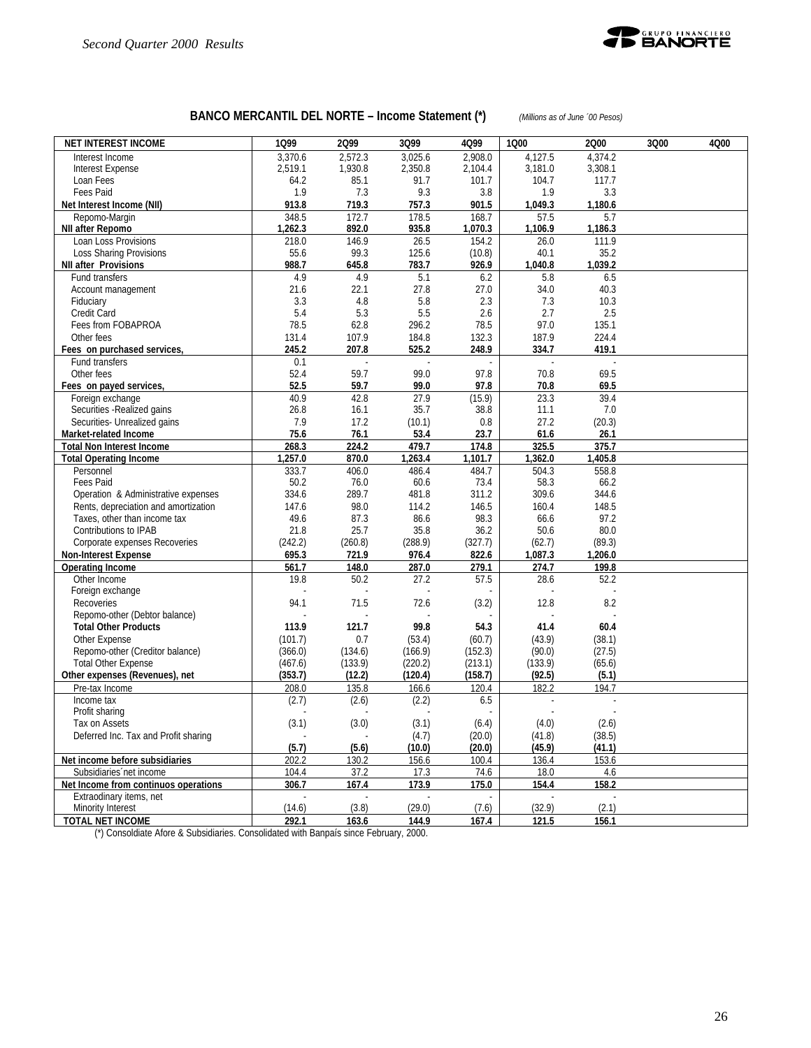## BANCO MERCANTIL DEL NORTE – Income Statement (*)

*(Millions as of June ´00 Pesos)*

| NET INTEREST INCOME | 1Q99 | 2Q99 | 3Q99 | 4Q99 | 1Q00 | 2Q00 | 3Q00 | 4Q00 |
|---|---|---|---|---|---|---|---|---|
| Interest Income | 3,370.6 | 2,572.3 | 3,025.6 | 2,908.0 | 4,127.5 | 4,374.2 | | |
| Interest Expense | 2,519.1 | 1,930.8 | 2,350.8 | 2,104.4 | 3,181.0 | 3,308.1 | | |
| Loan Fees | 64.2 | 85.1 | 91.7 | 101.7 | 104.7 | 117.7 | | |
| Fees Paid | 1.9 | 7.3 | 9.3 | 3.8 | 1.9 | 3.3 | | |
| **Net Interest Income (NII)** | **913.8** | **719.3** | **757.3** | **901.5** | **1,049.3** | **1,180.6** | | |
| Repomo-Margin | 348.5 | 172.7 | 178.5 | 168.7 | 57.5 | 5.7 | | |
| **NII after Repomo** | **1,262.3** | **892.0** | **935.8** | **1,070.3** | **1,106.9** | **1,186.3** | | |
| Loan Loss Provisions | 218.0 | 146.9 | 26.5 | 154.2 | 26.0 | 111.9 | | |
| Loss Sharing Provisions | 55.6 | 99.3 | 125.6 | (10.8) | 40.1 | 35.2 | | |
| **NII after Provisions** | **988.7** | **645.8** | **783.7** | **926.9** | **1,040.8** | **1,039.2** | | |
| Fund transfers | 4.9 | 4.9 | 5.1 | 6.2 | 5.8 | 6.5 | | |
| Account management | 21.6 | 22.1 | 27.8 | 27.0 | 34.0 | 40.3 | | |
| Fiduciary | 3.3 | 4.8 | 5.8 | 2.3 | 7.3 | 10.3 | | |
| Credit Card | 5.4 | 5.3 | 5.5 | 2.6 | 2.7 | 2.5 | | |
| Fees from FOBAPROA | 78.5 | 62.8 | 296.2 | 78.5 | 97.0 | 135.1 | | |
| Other fees | 131.4 | 107.9 | 184.8 | 132.3 | 187.9 | 224.4 | | |
| **Fees on purchased services,** | **245.2** | **207.8** | **525.2** | **248.9** | **334.7** | **419.1** | | |
| Fund transfers | 0.1 | - | - | - | - | - | | |
| Other fees | 52.4 | 59.7 | 99.0 | 97.8 | 70.8 | 69.5 | | |
| **Fees on payed services,** | **52.5** | **59.7** | **99.0** | **97.8** | **70.8** | **69.5** | | |
| Foreign exchange | 40.9 | 42.8 | 27.9 | (15.9) | 23.3 | 39.4 | | |
| Securities -Realized gains | 26.8 | 16.1 | 35.7 | 38.8 | 11.1 | 7.0 | | |
| Securities- Unrealized gains | 7.9 | 17.2 | (10.1) | 0.8 | 27.2 | (20.3) | | |
| **Market-related Income** | **75.6** | **76.1** | **53.4** | **23.7** | **61.6** | **26.1** | | |
| **Total Non Interest Income** | **268.3** | **224.2** | **479.7** | **174.8** | **325.5** | **375.7** | | |
| **Total Operating Income** | **1,257.0** | **870.0** | **1,263.4** | **1,101.7** | **1,362.0** | **1,405.8** | | |
| Personnel | 333.7 | 406.0 | 486.4 | 484.7 | 504.3 | 558.8 | | |
| Fees Paid | 50.2 | 76.0 | 60.6 | 73.4 | 58.3 | 66.2 | | |
| Operation & Administrative expenses | 334.6 | 289.7 | 481.8 | 311.2 | 309.6 | 344.6 | | |
| Rents, depreciation and amortization | 147.6 | 98.0 | 114.2 | 146.5 | 160.4 | 148.5 | | |
| Taxes, other than income tax | 49.6 | 87.3 | 86.6 | 98.3 | 66.6 | 97.2 | | |
| Contributions to IPAB | 21.8 | 25.7 | 35.8 | 36.2 | 50.6 | 80.0 | | |
| Corporate expenses Recoveries | (242.2) | (260.8) | (288.9) | (327.7) | (62.7) | (89.3) | | |
| **Non-Interest Expense** | **695.3** | **721.9** | **976.4** | **822.6** | **1,087.3** | **1,206.0** | | |
| **Operating Income** | **561.7** | **148.0** | **287.0** | **279.1** | **274.7** | **199.8** | | |
| Other Income | 19.8 | 50.2 | 27.2 | 57.5 | 28.6 | 52.2 | | |
| Foreign exchange | - | - | - | - | - | - | | |
| Recoveries | 94.1 | 71.5 | 72.6 | (3.2) | 12.8 | 8.2 | | |
| Repomo-other (Debtor balance) | - | - | - | - | - | - | | |
| **Total Other Products** | **113.9** | **121.7** | **99.8** | **54.3** | **41.4** | **60.4** | | |
| Other Expense | (101.7) | 0.7 | (53.4) | (60.7) | (43.9) | (38.1) | | |
| Repomo-other (Creditor balance) | (366.0) | (134.6) | (166.9) | (152.3) | (90.0) | (27.5) | | |
| Total Other Expense | (467.6) | (133.9) | (220.2) | (213.1) | (133.9) | (65.6) | | |
| **Other expenses (Revenues), net** | **(353.7)** | **(12.2)** | **(120.4)** | **(158.7)** | **(92.5)** | **(5.1)** | | |
| Pre-tax Income | 208.0 | 135.8 | 166.6 | 120.4 | 182.2 | 194.7 | | |
| Income tax | (2.7) | (2.6) | (2.2) | 6.5 | - | - | | |
| Profit sharing | - | - | - | - | - | - | | |
| Tax on Assets | (3.1) | (3.0) | (3.1) | (6.4) | (4.0) | (2.6) | | |
| Deferred Inc. Tax and Profit sharing | - | - | (4.7) | (20.0) | (41.8) | (38.5) | | |
| | **(5.7)** | **(5.6)** | **(10.0)** | **(20.0)** | **(45.9)** | **(41.1)** | | |
| **Net income before subsidiaries** | **202.2** | **130.2** | **156.6** | **100.4** | **136.4** | **153.6** | | |
| Subsidiaries´net income | 104.4 | 37.2 | 17.3 | 74.6 | 18.0 | 4.6 | | |
| **Net Income from continuos operations** | **306.7** | **167.4** | **173.9** | **175.0** | **154.4** | **158.2** | | |
| Extraodinary items, net | - | - | - | - | - | - | | |
| Minority Interest | (14.6) | (3.8) | (29.0) | (7.6) | (32.9) | (2.1) | | |
| **TOTAL NET INCOME** | **292.1** | **163.6** | **144.9** | **167.4** | **121.5** | **156.1** | | |

(*) Consoldiate Afore & Subsidiaries. Consolidated with Banpaís since February, 2000.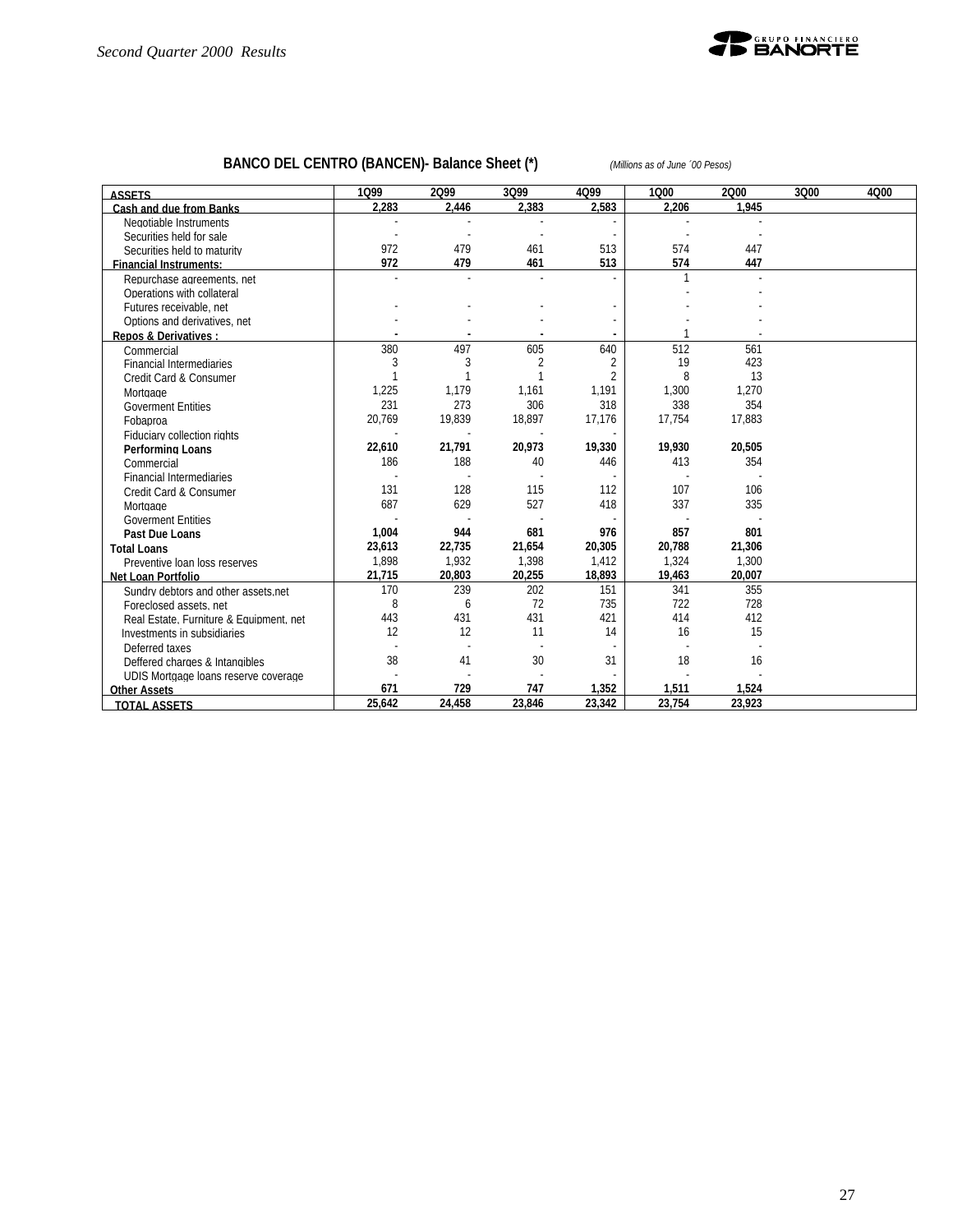## BANCO DEL CENTRO (BANCEN)- Balance Sheet (*)

*(Millions as of June ´00 Pesos)*

| ASSETS | 1Q99 | 2Q99 | 3Q99 | 4Q99 | 1Q00 | 2Q00 | 3Q00 | 4Q00 |
|---|---|---|---|---|---|---|---|---|
| **Cash and due from Banks** | **2,283** | **2,446** | **2,383** | **2,583** | **2,206** | **1,945** | | |
| Negotiable Instruments | - | - | - | - | - | - | | |
| Securities held for sale | - | - | - | - | - | - | | |
| Securities held to maturity | 972 | 479 | 461 | 513 | 574 | 447 | | |
| **Financial Instruments:** | **972** | **479** | **461** | **513** | **574** | **447** | | |
| Repurchase agreements, net | - | - | - | - | 1 | - | | |
| Operations with collateral | | | | | - | - | | |
| Futures receivable, net | - | - | - | - | - | - | | |
| Options and derivatives, net | - | - | - | - | - | - | | |
| **Repos & Derivatives :** | **-** | **-** | **-** | **-** | 1 | - | | |
| Commercial | 380 | 497 | 605 | 640 | 512 | 561 | | |
| Financial Intermediaries | 3 | 3 | 2 | 2 | 19 | 423 | | |
| Credit Card & Consumer | 1 | 1 | 1 | 2 | 8 | 13 | | |
| Mortgage | 1,225 | 1,179 | 1,161 | 1,191 | 1,300 | 1,270 | | |
| Goverment Entities | 231 | 273 | 306 | 318 | 338 | 354 | | |
| Fobaproa | 20,769 | 19,839 | 18,897 | 17,176 | 17,754 | 17,883 | | |
| Fiduciary collection rights | - | - | - | - | | | | |
| **Performing Loans** | **22,610** | **21,791** | **20,973** | **19,330** | **19,930** | **20,505** | | |
| Commercial | 186 | 188 | 40 | 446 | 413 | 354 | | |
| Financial Intermediaries | - | - | - | - | - | - | | |
| Credit Card & Consumer | 131 | 128 | 115 | 112 | 107 | 106 | | |
| Mortgage | 687 | 629 | 527 | 418 | 337 | 335 | | |
| Goverment Entities | - | - | - | - | - | - | | |
| **Past Due Loans** | **1,004** | **944** | **681** | **976** | **857** | **801** | | |
| **Total Loans** | **23,613** | **22,735** | **21,654** | **20,305** | **20,788** | **21,306** | | |
| Preventive loan loss reserves | 1,898 | 1,932 | 1,398 | 1,412 | 1,324 | 1,300 | | |
| **Net Loan Portfolio** | **21,715** | **20,803** | **20,255** | **18,893** | **19,463** | **20,007** | | |
| Sundry debtors and other assets,net | 170 | 239 | 202 | 151 | 341 | 355 | | |
| Foreclosed assets, net | 8 | 6 | 72 | 735 | 722 | 728 | | |
| Real Estate, Furniture & Equipment, net | 443 | 431 | 431 | 421 | 414 | 412 | | |
| Investments in subsidiaries | 12 | 12 | 11 | 14 | 16 | 15 | | |
| Deferred taxes | - | - | - | - | - | - | | |
| Deffered charges & Intangibles | 38 | 41 | 30 | 31 | 18 | 16 | | |
| UDIS Mortgage loans reserve coverage | - | - | - | - | - | - | | |
| **Other Assets** | **671** | **729** | **747** | **1,352** | **1,511** | **1,524** | | |
| **TOTAL ASSETS** | **25,642** | **24,458** | **23,846** | **23,342** | **23,754** | **23,923** | | |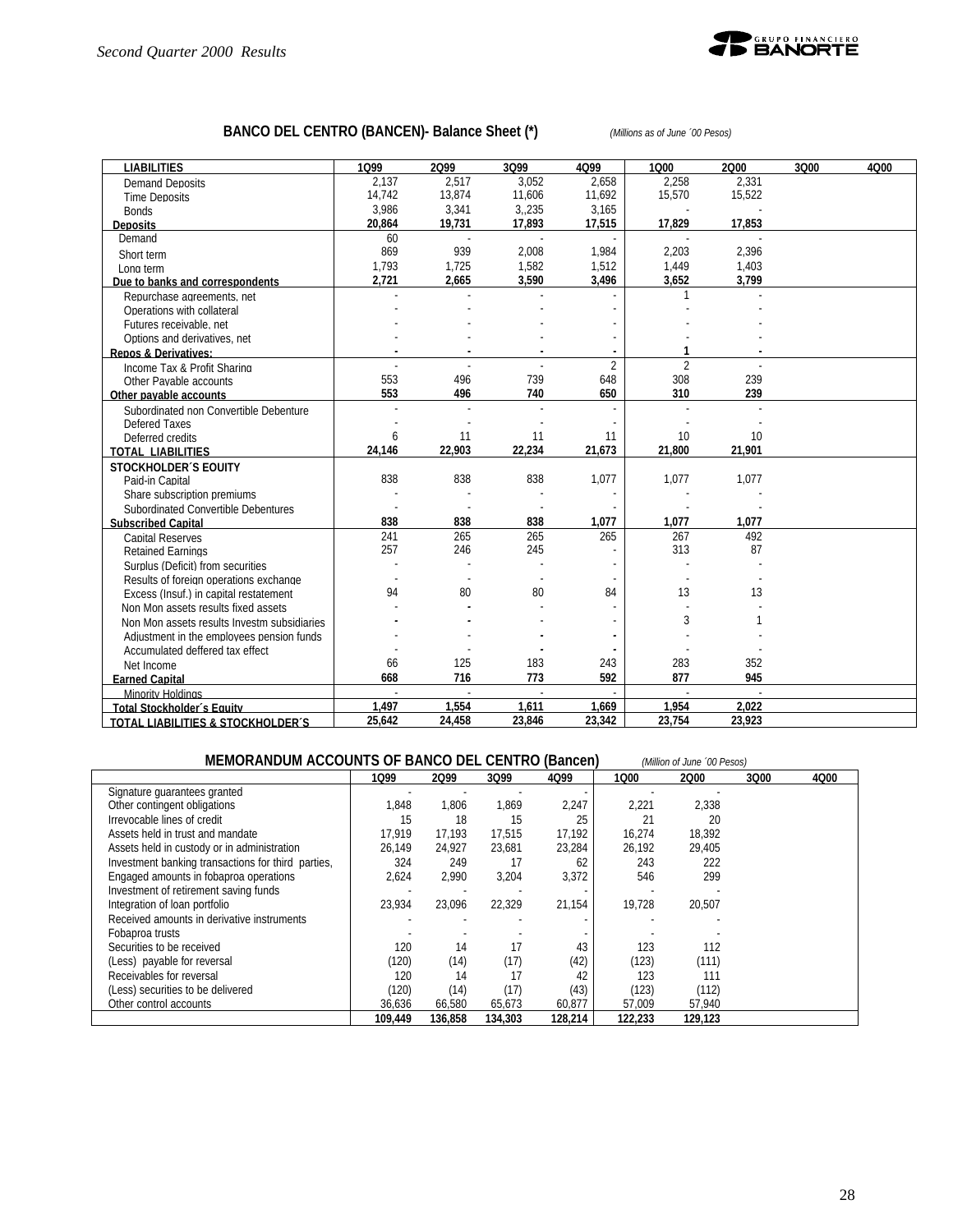## BANCO DEL CENTRO (BANCEN)- Balance Sheet (*)

*(Millions as of June ´00 Pesos)*

| LIABILITIES | 1Q99 | 2Q99 | 3Q99 | 4Q99 | 1Q00 | 2Q00 | 3Q00 | 4Q00 |
|---|---|---|---|---|---|---|---|---|
| Demand Deposits | 2,137 | 2,517 | 3,052 | 2,658 | 2,258 | 2,331 | | |
| Time Deposits | 14,742 | 13,874 | 11,606 | 11,692 | 15,570 | 15,522 | | |
| Bonds | 3,986 | 3,341 | 3,,235 | 3,165 | - | - | | |
| **Deposits** | **20,864** | **19,731** | **17,893** | **17,515** | **17,829** | **17,853** | | |
| Demand | 60 | - | - | - | - | - | | |
| Short term | 869 | 939 | 2,008 | 1,984 | 2,203 | 2,396 | | |
| Long term | 1,793 | 1,725 | 1,582 | 1,512 | 1,449 | 1,403 | | |
| **Due to banks and correspondents** | **2,721** | **2,665** | **3,590** | **3,496** | **3,652** | **3,799** | | |
| Repurchase agreements, net | - | - | - | - | 1 | - | | |
| Operations with collateral | - | - | - | - | - | - | | |
| Futures receivable, net | - | - | - | - | - | - | | |
| Options and derivatives, net | - | - | - | - | - | - | | |
| **Repos & Derivatives:** | **-** | **-** | **-** | **-** | **1** | **-** | | |
| Income Tax & Profit Sharing | - | - | - | 2 | 2 | - | | |
| Other Payable accounts | 553 | 496 | 739 | 648 | 308 | 239 | | |
| **Other payable accounts** | **553** | **496** | **740** | **650** | **310** | **239** | | |
| Subordinated non Convertible Debenture | - | - | - | - | - | - | | |
| Defered Taxes | - | - | - | - | - | - | | |
| Deferred credits | 6 | 11 | 11 | 11 | 10 | 10 | | |
| **TOTAL LIABILITIES** | **24,146** | **22,903** | **22,234** | **21,673** | **21,800** | **21,901** | | |
| **STOCKHOLDER´S EQUITY** | | | | | | | | |
| Paid-in Capital | 838 | 838 | 838 | 1,077 | 1,077 | 1,077 | | |
| Share subscription premiums | - | - | - | - | - | - | | |
| Subordinated Convertible Debentures | - | - | - | - | - | - | | |
| **Subscribed Capital** | **838** | **838** | **838** | **1,077** | **1,077** | **1,077** | | |
| Capital Reserves | 241 | 265 | 265 | 265 | 267 | 492 | | |
| Retained Earnings | 257 | 246 | 245 | - | 313 | 87 | | |
| Surplus (Deficit) from securities | - | - | - | - | - | - | | |
| Results of foreign operations exchange | - | - | - | - | - | - | | |
| Excess (Insuf.) in capital restatement | 94 | 80 | 80 | 84 | 13 | 13 | | |
| Non Mon assets results fixed assets | - | - | - | - | - | - | | |
| Non Mon assets results Investm subsidiaries | - | - | - | - | 3 | 1 | | |
| Adjustment in the employees pension funds | - | - | - | - | - | - | | |
| Accumulated deffered tax effect | - | - | - | - | - | - | | |
| Net Income | 66 | 125 | 183 | 243 | 283 | 352 | | |
| **Earned Capital** | **668** | **716** | **773** | **592** | **877** | **945** | | |
| Minority Holdings | - | - | - | - | - | - | | |
| **Total Stockholder´s Equity** | **1,497** | **1,554** | **1,611** | **1,669** | **1,954** | **2,022** | | |
| **TOTAL LIABILITIES & STOCKHOLDER´S** | **25,642** | **24,458** | **23,846** | **23,342** | **23,754** | **23,923** | | |

## MEMORANDUM ACCOUNTS OF BANCO DEL CENTRO (Bancen)

*(Million of June ´00 Pesos)*

| | 1Q99 | 2Q99 | 3Q99 | 4Q99 | 1Q00 | 2Q00 | 3Q00 | 4Q00 |
|---|---|---|---|---|---|---|---|---|
| Signature guarantees granted | - | - | - | - | - | - | | |
| Other contingent obligations | 1,848 | 1,806 | 1,869 | 2,247 | 2,221 | 2,338 | | |
| Irrevocable lines of credit | 15 | 18 | 15 | 25 | 21 | 20 | | |
| Assets held in trust and mandate | 17,919 | 17,193 | 17,515 | 17,192 | 16,274 | 18,392 | | |
| Assets held in custody or in administration | 26,149 | 24,927 | 23,681 | 23,284 | 26,192 | 29,405 | | |
| Investment banking transactions for third parties, | 324 | 249 | 17 | 62 | 243 | 222 | | |
| Engaged amounts in fobaproa operations | 2,624 | 2,990 | 3,204 | 3,372 | 546 | 299 | | |
| Investment of retirement saving funds | - | - | - | - | - | - | | |
| Integration of loan portfolio | 23,934 | 23,096 | 22,329 | 21,154 | 19,728 | 20,507 | | |
| Received amounts in derivative instruments | - | - | - | - | - | - | | |
| Fobaproa trusts | - | - | - | - | - | - | | |
| Securities to be received | 120 | 14 | 17 | 43 | 123 | 112 | | |
| (Less) payable for reversal | (120) | (14) | (17) | (42) | (123) | (111) | | |
| Receivables for reversal | 120 | 14 | 17 | 42 | 123 | 111 | | |
| (Less) securities to be delivered | (120) | (14) | (17) | (43) | (123) | (112) | | |
| Other control accounts | 36,636 | 66,580 | 65,673 | 60,877 | 57,009 | 57,940 | | |
| | **109,449** | **136,858** | **134,303** | **128,214** | **122,233** | **129,123** | | |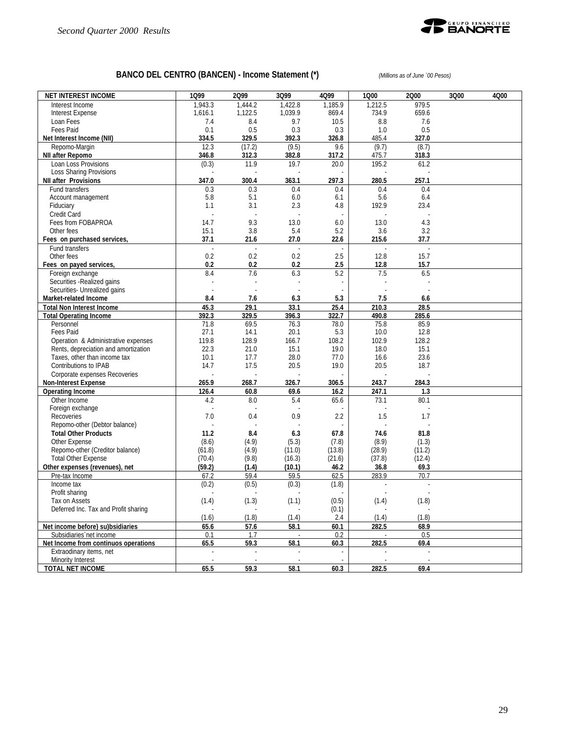## BANCO DEL CENTRO (BANCEN) - Income Statement (*)

*(Millions as of June ´00 Pesos)*

| NET INTEREST INCOME | 1Q99 | 2Q99 | 3Q99 | 4Q99 | 1Q00 | 2Q00 | 3Q00 | 4Q00 |
|---|---|---|---|---|---|---|---|---|
| Interest Income | 1,943.3 | 1,444.2 | 1,422.8 | 1,185.9 | 1,212.5 | 979.5 | | |
| Interest Expense | 1,616.1 | 1,122.5 | 1,039.9 | 869.4 | 734.9 | 659.6 | | |
| Loan Fees | 7.4 | 8.4 | 9.7 | 10.5 | 8.8 | 7.6 | | |
| Fees Paid | 0.1 | 0.5 | 0.3 | 0.3 | 1.0 | 0.5 | | |
| **Net Interest Income (NII)** | **334.5** | **329.5** | **392.3** | **326.8** | 485.4 | **327.0** | | |
| Repomo-Margin | 12.3 | (17.2) | (9.5) | 9.6 | (9.7) | (8.7) | | |
| **NII after Repomo** | **346.8** | **312.3** | **382.8** | **317.2** | 475.7 | **318.3** | | |
| Loan Loss Provisions | (0.3) | 11.9 | 19.7 | 20.0 | 195.2 | 61.2 | | |
| Loss Sharing Provisions | - | - | - | - | - | - | | |
| **NII after Provisions** | **347.0** | **300.4** | **363.1** | **297.3** | **280.5** | **257.1** | | |
| Fund transfers | 0.3 | 0.3 | 0.4 | 0.4 | 0.4 | 0.4 | | |
| Account management | 5.8 | 5.1 | 6.0 | 6.1 | 5.6 | 6.4 | | |
| Fiduciary | 1.1 | 3.1 | 2.3 | 4.8 | 192.9 | 23.4 | | |
| Credit Card | - | - | - | - | - | - | | |
| Fees from FOBAPROA | 14.7 | 9.3 | 13.0 | 6.0 | 13.0 | 4.3 | | |
| Other fees | 15.1 | 3.8 | 5.4 | 5.2 | 3.6 | 3.2 | | |
| **Fees on purchased services,** | **37.1** | **21.6** | **27.0** | **22.6** | **215.6** | **37.7** | | |
| Fund transfers | - | - | - | - | - | - | | |
| Other fees | 0.2 | 0.2 | 0.2 | 2.5 | 12.8 | 15.7 | | |
| **Fees on payed services,** | **0.2** | **0.2** | **0.2** | **2.5** | **12.8** | **15.7** | | |
| Foreign exchange | 8.4 | 7.6 | 6.3 | 5.2 | 7.5 | 6.5 | | |
| Securities -Realized gains | - | - | - | - | - | - | | |
| Securities- Unrealized gains | - | - | - | - | - | - | | |
| **Market-related Income** | **8.4** | **7.6** | **6.3** | **5.3** | **7.5** | **6.6** | | |
| **Total Non Interest Income** | **45.3** | **29.1** | **33.1** | **25.4** | **210.3** | **28.5** | | |
| **Total Operating Income** | **392.3** | **329.5** | **396.3** | **322.7** | **490.8** | **285.6** | | |
| Personnel | 71.8 | 69.5 | 76.3 | 78.0 | 75.8 | 85.9 | | |
| Fees Paid | 27.1 | 14.1 | 20.1 | 5.3 | 10.0 | 12.8 | | |
| Operation & Administrative expenses | 119.8 | 128.9 | 166.7 | 108.2 | 102.9 | 128.2 | | |
| Rents, depreciation and amortization | 22.3 | 21.0 | 15.1 | 19.0 | 18.0 | 15.1 | | |
| Taxes, other than income tax | 10.1 | 17.7 | 28.0 | 77.0 | 16.6 | 23.6 | | |
| Contributions to IPAB | 14.7 | 17.5 | 20.5 | 19.0 | 20.5 | 18.7 | | |
| Corporate expenses Recoveries | - | - | - | - | - | - | | |
| **Non-Interest Expense** | **265.9** | **268.7** | **326.7** | **306.5** | **243.7** | **284.3** | | |
| **Operating Income** | **126.4** | **60.8** | **69.6** | **16.2** | **247.1** | **1.3** | | |
| Other Income | 4.2 | 8.0 | 5.4 | 65.6 | 73.1 | 80.1 | | |
| Foreign exchange | - | - | - | - | - | - | | |
| Recoveries | 7.0 | 0.4 | 0.9 | 2.2 | 1.5 | 1.7 | | |
| Repomo-other (Debtor balance) | - | - | - | - | - | - | | |
| **Total Other Products** | **11.2** | **8.4** | **6.3** | **67.8** | **74.6** | **81.8** | | |
| Other Expense | (8.6) | (4.9) | (5.3) | (7.8) | (8.9) | (1.3) | | |
| Repomo-other (Creditor balance) | (61.8) | (4.9) | (11.0) | (13.8) | (28.9) | (11.2) | | |
| Total Other Expense | (70.4) | (9.8) | (16.3) | (21.6) | (37.8) | (12.4) | | |
| **Other expenses (revenues), net** | **(59.2)** | **(1.4)** | **(10.1)** | **46.2** | **36.8** | **69.3** | | |
| Pre-tax Income | 67.2 | 59.4 | 59.5 | 62.5 | 283.9 | 70.7 | | |
| Income tax | (0.2) | (0.5) | (0.3) | (1.8) | - | - | | |
| Profit sharing | - | - | - | - | - | - | | |
| Tax on Assets | (1.4) | (1.3) | (1.1) | (0.5) | (1.4) | (1.8) | | |
| Deferred Inc. Tax and Profit sharing | - | - | - | (0.1) | - | - | | |
| | (1.6) | (1.8) | (1.4) | 2.4 | (1.4) | (1.8) | | |
| **Net income before) su)bsidiaries** | **65.6** | **57.6** | **58.1** | **60.1** | **282.5** | **68.9** | | |
| Subsidiaries´net income | 0.1 | 1.7 | - | 0.2 | - | 0.5 | | |
| **Net Income from continuos operations** | **65.5** | **59.3** | **58.1** | **60.3** | **282.5** | **69.4** | | |
| Extraodinary items, net | - | - | - | - | - | - | | |
| Minority Interest | - | - | - | - | - | - | | |
| **TOTAL NET INCOME** | **65.5** | **59.3** | **58.1** | **60.3** | **282.5** | **69.4** | | |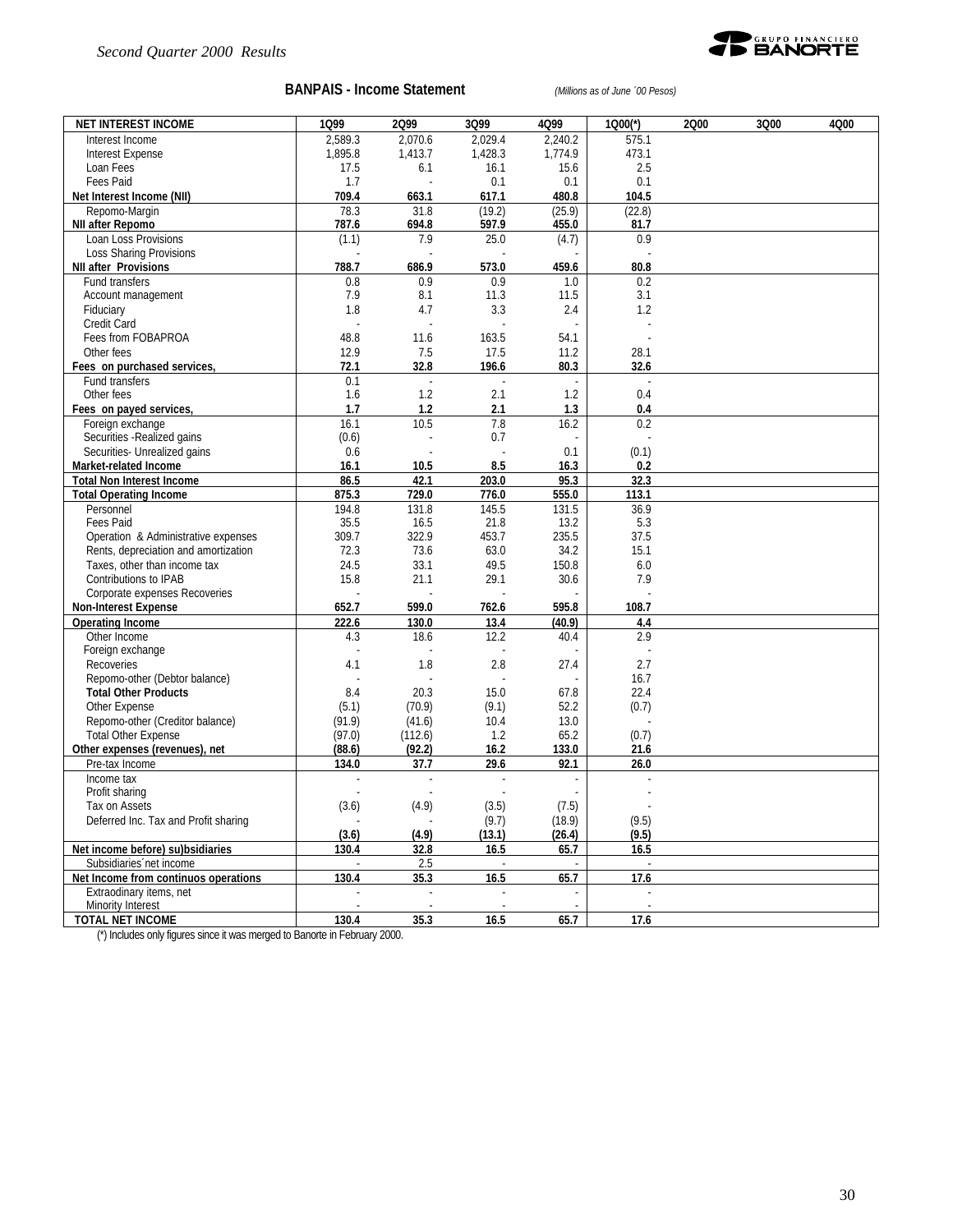## BANPAIS - Income Statement

*(Millions as of June ´00 Pesos)*

| NET INTEREST INCOME | 1Q99 | 2Q99 | 3Q99 | 4Q99 | 1Q00(*) | 2Q00 | 3Q00 | 4Q00 |
|---|---|---|---|---|---|---|---|---|
| Interest Income | 2,589.3 | 2,070.6 | 2,029.4 | 2,240.2 | 575.1 | | | |
| Interest Expense | 1,895.8 | 1,413.7 | 1,428.3 | 1,774.9 | 473.1 | | | |
| Loan Fees | 17.5 | 6.1 | 16.1 | 15.6 | 2.5 | | | |
| Fees Paid | 1.7 | - | 0.1 | 0.1 | 0.1 | | | |
| **Net Interest Income (NII)** | **709.4** | **663.1** | **617.1** | **480.8** | **104.5** | | | |
| Repomo-Margin | 78.3 | 31.8 | (19.2) | (25.9) | (22.8) | | | |
| **NII after Repomo** | **787.6** | **694.8** | **597.9** | **455.0** | **81.7** | | | |
| Loan Loss Provisions | (1.1) | 7.9 | 25.0 | (4.7) | 0.9 | | | |
| Loss Sharing Provisions | - | - | - | - | - | | | |
| **NII after Provisions** | **788.7** | **686.9** | **573.0** | **459.6** | **80.8** | | | |
| Fund transfers | 0.8 | 0.9 | 0.9 | 1.0 | 0.2 | | | |
| Account management | 7.9 | 8.1 | 11.3 | 11.5 | 3.1 | | | |
| Fiduciary | 1.8 | 4.7 | 3.3 | 2.4 | 1.2 | | | |
| Credit Card | - | - | - | - | - | | | |
| Fees from FOBAPROA | 48.8 | 11.6 | 163.5 | 54.1 | - | | | |
| Other fees | 12.9 | 7.5 | 17.5 | 11.2 | 28.1 | | | |
| **Fees on purchased services,** | **72.1** | **32.8** | **196.6** | **80.3** | **32.6** | | | |
| Fund transfers | 0.1 | - | - | - | - | | | |
| Other fees | 1.6 | 1.2 | 2.1 | 1.2 | 0.4 | | | |
| **Fees on payed services,** | **1.7** | **1.2** | **2.1** | **1.3** | **0.4** | | | |
| Foreign exchange | 16.1 | 10.5 | 7.8 | 16.2 | 0.2 | | | |
| Securities -Realized gains | (0.6) | - | 0.7 | - | - | | | |
| Securities- Unrealized gains | 0.6 | - | - | 0.1 | (0.1) | | | |
| **Market-related Income** | **16.1** | **10.5** | **8.5** | **16.3** | **0.2** | | | |
| **Total Non Interest Income** | **86.5** | **42.1** | **203.0** | **95.3** | **32.3** | | | |
| **Total Operating Income** | **875.3** | **729.0** | **776.0** | **555.0** | **113.1** | | | |
| Personnel | 194.8 | 131.8 | 145.5 | 131.5 | 36.9 | | | |
| Fees Paid | 35.5 | 16.5 | 21.8 | 13.2 | 5.3 | | | |
| Operation & Administrative expenses | 309.7 | 322.9 | 453.7 | 235.5 | 37.5 | | | |
| Rents, depreciation and amortization | 72.3 | 73.6 | 63.0 | 34.2 | 15.1 | | | |
| Taxes, other than income tax | 24.5 | 33.1 | 49.5 | 150.8 | 6.0 | | | |
| Contributions to IPAB | 15.8 | 21.1 | 29.1 | 30.6 | 7.9 | | | |
| Corporate expenses Recoveries | - | - | - | - | - | | | |
| **Non-Interest Expense** | **652.7** | **599.0** | **762.6** | **595.8** | **108.7** | | | |
| **Operating Income** | **222.6** | **130.0** | **13.4** | **(40.9)** | **4.4** | | | |
| Other Income | 4.3 | 18.6 | 12.2 | 40.4 | 2.9 | | | |
| Foreign exchange | - | - | - | - | - | | | |
| Recoveries | 4.1 | 1.8 | 2.8 | 27.4 | 2.7 | | | |
| Repomo-other (Debtor balance) | - | - | - | - | 16.7 | | | |
| **Total Other Products** | 8.4 | 20.3 | 15.0 | 67.8 | 22.4 | | | |
| Other Expense | (5.1) | (70.9) | (9.1) | 52.2 | (0.7) | | | |
| Repomo-other (Creditor balance) | (91.9) | (41.6) | 10.4 | 13.0 | - | | | |
| Total Other Expense | (97.0) | (112.6) | 1.2 | 65.2 | (0.7) | | | |
| **Other expenses (revenues), net** | **(88.6)** | **(92.2)** | **16.2** | **133.0** | **21.6** | | | |
| Pre-tax Income | **134.0** | **37.7** | **29.6** | **92.1** | **26.0** | | | |
| Income tax | - | - | - | - | - | | | |
| Profit sharing | - | - | - | - | - | | | |
| Tax on Assets | (3.6) | (4.9) | (3.5) | (7.5) | - | | | |
| Deferred Inc. Tax and Profit sharing | - | - | (9.7) | (18.9) | (9.5) | | | |
| | **(3.6)** | **(4.9)** | **(13.1)** | **(26.4)** | **(9.5)** | | | |
| **Net income before) su)bsidiaries** | **130.4** | **32.8** | **16.5** | **65.7** | **16.5** | | | |
| Subsidiaries´net income | - | 2.5 | - | - | - | | | |
| **Net Income from continuos operations** | **130.4** | **35.3** | **16.5** | **65.7** | **17.6** | | | |
| Extraodinary items, net | - | - | - | - | - | | | |
| Minority Interest | - | - | - | - | - | | | |
| **TOTAL NET INCOME** | **130.4** | **35.3** | **16.5** | **65.7** | **17.6** | | | |

(*) Includes only figures since it was merged to Banorte in February 2000.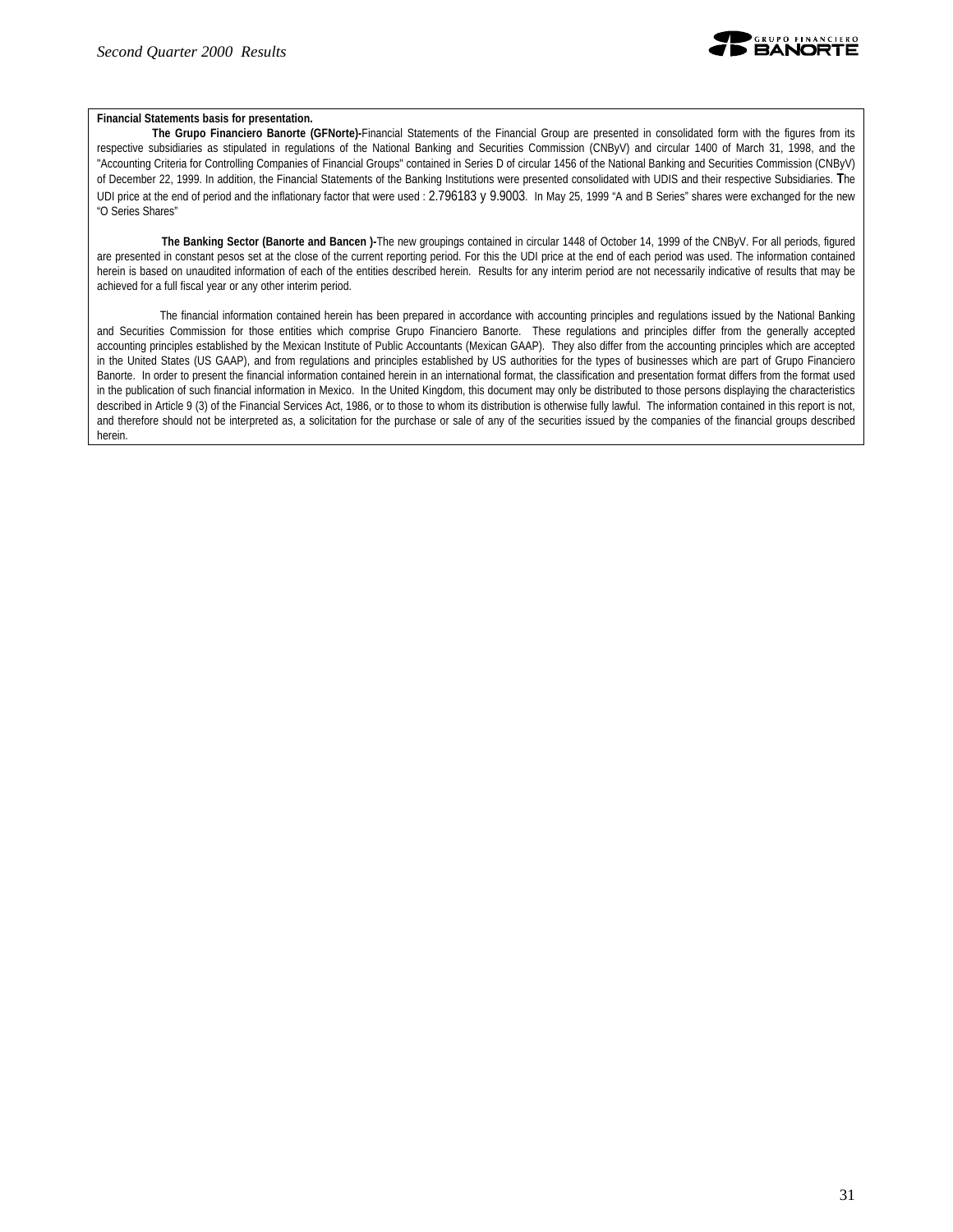**Financial Statements basis for presentation.**

**The Grupo Financiero Banorte (GFNorte)-**Financial Statements of the Financial Group are presented in consolidated form with the figures from its respective subsidiaries as stipulated in regulations of the National Banking and Securities Commission (CNByV) and circular 1400 of March 31, 1998, and the "Accounting Criteria for Controlling Companies of Financial Groups" contained in Series D of circular 1456 of the National Banking and Securities Commission (CNByV) of December 22, 1999. In addition, the Financial Statements of the Banking Institutions were presented consolidated with UDIS and their respective Subsidiaries. The UDI price at the end of period and the inflationary factor that were used : 2.796183 y 9.9003. In May 25, 1999 "A and B Series" shares were exchanged for the new "O Series Shares"

**The Banking Sector (Banorte and Bancen )-**The new groupings contained in circular 1448 of October 14, 1999 of the CNByV. For all periods, figured are presented in constant pesos set at the close of the current reporting period. For this the UDI price at the end of each period was used. The information contained herein is based on unaudited information of each of the entities described herein. Results for any interim period are not necessarily indicative of results that may be achieved for a full fiscal year or any other interim period.

The financial information contained herein has been prepared in accordance with accounting principles and regulations issued by the National Banking and Securities Commission for those entities which comprise Grupo Financiero Banorte. These regulations and principles differ from the generally accepted accounting principles established by the Mexican Institute of Public Accountants (Mexican GAAP). They also differ from the accounting principles which are accepted in the United States (US GAAP), and from regulations and principles established by US authorities for the types of businesses which are part of Grupo Financiero Banorte. In order to present the financial information contained herein in an international format, the classification and presentation format differs from the format used in the publication of such financial information in Mexico. In the United Kingdom, this document may only be distributed to those persons displaying the characteristics described in Article 9 (3) of the Financial Services Act, 1986, or to those to whom its distribution is otherwise fully lawful. The information contained in this report is not, and therefore should not be interpreted as, a solicitation for the purchase or sale of any of the securities issued by the companies of the financial groups described herein.